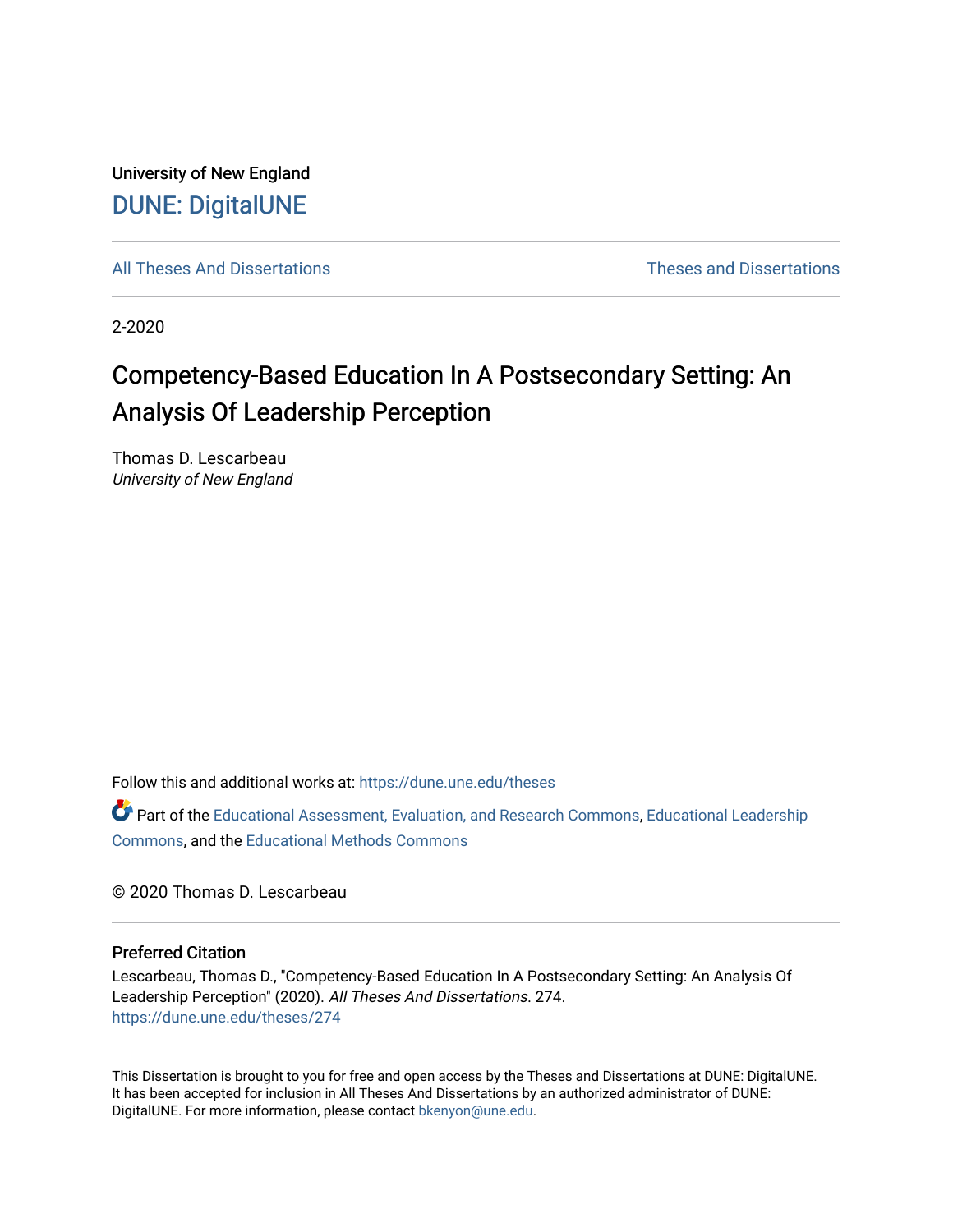University of New England

DUNE: DigitalUNE

All Theses And Dissertations | Theses and Dissertations

2-2020

# Competency-Based Education In A Postsecondary Setting: An Analysis Of Leadership Perception

Thomas D. Lescarbeau
*University of New England*

Follow this and additional works at: https://dune.une.edu/theses

Part of the Educational Assessment, Evaluation, and Research Commons, Educational Leadership Commons, and the Educational Methods Commons

© 2020 Thomas D. Lescarbeau

### Preferred Citation

Lescarbeau, Thomas D., "Competency-Based Education In A Postsecondary Setting: An Analysis Of Leadership Perception" (2020). *All Theses And Dissertations*. 274.
https://dune.une.edu/theses/274

This Dissertation is brought to you for free and open access by the Theses and Dissertations at DUNE: DigitalUNE. It has been accepted for inclusion in All Theses And Dissertations by an authorized administrator of DUNE: DigitalUNE. For more information, please contact bkenyon@une.edu.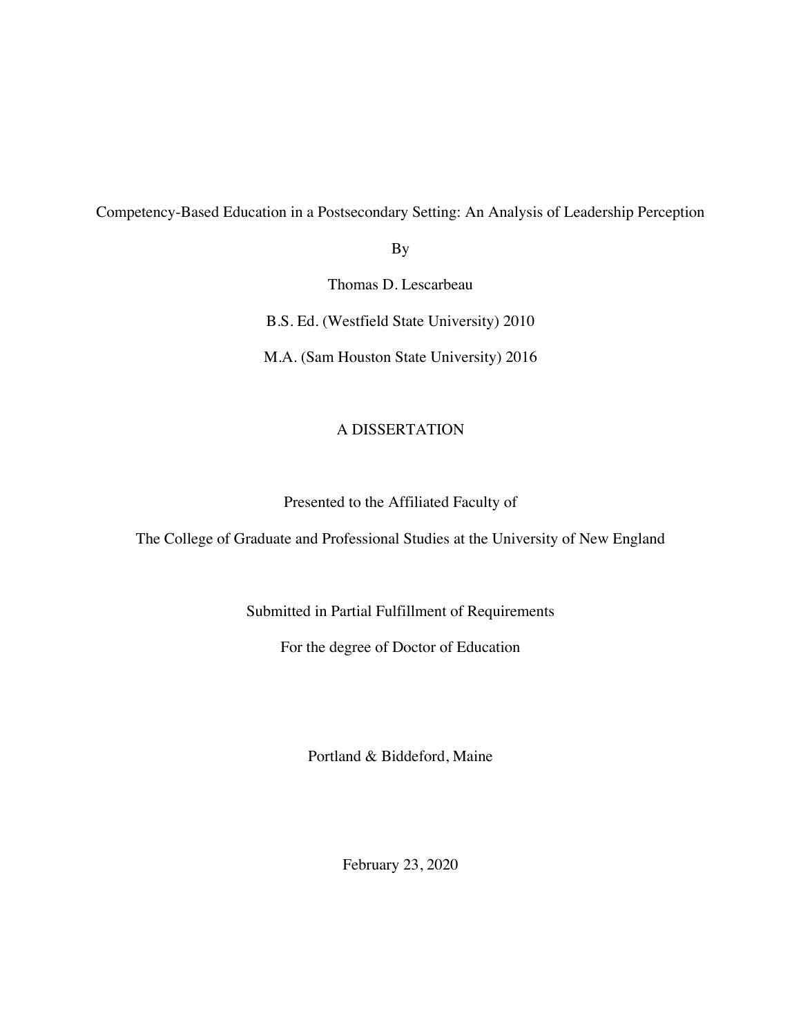Competency-Based Education in a Postsecondary Setting: An Analysis of Leadership Perception

By

Thomas D. Lescarbeau

B.S. Ed. (Westfield State University) 2010

M.A. (Sam Houston State University) 2016

A DISSERTATION

Presented to the Affiliated Faculty of

The College of Graduate and Professional Studies at the University of New England

Submitted in Partial Fulfillment of Requirements

For the degree of Doctor of Education

Portland & Biddeford, Maine

February 23, 2020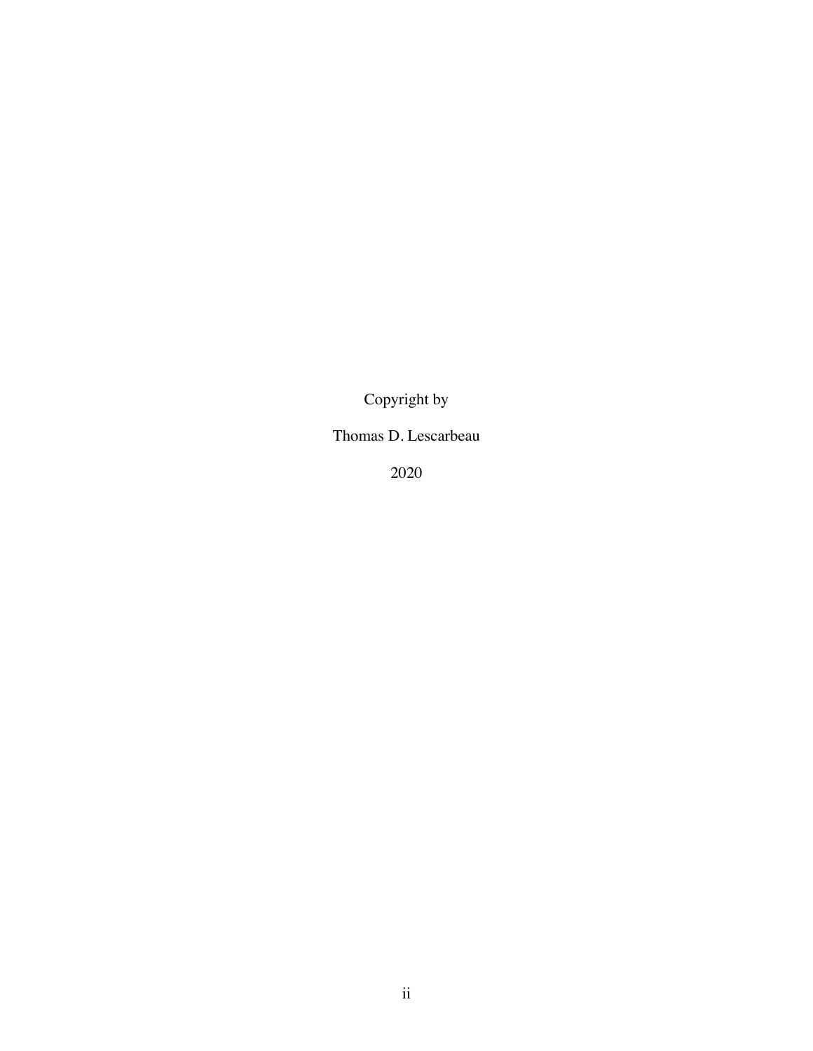Copyright by

Thomas D. Lescarbeau

2020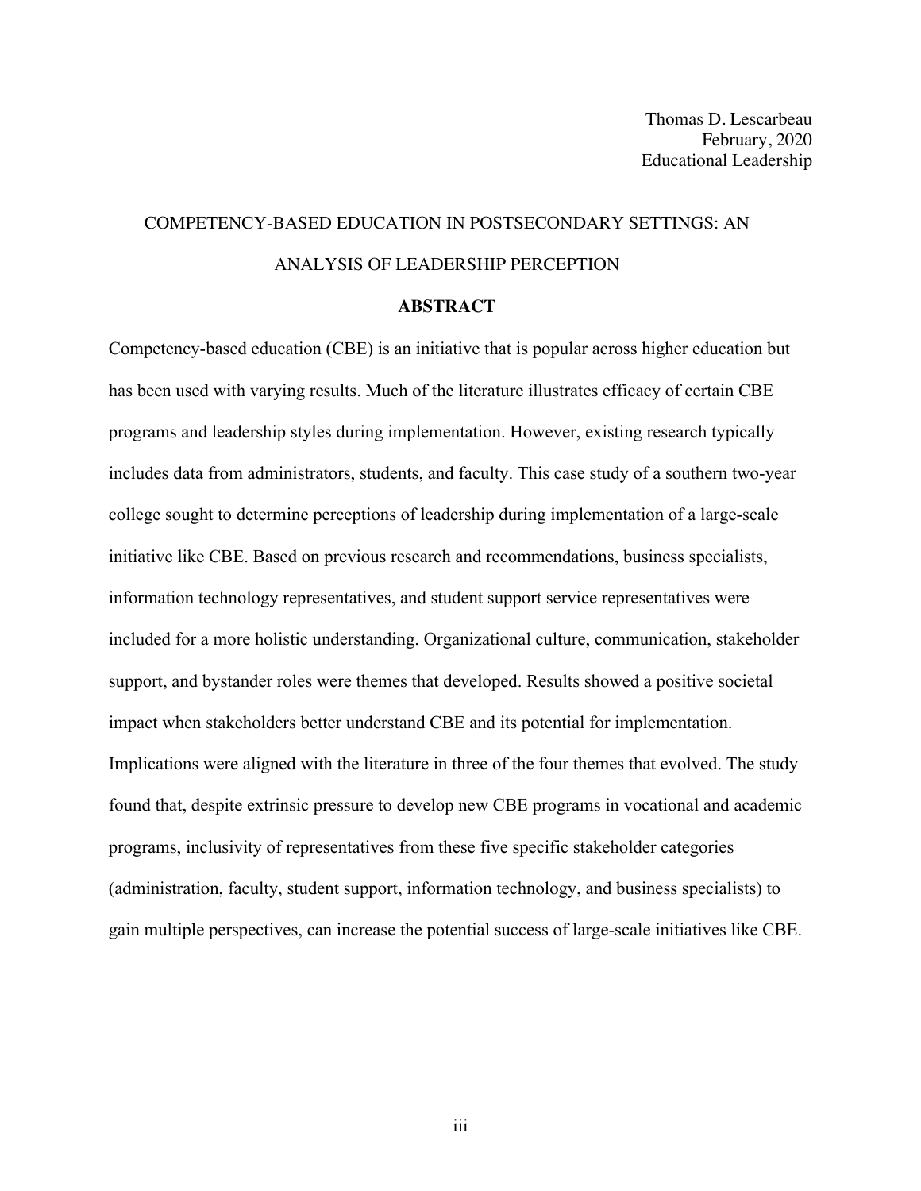Thomas D. Lescarbeau
February, 2020
Educational Leadership

# COMPETENCY-BASED EDUCATION IN POSTSECONDARY SETTINGS: AN ANALYSIS OF LEADERSHIP PERCEPTION

## ABSTRACT

Competency-based education (CBE) is an initiative that is popular across higher education but has been used with varying results. Much of the literature illustrates efficacy of certain CBE programs and leadership styles during implementation. However, existing research typically includes data from administrators, students, and faculty. This case study of a southern two-year college sought to determine perceptions of leadership during implementation of a large-scale initiative like CBE. Based on previous research and recommendations, business specialists, information technology representatives, and student support service representatives were included for a more holistic understanding. Organizational culture, communication, stakeholder support, and bystander roles were themes that developed. Results showed a positive societal impact when stakeholders better understand CBE and its potential for implementation. Implications were aligned with the literature in three of the four themes that evolved. The study found that, despite extrinsic pressure to develop new CBE programs in vocational and academic programs, inclusivity of representatives from these five specific stakeholder categories (administration, faculty, student support, information technology, and business specialists) to gain multiple perspectives, can increase the potential success of large-scale initiatives like CBE.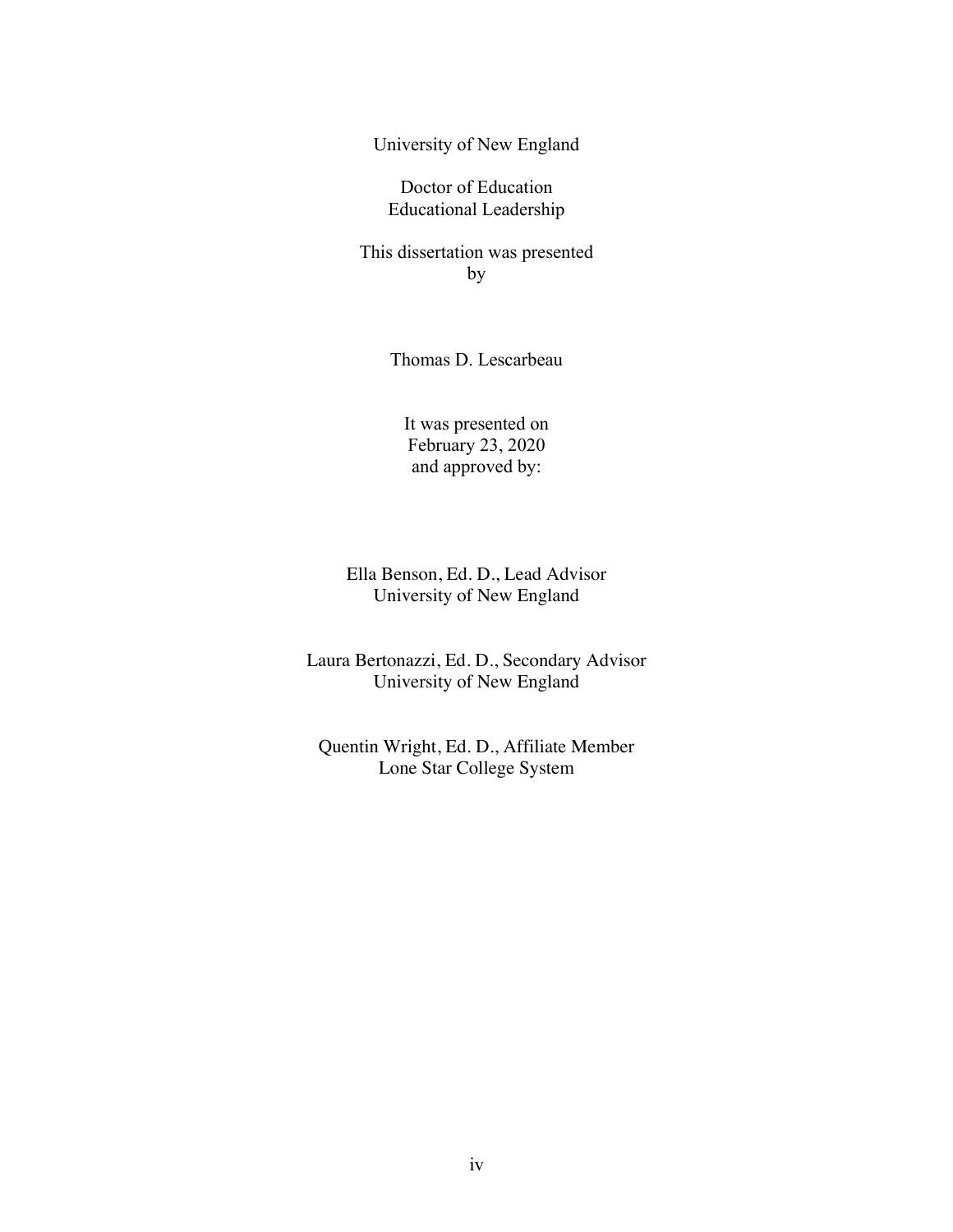University of New England

Doctor of Education
Educational Leadership

This dissertation was presented
by

Thomas D. Lescarbeau

It was presented on
February 23, 2020
and approved by:

Ella Benson, Ed. D., Lead Advisor
University of New England

Laura Bertonazzi, Ed. D., Secondary Advisor
University of New England

Quentin Wright, Ed. D., Affiliate Member
Lone Star College System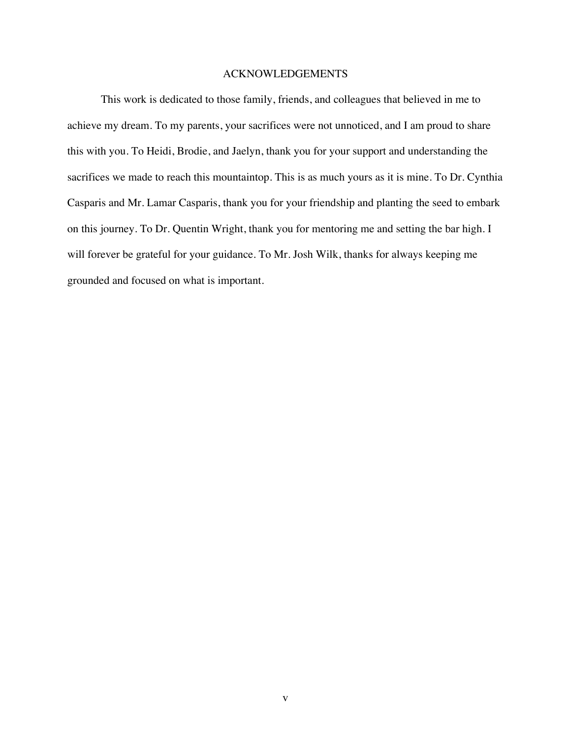## ACKNOWLEDGEMENTS

This work is dedicated to those family, friends, and colleagues that believed in me to achieve my dream. To my parents, your sacrifices were not unnoticed, and I am proud to share this with you. To Heidi, Brodie, and Jaelyn, thank you for your support and understanding the sacrifices we made to reach this mountaintop. This is as much yours as it is mine. To Dr. Cynthia Casparis and Mr. Lamar Casparis, thank you for your friendship and planting the seed to embark on this journey. To Dr. Quentin Wright, thank you for mentoring me and setting the bar high. I will forever be grateful for your guidance. To Mr. Josh Wilk, thanks for always keeping me grounded and focused on what is important.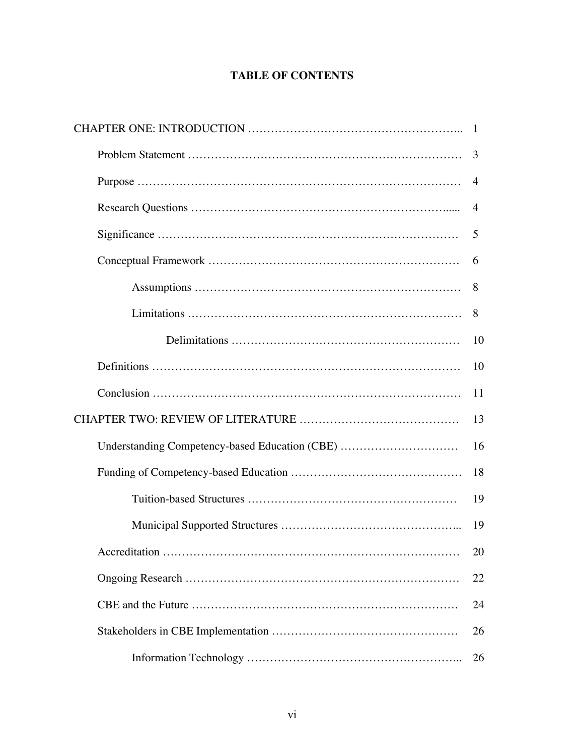# TABLE OF CONTENTS

CHAPTER ONE: INTRODUCTION ........................................................ 1

- Problem Statement ........................................................ 3
- Purpose ........................................................ 4
- Research Questions ........................................................ 4
- Significance ........................................................ 5
- Conceptual Framework ........................................................ 6
  - Assumptions ........................................................ 8
  - Limitations ........................................................ 8
    - Delimitations ........................................................ 10
- Definitions ........................................................ 10
- Conclusion ........................................................ 11

CHAPTER TWO: REVIEW OF LITERATURE ........................................................ 13

- Understanding Competency-based Education (CBE) ........................................................ 16
- Funding of Competency-based Education ........................................................ 18
  - Tuition-based Structures ........................................................ 19
  - Municipal Supported Structures ........................................................ 19
- Accreditation ........................................................ 20
- Ongoing Research ........................................................ 22
- CBE and the Future ........................................................ 24
- Stakeholders in CBE Implementation ........................................................ 26
  - Information Technology ........................................................ 26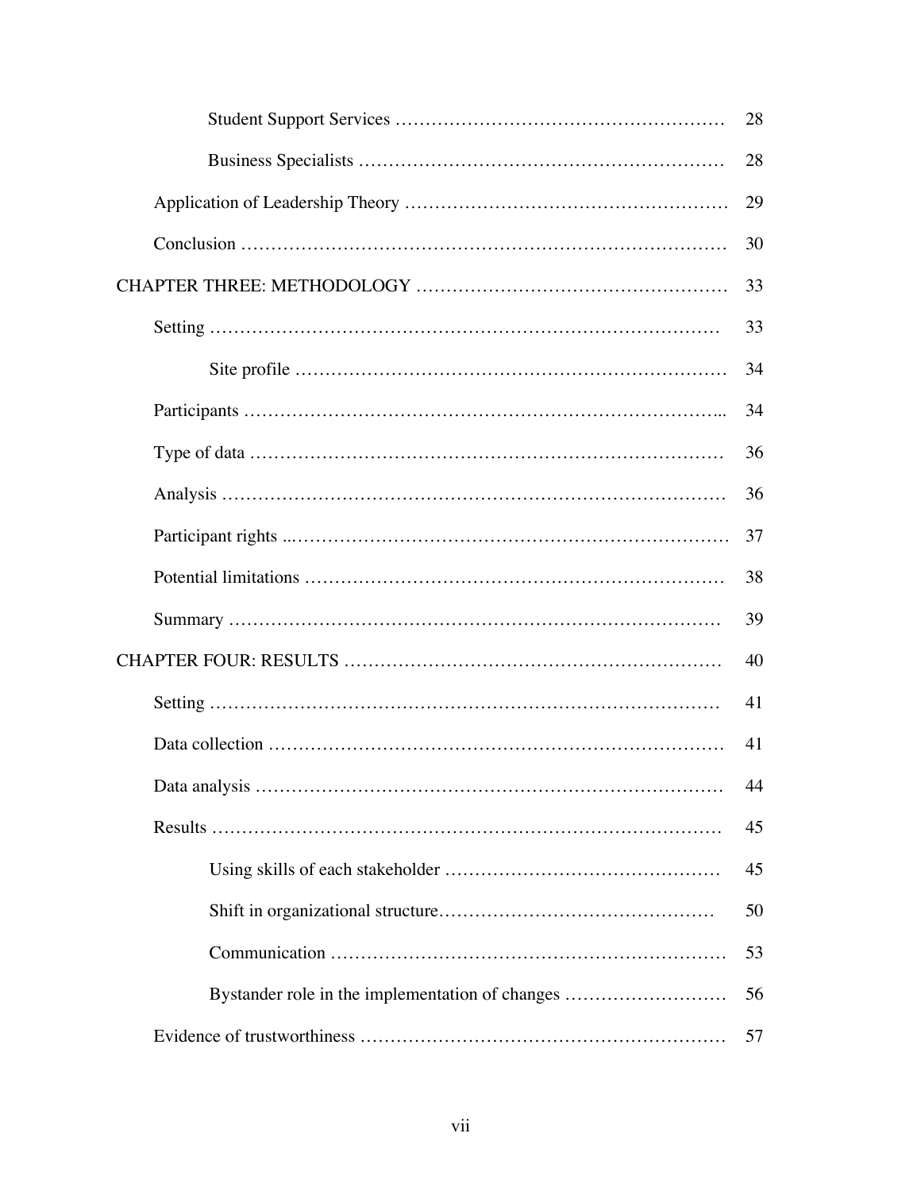| | |
|---|---|
| Student Support Services | 28 |
| Business Specialists | 28 |
| Application of Leadership Theory | 29 |
| Conclusion | 30 |
| CHAPTER THREE: METHODOLOGY | 33 |
| Setting | 33 |
| Site profile | 34 |
| Participants | 34 |
| Type of data | 36 |
| Analysis | 36 |
| Participant rights | 37 |
| Potential limitations | 38 |
| Summary | 39 |
| CHAPTER FOUR: RESULTS | 40 |
| Setting | 41 |
| Data collection | 41 |
| Data analysis | 44 |
| Results | 45 |
| Using skills of each stakeholder | 45 |
| Shift in organizational structure | 50 |
| Communication | 53 |
| Bystander role in the implementation of changes | 56 |
| Evidence of trustworthiness | 57 |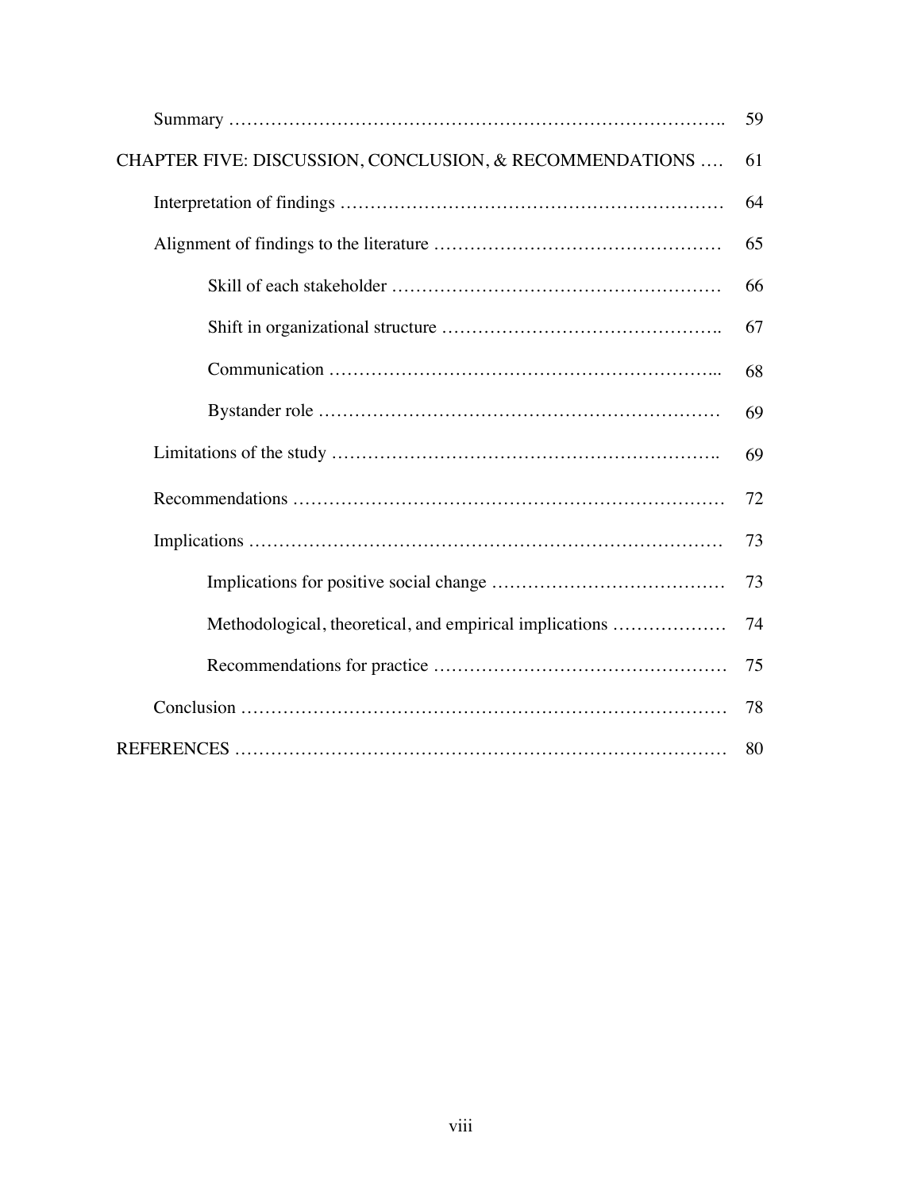| | |
|---|---|
| Summary ………………………………………………………………………. | 59 |
| CHAPTER FIVE: DISCUSSION, CONCLUSION, & RECOMMENDATIONS …. | 61 |
| Interpretation of findings ……………………………………………………… | 64 |
| Alignment of findings to the literature ………………………………………… | 65 |
| Skill of each stakeholder ……………………………………………… | 66 |
| Shift in organizational structure ……………………………………….. | 67 |
| Communication ………………………………………………………... | 68 |
| Bystander role ………………………………………………………… | 69 |
| Limitations of the study ……………………………………………………….. | 69 |
| Recommendations ……………………………………………………………… | 72 |
| Implications …………………………………………………………………… | 73 |
| Implications for positive social change ………………………………… | 73 |
| Methodological, theoretical, and empirical implications ……………… | 74 |
| Recommendations for practice ………………………………………… | 75 |
| Conclusion ……………………………………………………………………… | 78 |
| REFERENCES …………………………………………………………………… | 80 |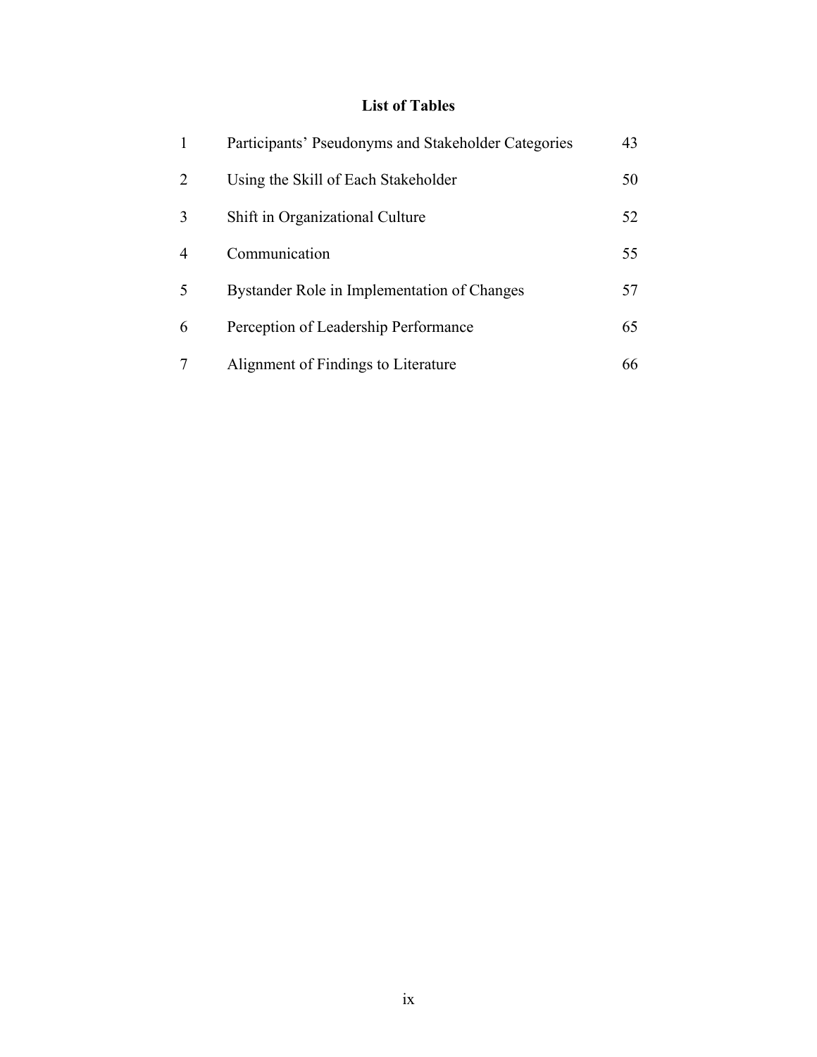## List of Tables

| | | |
|---|---|---|
| 1 | Participants' Pseudonyms and Stakeholder Categories | 43 |
| 2 | Using the Skill of Each Stakeholder | 50 |
| 3 | Shift in Organizational Culture | 52 |
| 4 | Communication | 55 |
| 5 | Bystander Role in Implementation of Changes | 57 |
| 6 | Perception of Leadership Performance | 65 |
| 7 | Alignment of Findings to Literature | 66 |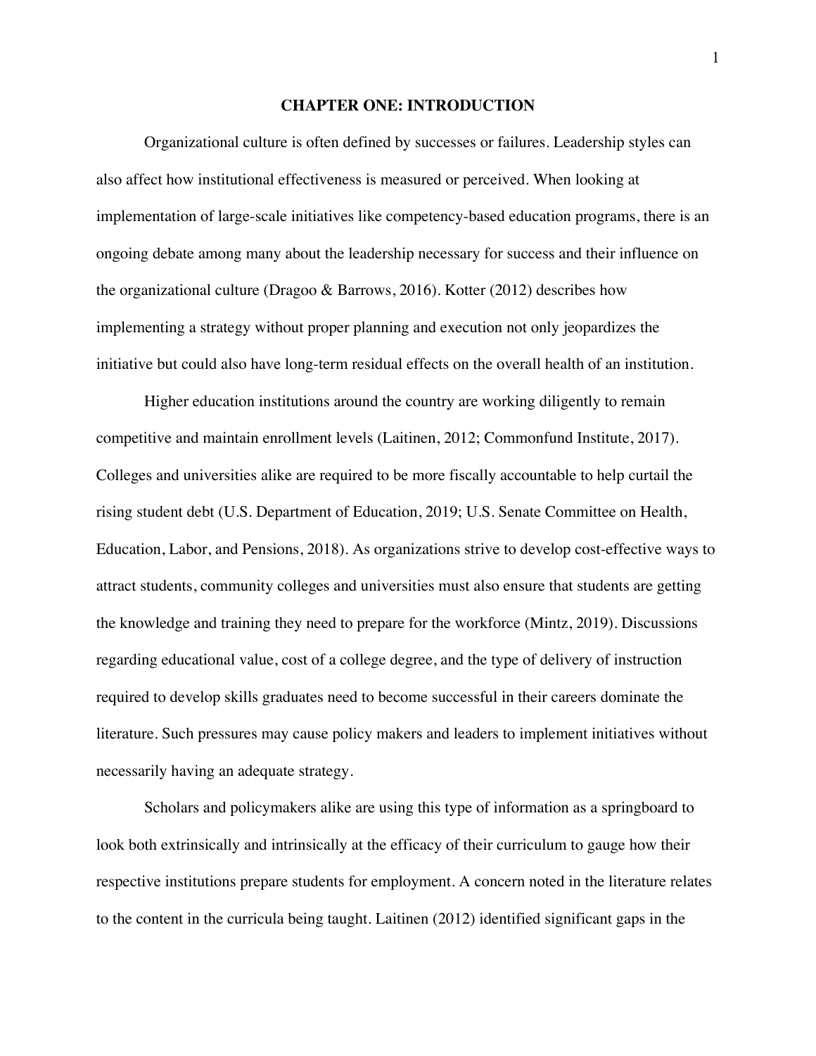# CHAPTER ONE: INTRODUCTION

Organizational culture is often defined by successes or failures. Leadership styles can also affect how institutional effectiveness is measured or perceived. When looking at implementation of large-scale initiatives like competency-based education programs, there is an ongoing debate among many about the leadership necessary for success and their influence on the organizational culture (Dragoo & Barrows, 2016). Kotter (2012) describes how implementing a strategy without proper planning and execution not only jeopardizes the initiative but could also have long-term residual effects on the overall health of an institution.

Higher education institutions around the country are working diligently to remain competitive and maintain enrollment levels (Laitinen, 2012; Commonfund Institute, 2017). Colleges and universities alike are required to be more fiscally accountable to help curtail the rising student debt (U.S. Department of Education, 2019; U.S. Senate Committee on Health, Education, Labor, and Pensions, 2018). As organizations strive to develop cost-effective ways to attract students, community colleges and universities must also ensure that students are getting the knowledge and training they need to prepare for the workforce (Mintz, 2019). Discussions regarding educational value, cost of a college degree, and the type of delivery of instruction required to develop skills graduates need to become successful in their careers dominate the literature. Such pressures may cause policy makers and leaders to implement initiatives without necessarily having an adequate strategy.

Scholars and policymakers alike are using this type of information as a springboard to look both extrinsically and intrinsically at the efficacy of their curriculum to gauge how their respective institutions prepare students for employment. A concern noted in the literature relates to the content in the curricula being taught. Laitinen (2012) identified significant gaps in the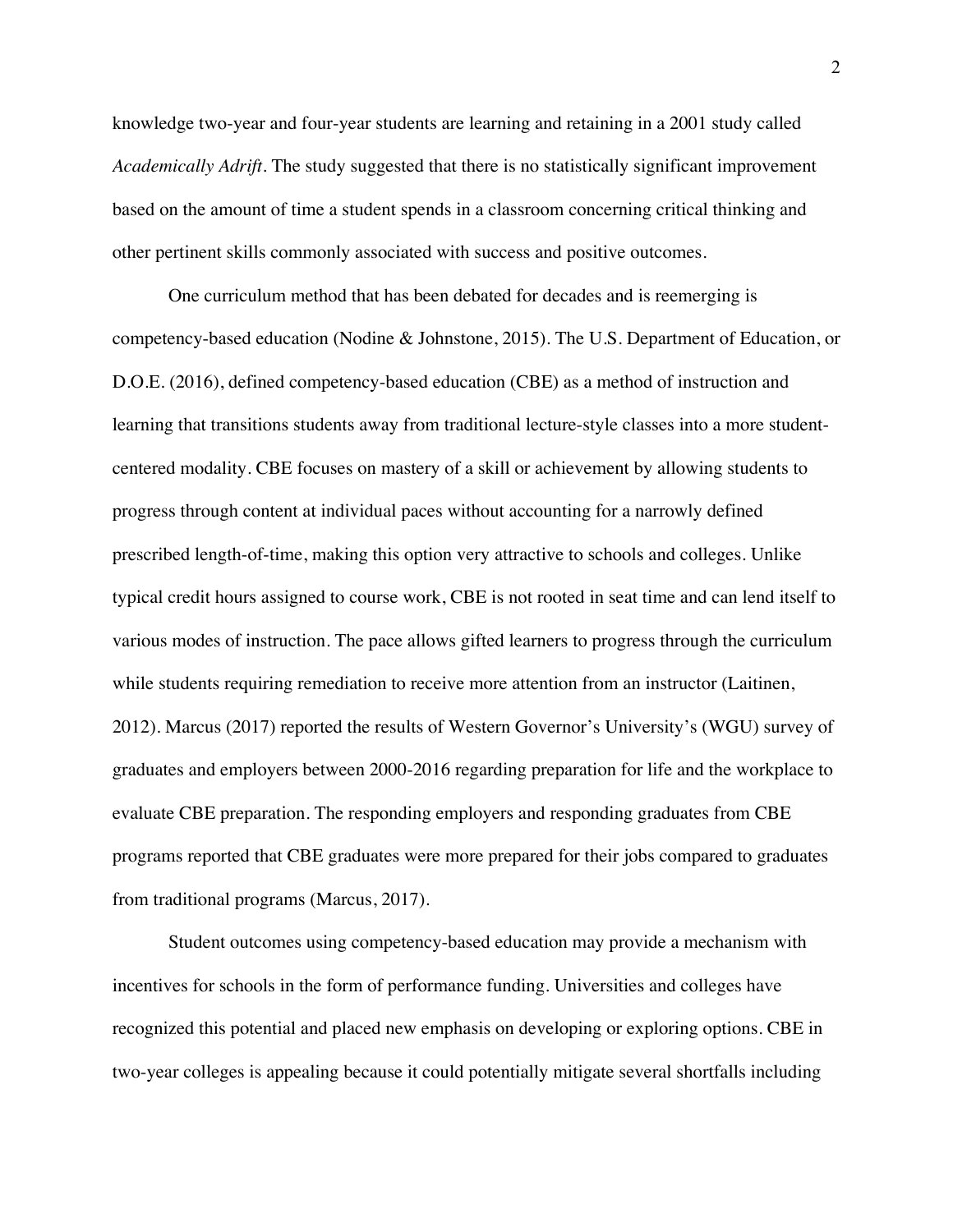knowledge two-year and four-year students are learning and retaining in a 2001 study called *Academically Adrift*. The study suggested that there is no statistically significant improvement based on the amount of time a student spends in a classroom concerning critical thinking and other pertinent skills commonly associated with success and positive outcomes.

One curriculum method that has been debated for decades and is reemerging is competency-based education (Nodine & Johnstone, 2015). The U.S. Department of Education, or D.O.E. (2016), defined competency-based education (CBE) as a method of instruction and learning that transitions students away from traditional lecture-style classes into a more student-centered modality. CBE focuses on mastery of a skill or achievement by allowing students to progress through content at individual paces without accounting for a narrowly defined prescribed length-of-time, making this option very attractive to schools and colleges. Unlike typical credit hours assigned to course work, CBE is not rooted in seat time and can lend itself to various modes of instruction. The pace allows gifted learners to progress through the curriculum while students requiring remediation to receive more attention from an instructor (Laitinen, 2012). Marcus (2017) reported the results of Western Governor's University's (WGU) survey of graduates and employers between 2000-2016 regarding preparation for life and the workplace to evaluate CBE preparation. The responding employers and responding graduates from CBE programs reported that CBE graduates were more prepared for their jobs compared to graduates from traditional programs (Marcus, 2017).

Student outcomes using competency-based education may provide a mechanism with incentives for schools in the form of performance funding. Universities and colleges have recognized this potential and placed new emphasis on developing or exploring options. CBE in two-year colleges is appealing because it could potentially mitigate several shortfalls including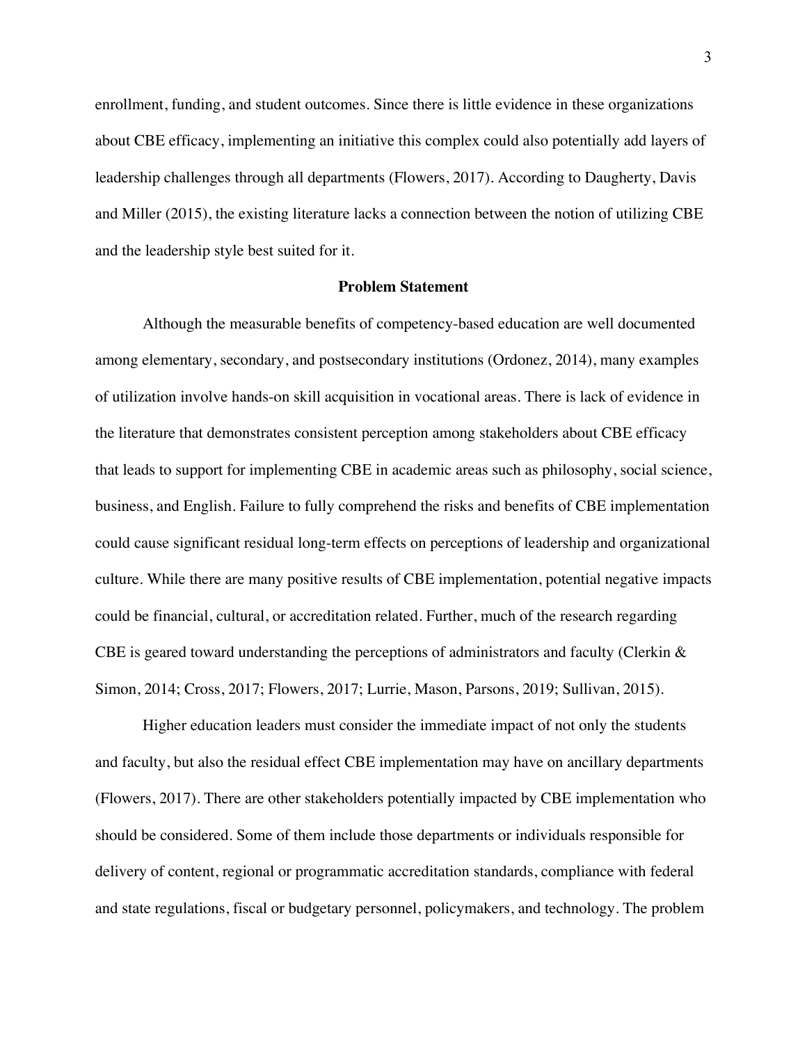enrollment, funding, and student outcomes. Since there is little evidence in these organizations about CBE efficacy, implementing an initiative this complex could also potentially add layers of leadership challenges through all departments (Flowers, 2017). According to Daugherty, Davis and Miller (2015), the existing literature lacks a connection between the notion of utilizing CBE and the leadership style best suited for it.

## Problem Statement

Although the measurable benefits of competency-based education are well documented among elementary, secondary, and postsecondary institutions (Ordonez, 2014), many examples of utilization involve hands-on skill acquisition in vocational areas. There is lack of evidence in the literature that demonstrates consistent perception among stakeholders about CBE efficacy that leads to support for implementing CBE in academic areas such as philosophy, social science, business, and English. Failure to fully comprehend the risks and benefits of CBE implementation could cause significant residual long-term effects on perceptions of leadership and organizational culture. While there are many positive results of CBE implementation, potential negative impacts could be financial, cultural, or accreditation related. Further, much of the research regarding CBE is geared toward understanding the perceptions of administrators and faculty (Clerkin & Simon, 2014; Cross, 2017; Flowers, 2017; Lurrie, Mason, Parsons, 2019; Sullivan, 2015).

Higher education leaders must consider the immediate impact of not only the students and faculty, but also the residual effect CBE implementation may have on ancillary departments (Flowers, 2017). There are other stakeholders potentially impacted by CBE implementation who should be considered. Some of them include those departments or individuals responsible for delivery of content, regional or programmatic accreditation standards, compliance with federal and state regulations, fiscal or budgetary personnel, policymakers, and technology. The problem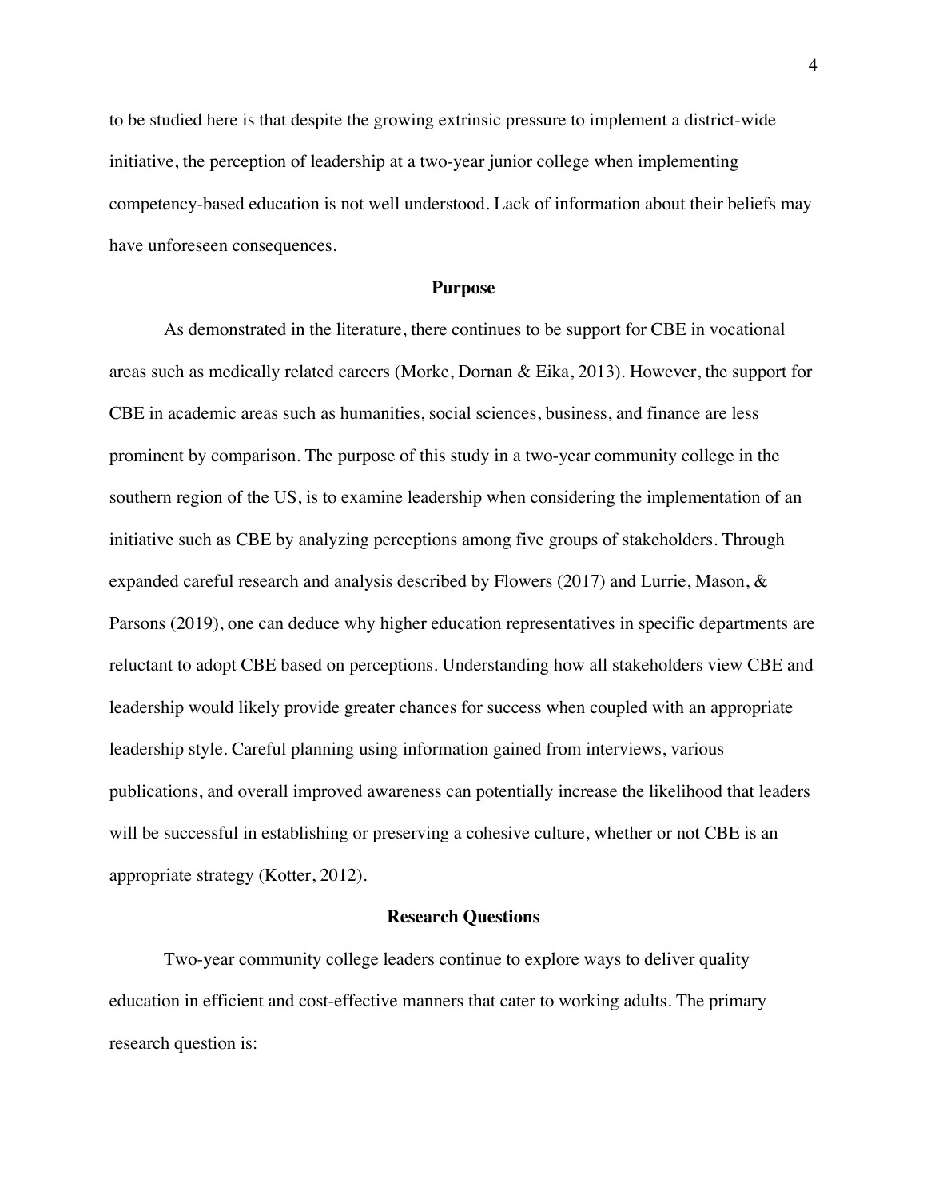to be studied here is that despite the growing extrinsic pressure to implement a district-wide initiative, the perception of leadership at a two-year junior college when implementing competency-based education is not well understood. Lack of information about their beliefs may have unforeseen consequences.

## Purpose

As demonstrated in the literature, there continues to be support for CBE in vocational areas such as medically related careers (Morke, Dornan & Eika, 2013). However, the support for CBE in academic areas such as humanities, social sciences, business, and finance are less prominent by comparison. The purpose of this study in a two-year community college in the southern region of the US, is to examine leadership when considering the implementation of an initiative such as CBE by analyzing perceptions among five groups of stakeholders. Through expanded careful research and analysis described by Flowers (2017) and Lurrie, Mason, & Parsons (2019), one can deduce why higher education representatives in specific departments are reluctant to adopt CBE based on perceptions. Understanding how all stakeholders view CBE and leadership would likely provide greater chances for success when coupled with an appropriate leadership style. Careful planning using information gained from interviews, various publications, and overall improved awareness can potentially increase the likelihood that leaders will be successful in establishing or preserving a cohesive culture, whether or not CBE is an appropriate strategy (Kotter, 2012).

## Research Questions

Two-year community college leaders continue to explore ways to deliver quality education in efficient and cost-effective manners that cater to working adults. The primary research question is: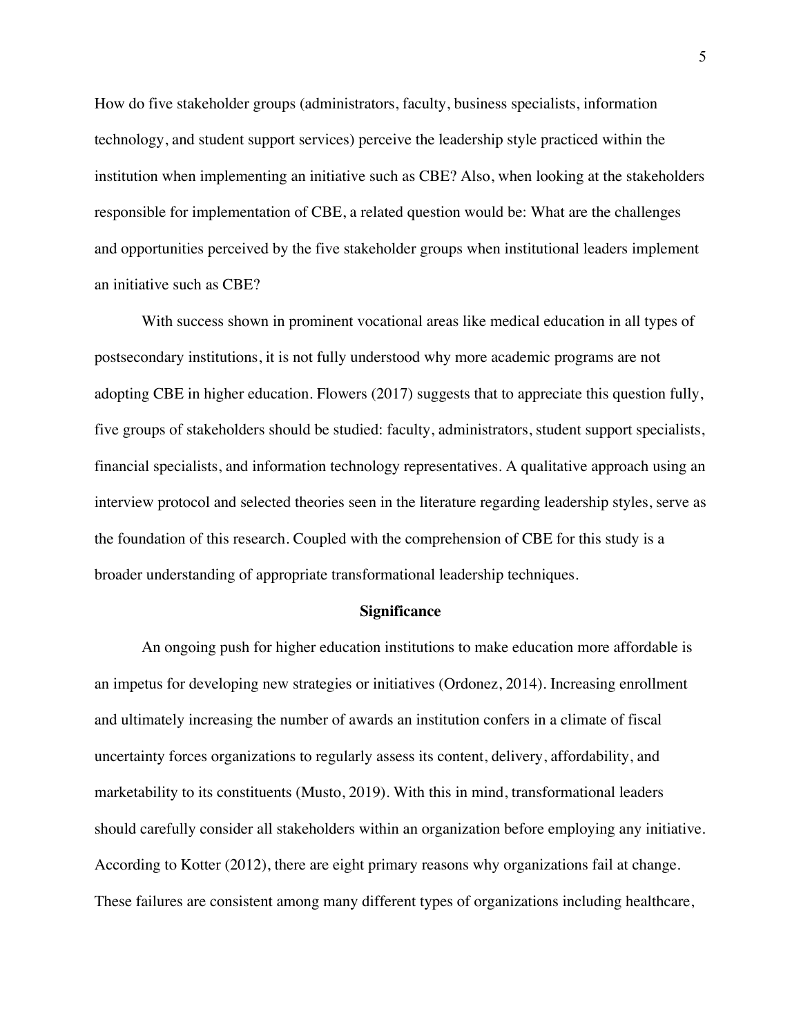How do five stakeholder groups (administrators, faculty, business specialists, information technology, and student support services) perceive the leadership style practiced within the institution when implementing an initiative such as CBE? Also, when looking at the stakeholders responsible for implementation of CBE, a related question would be: What are the challenges and opportunities perceived by the five stakeholder groups when institutional leaders implement an initiative such as CBE?

With success shown in prominent vocational areas like medical education in all types of postsecondary institutions, it is not fully understood why more academic programs are not adopting CBE in higher education. Flowers (2017) suggests that to appreciate this question fully, five groups of stakeholders should be studied: faculty, administrators, student support specialists, financial specialists, and information technology representatives. A qualitative approach using an interview protocol and selected theories seen in the literature regarding leadership styles, serve as the foundation of this research. Coupled with the comprehension of CBE for this study is a broader understanding of appropriate transformational leadership techniques.

## Significance

An ongoing push for higher education institutions to make education more affordable is an impetus for developing new strategies or initiatives (Ordonez, 2014). Increasing enrollment and ultimately increasing the number of awards an institution confers in a climate of fiscal uncertainty forces organizations to regularly assess its content, delivery, affordability, and marketability to its constituents (Musto, 2019). With this in mind, transformational leaders should carefully consider all stakeholders within an organization before employing any initiative. According to Kotter (2012), there are eight primary reasons why organizations fail at change. These failures are consistent among many different types of organizations including healthcare,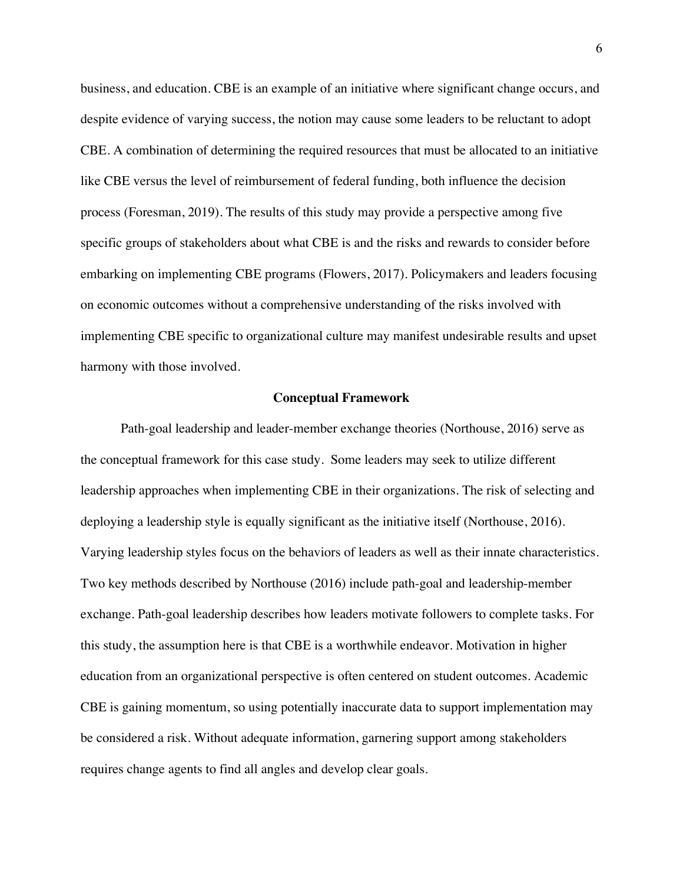business, and education. CBE is an example of an initiative where significant change occurs, and despite evidence of varying success, the notion may cause some leaders to be reluctant to adopt CBE. A combination of determining the required resources that must be allocated to an initiative like CBE versus the level of reimbursement of federal funding, both influence the decision process (Foresman, 2019). The results of this study may provide a perspective among five specific groups of stakeholders about what CBE is and the risks and rewards to consider before embarking on implementing CBE programs (Flowers, 2017). Policymakers and leaders focusing on economic outcomes without a comprehensive understanding of the risks involved with implementing CBE specific to organizational culture may manifest undesirable results and upset harmony with those involved.

## Conceptual Framework

Path-goal leadership and leader-member exchange theories (Northouse, 2016) serve as the conceptual framework for this case study. Some leaders may seek to utilize different leadership approaches when implementing CBE in their organizations. The risk of selecting and deploying a leadership style is equally significant as the initiative itself (Northouse, 2016). Varying leadership styles focus on the behaviors of leaders as well as their innate characteristics. Two key methods described by Northouse (2016) include path-goal and leadership-member exchange. Path-goal leadership describes how leaders motivate followers to complete tasks. For this study, the assumption here is that CBE is a worthwhile endeavor. Motivation in higher education from an organizational perspective is often centered on student outcomes. Academic CBE is gaining momentum, so using potentially inaccurate data to support implementation may be considered a risk. Without adequate information, garnering support among stakeholders requires change agents to find all angles and develop clear goals.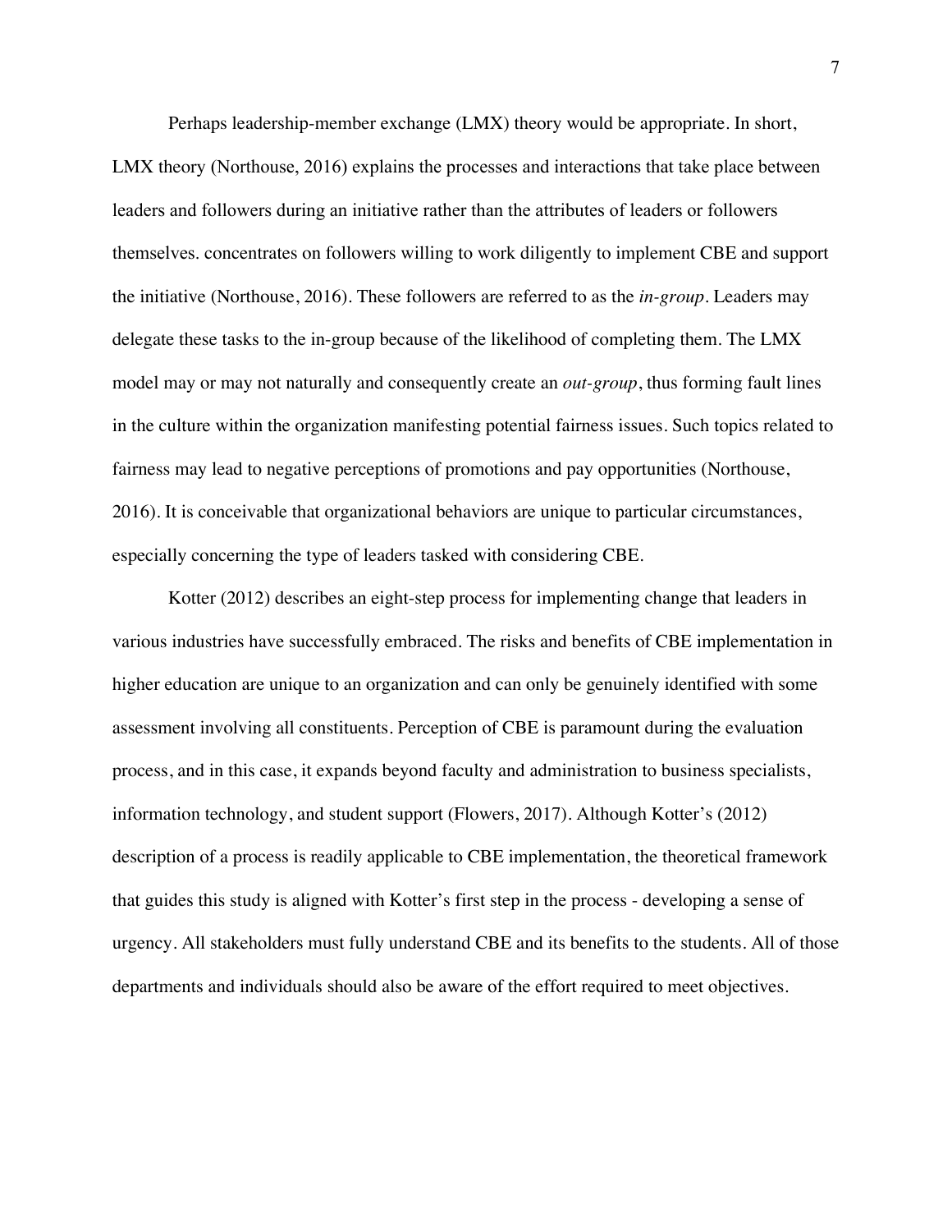Perhaps leadership-member exchange (LMX) theory would be appropriate. In short, LMX theory (Northouse, 2016) explains the processes and interactions that take place between leaders and followers during an initiative rather than the attributes of leaders or followers themselves. concentrates on followers willing to work diligently to implement CBE and support the initiative (Northouse, 2016). These followers are referred to as the *in-group*. Leaders may delegate these tasks to the in-group because of the likelihood of completing them. The LMX model may or may not naturally and consequently create an *out-group*, thus forming fault lines in the culture within the organization manifesting potential fairness issues. Such topics related to fairness may lead to negative perceptions of promotions and pay opportunities (Northouse, 2016). It is conceivable that organizational behaviors are unique to particular circumstances, especially concerning the type of leaders tasked with considering CBE.

Kotter (2012) describes an eight-step process for implementing change that leaders in various industries have successfully embraced. The risks and benefits of CBE implementation in higher education are unique to an organization and can only be genuinely identified with some assessment involving all constituents. Perception of CBE is paramount during the evaluation process, and in this case, it expands beyond faculty and administration to business specialists, information technology, and student support (Flowers, 2017). Although Kotter's (2012) description of a process is readily applicable to CBE implementation, the theoretical framework that guides this study is aligned with Kotter's first step in the process - developing a sense of urgency. All stakeholders must fully understand CBE and its benefits to the students. All of those departments and individuals should also be aware of the effort required to meet objectives.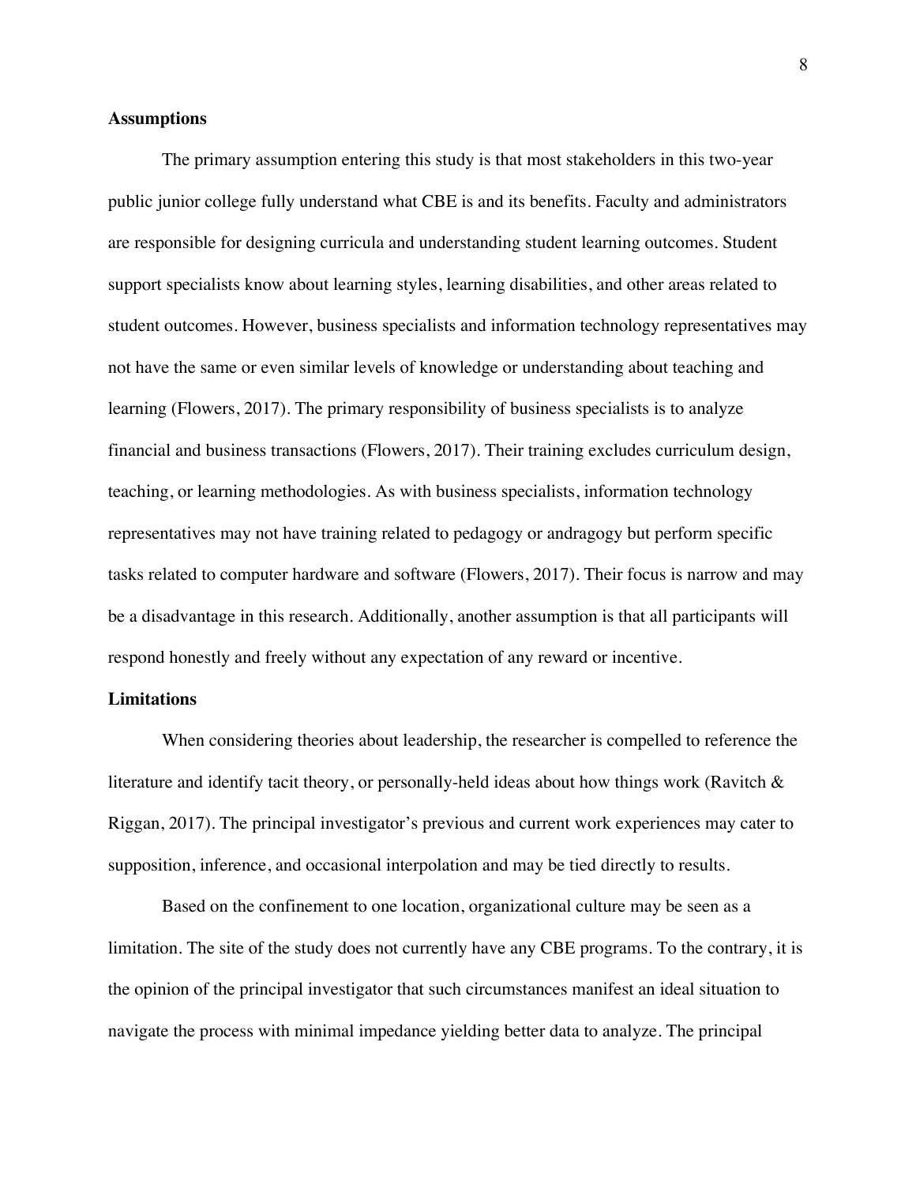### Assumptions

The primary assumption entering this study is that most stakeholders in this two-year public junior college fully understand what CBE is and its benefits. Faculty and administrators are responsible for designing curricula and understanding student learning outcomes. Student support specialists know about learning styles, learning disabilities, and other areas related to student outcomes. However, business specialists and information technology representatives may not have the same or even similar levels of knowledge or understanding about teaching and learning (Flowers, 2017). The primary responsibility of business specialists is to analyze financial and business transactions (Flowers, 2017). Their training excludes curriculum design, teaching, or learning methodologies. As with business specialists, information technology representatives may not have training related to pedagogy or andragogy but perform specific tasks related to computer hardware and software (Flowers, 2017). Their focus is narrow and may be a disadvantage in this research. Additionally, another assumption is that all participants will respond honestly and freely without any expectation of any reward or incentive.

### Limitations

When considering theories about leadership, the researcher is compelled to reference the literature and identify tacit theory, or personally-held ideas about how things work (Ravitch & Riggan, 2017). The principal investigator's previous and current work experiences may cater to supposition, inference, and occasional interpolation and may be tied directly to results.

Based on the confinement to one location, organizational culture may be seen as a limitation. The site of the study does not currently have any CBE programs. To the contrary, it is the opinion of the principal investigator that such circumstances manifest an ideal situation to navigate the process with minimal impedance yielding better data to analyze. The principal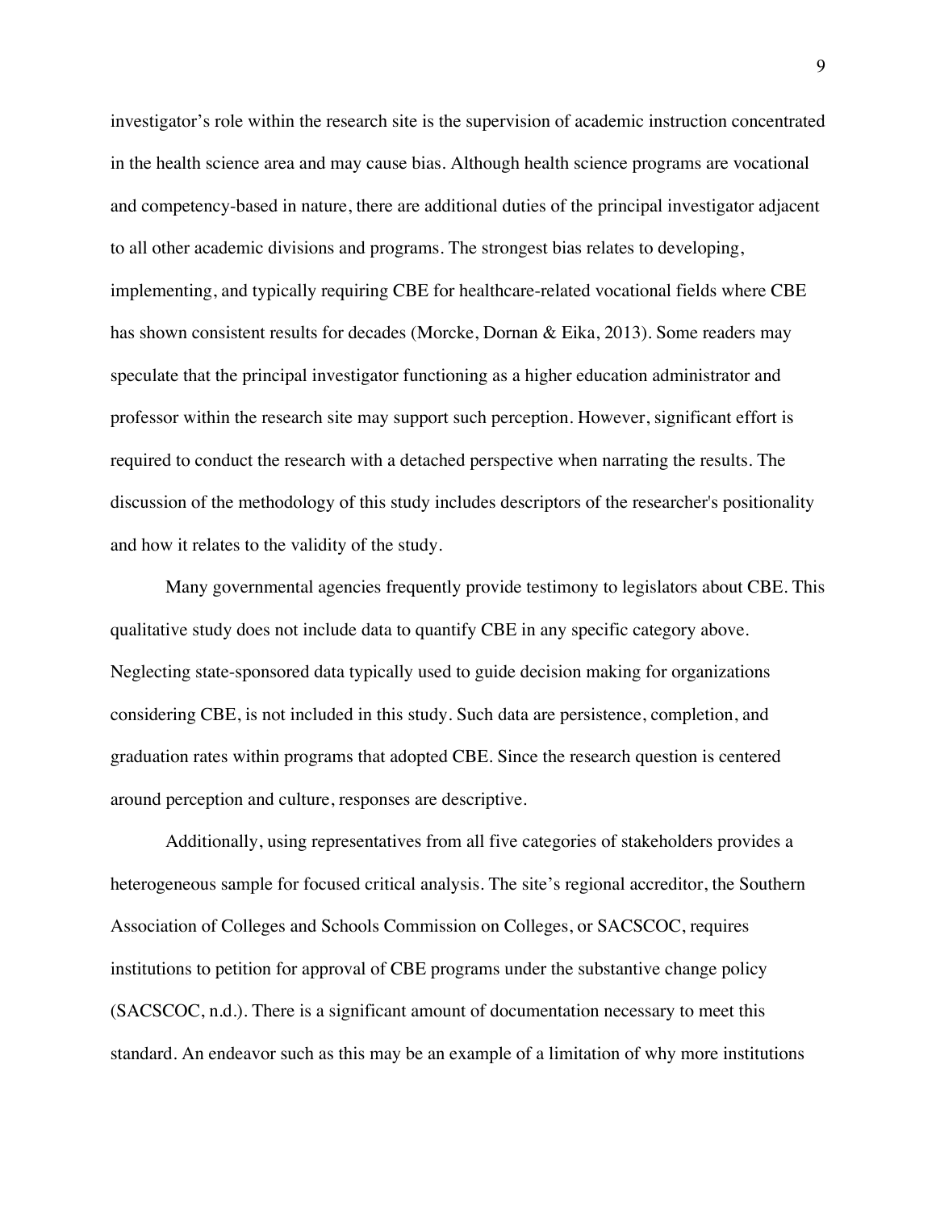investigator's role within the research site is the supervision of academic instruction concentrated in the health science area and may cause bias. Although health science programs are vocational and competency-based in nature, there are additional duties of the principal investigator adjacent to all other academic divisions and programs. The strongest bias relates to developing, implementing, and typically requiring CBE for healthcare-related vocational fields where CBE has shown consistent results for decades (Morcke, Dornan & Eika, 2013). Some readers may speculate that the principal investigator functioning as a higher education administrator and professor within the research site may support such perception. However, significant effort is required to conduct the research with a detached perspective when narrating the results. The discussion of the methodology of this study includes descriptors of the researcher's positionality and how it relates to the validity of the study.

Many governmental agencies frequently provide testimony to legislators about CBE. This qualitative study does not include data to quantify CBE in any specific category above. Neglecting state-sponsored data typically used to guide decision making for organizations considering CBE, is not included in this study. Such data are persistence, completion, and graduation rates within programs that adopted CBE. Since the research question is centered around perception and culture, responses are descriptive.

Additionally, using representatives from all five categories of stakeholders provides a heterogeneous sample for focused critical analysis. The site's regional accreditor, the Southern Association of Colleges and Schools Commission on Colleges, or SACSCOC, requires institutions to petition for approval of CBE programs under the substantive change policy (SACSCOC, n.d.). There is a significant amount of documentation necessary to meet this standard. An endeavor such as this may be an example of a limitation of why more institutions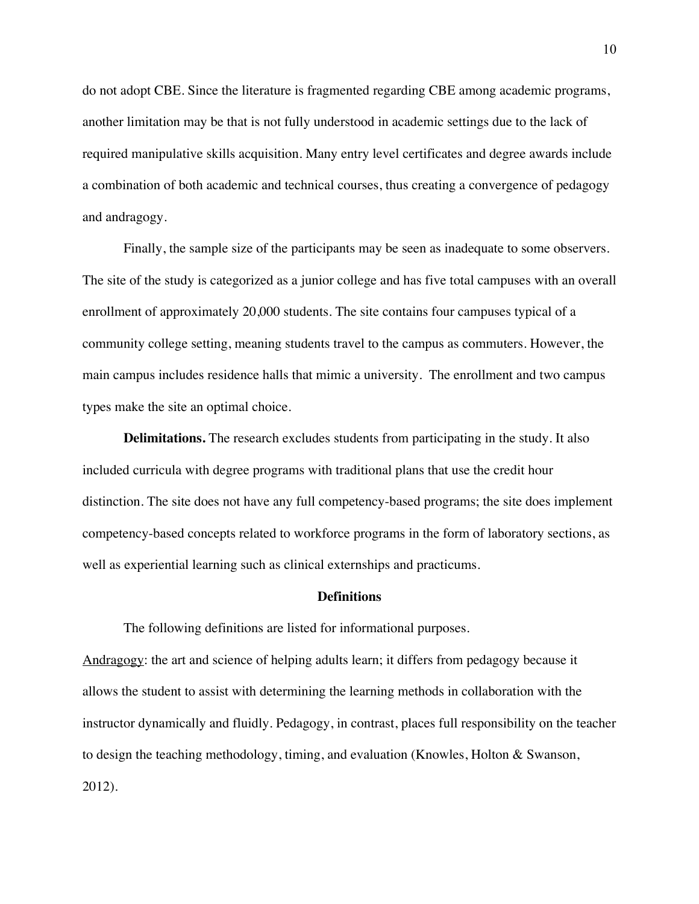do not adopt CBE. Since the literature is fragmented regarding CBE among academic programs, another limitation may be that is not fully understood in academic settings due to the lack of required manipulative skills acquisition. Many entry level certificates and degree awards include a combination of both academic and technical courses, thus creating a convergence of pedagogy and andragogy.

Finally, the sample size of the participants may be seen as inadequate to some observers. The site of the study is categorized as a junior college and has five total campuses with an overall enrollment of approximately 20,000 students. The site contains four campuses typical of a community college setting, meaning students travel to the campus as commuters. However, the main campus includes residence halls that mimic a university. The enrollment and two campus types make the site an optimal choice.

**Delimitations.** The research excludes students from participating in the study. It also included curricula with degree programs with traditional plans that use the credit hour distinction. The site does not have any full competency-based programs; the site does implement competency-based concepts related to workforce programs in the form of laboratory sections, as well as experiential learning such as clinical externships and practicums.

## Definitions

The following definitions are listed for informational purposes.

Andragogy: the art and science of helping adults learn; it differs from pedagogy because it allows the student to assist with determining the learning methods in collaboration with the instructor dynamically and fluidly. Pedagogy, in contrast, places full responsibility on the teacher to design the teaching methodology, timing, and evaluation (Knowles, Holton & Swanson, 2012).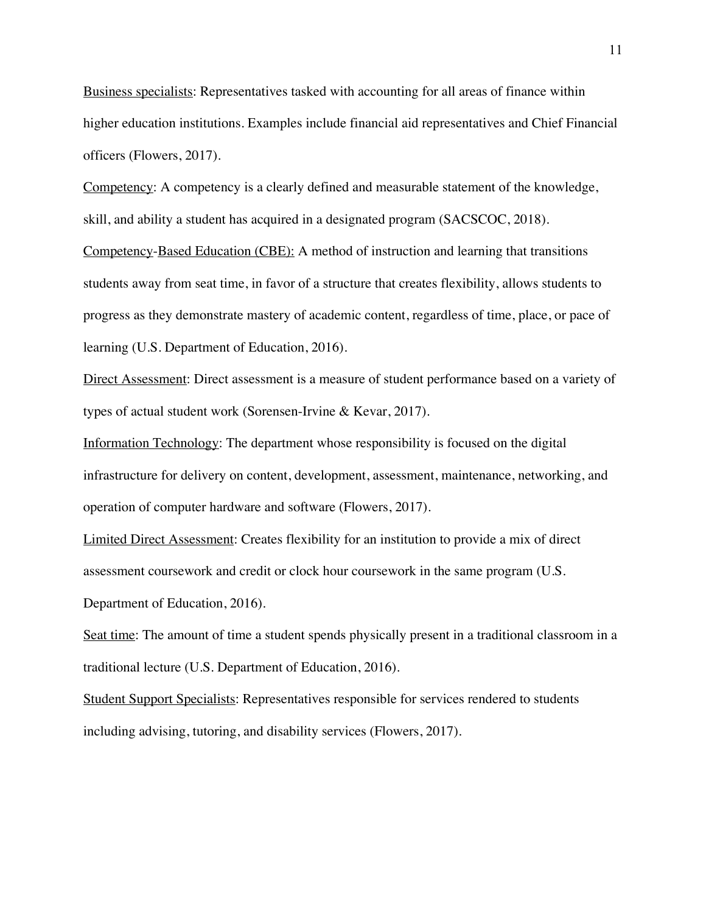<u>Business specialists</u>: Representatives tasked with accounting for all areas of finance within higher education institutions. Examples include financial aid representatives and Chief Financial officers (Flowers, 2017).

<u>Competency</u>: A competency is a clearly defined and measurable statement of the knowledge, skill, and ability a student has acquired in a designated program (SACSCOC, 2018).

<u>Competency-Based Education (CBE):</u> A method of instruction and learning that transitions students away from seat time, in favor of a structure that creates flexibility, allows students to progress as they demonstrate mastery of academic content, regardless of time, place, or pace of learning (U.S. Department of Education, 2016).

<u>Direct Assessment</u>: Direct assessment is a measure of student performance based on a variety of types of actual student work (Sorensen-Irvine & Kevar, 2017).

<u>Information Technology</u>: The department whose responsibility is focused on the digital infrastructure for delivery on content, development, assessment, maintenance, networking, and operation of computer hardware and software (Flowers, 2017).

<u>Limited Direct Assessment</u>: Creates flexibility for an institution to provide a mix of direct assessment coursework and credit or clock hour coursework in the same program (U.S. Department of Education, 2016).

<u>Seat time</u>: The amount of time a student spends physically present in a traditional classroom in a traditional lecture (U.S. Department of Education, 2016).

<u>Student Support Specialists</u>: Representatives responsible for services rendered to students including advising, tutoring, and disability services (Flowers, 2017).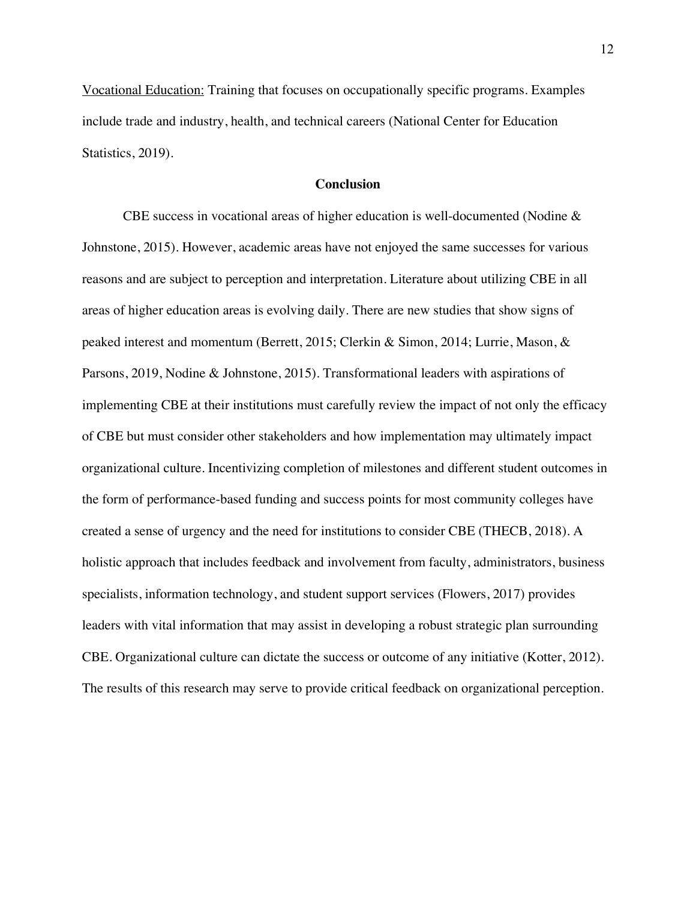Vocational Education: Training that focuses on occupationally specific programs. Examples include trade and industry, health, and technical careers (National Center for Education Statistics, 2019).

## Conclusion

CBE success in vocational areas of higher education is well-documented (Nodine & Johnstone, 2015). However, academic areas have not enjoyed the same successes for various reasons and are subject to perception and interpretation. Literature about utilizing CBE in all areas of higher education areas is evolving daily. There are new studies that show signs of peaked interest and momentum (Berrett, 2015; Clerkin & Simon, 2014; Lurrie, Mason, & Parsons, 2019, Nodine & Johnstone, 2015). Transformational leaders with aspirations of implementing CBE at their institutions must carefully review the impact of not only the efficacy of CBE but must consider other stakeholders and how implementation may ultimately impact organizational culture. Incentivizing completion of milestones and different student outcomes in the form of performance-based funding and success points for most community colleges have created a sense of urgency and the need for institutions to consider CBE (THECB, 2018). A holistic approach that includes feedback and involvement from faculty, administrators, business specialists, information technology, and student support services (Flowers, 2017) provides leaders with vital information that may assist in developing a robust strategic plan surrounding CBE. Organizational culture can dictate the success or outcome of any initiative (Kotter, 2012). The results of this research may serve to provide critical feedback on organizational perception.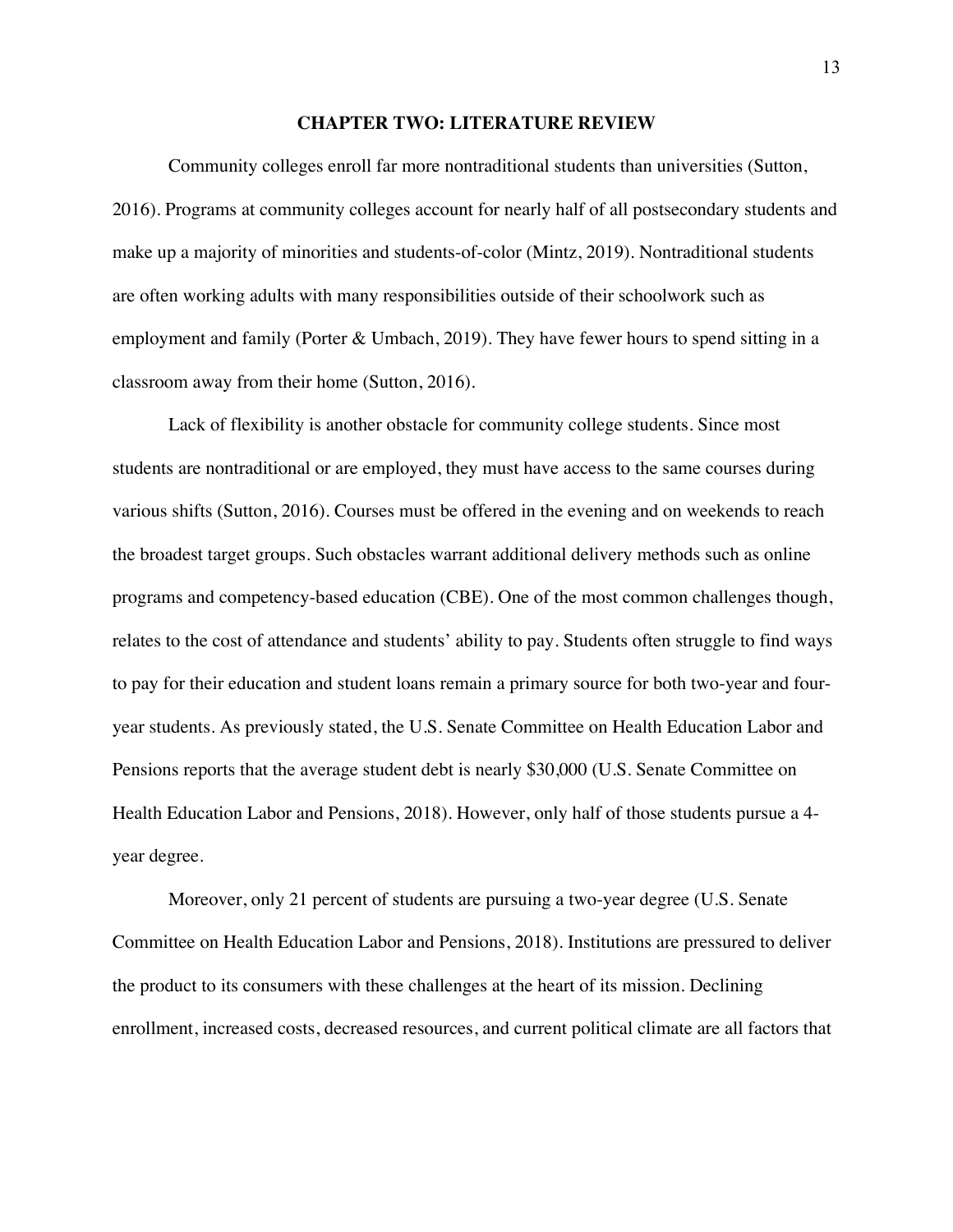# CHAPTER TWO: LITERATURE REVIEW

Community colleges enroll far more nontraditional students than universities (Sutton, 2016). Programs at community colleges account for nearly half of all postsecondary students and make up a majority of minorities and students-of-color (Mintz, 2019). Nontraditional students are often working adults with many responsibilities outside of their schoolwork such as employment and family (Porter & Umbach, 2019). They have fewer hours to spend sitting in a classroom away from their home (Sutton, 2016).

Lack of flexibility is another obstacle for community college students. Since most students are nontraditional or are employed, they must have access to the same courses during various shifts (Sutton, 2016). Courses must be offered in the evening and on weekends to reach the broadest target groups. Such obstacles warrant additional delivery methods such as online programs and competency-based education (CBE). One of the most common challenges though, relates to the cost of attendance and students' ability to pay. Students often struggle to find ways to pay for their education and student loans remain a primary source for both two-year and four-year students. As previously stated, the U.S. Senate Committee on Health Education Labor and Pensions reports that the average student debt is nearly $30,000 (U.S. Senate Committee on Health Education Labor and Pensions, 2018). However, only half of those students pursue a 4-year degree.

Moreover, only 21 percent of students are pursuing a two-year degree (U.S. Senate Committee on Health Education Labor and Pensions, 2018). Institutions are pressured to deliver the product to its consumers with these challenges at the heart of its mission. Declining enrollment, increased costs, decreased resources, and current political climate are all factors that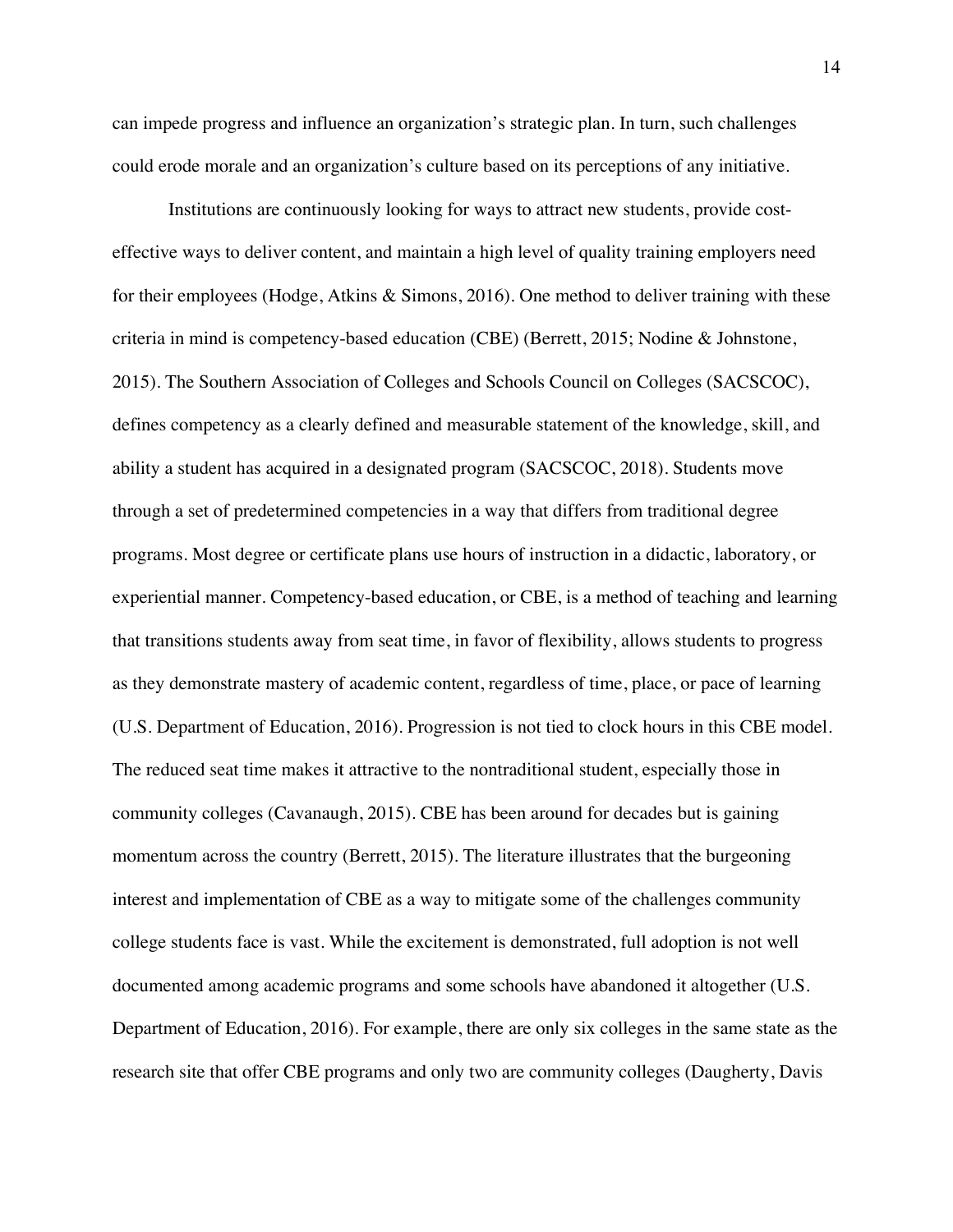can impede progress and influence an organization's strategic plan. In turn, such challenges could erode morale and an organization's culture based on its perceptions of any initiative.

Institutions are continuously looking for ways to attract new students, provide cost-effective ways to deliver content, and maintain a high level of quality training employers need for their employees (Hodge, Atkins & Simons, 2016). One method to deliver training with these criteria in mind is competency-based education (CBE) (Berrett, 2015; Nodine & Johnstone, 2015). The Southern Association of Colleges and Schools Council on Colleges (SACSCOC), defines competency as a clearly defined and measurable statement of the knowledge, skill, and ability a student has acquired in a designated program (SACSCOC, 2018). Students move through a set of predetermined competencies in a way that differs from traditional degree programs. Most degree or certificate plans use hours of instruction in a didactic, laboratory, or experiential manner. Competency-based education, or CBE, is a method of teaching and learning that transitions students away from seat time, in favor of flexibility, allows students to progress as they demonstrate mastery of academic content, regardless of time, place, or pace of learning (U.S. Department of Education, 2016). Progression is not tied to clock hours in this CBE model. The reduced seat time makes it attractive to the nontraditional student, especially those in community colleges (Cavanaugh, 2015). CBE has been around for decades but is gaining momentum across the country (Berrett, 2015). The literature illustrates that the burgeoning interest and implementation of CBE as a way to mitigate some of the challenges community college students face is vast. While the excitement is demonstrated, full adoption is not well documented among academic programs and some schools have abandoned it altogether (U.S. Department of Education, 2016). For example, there are only six colleges in the same state as the research site that offer CBE programs and only two are community colleges (Daugherty, Davis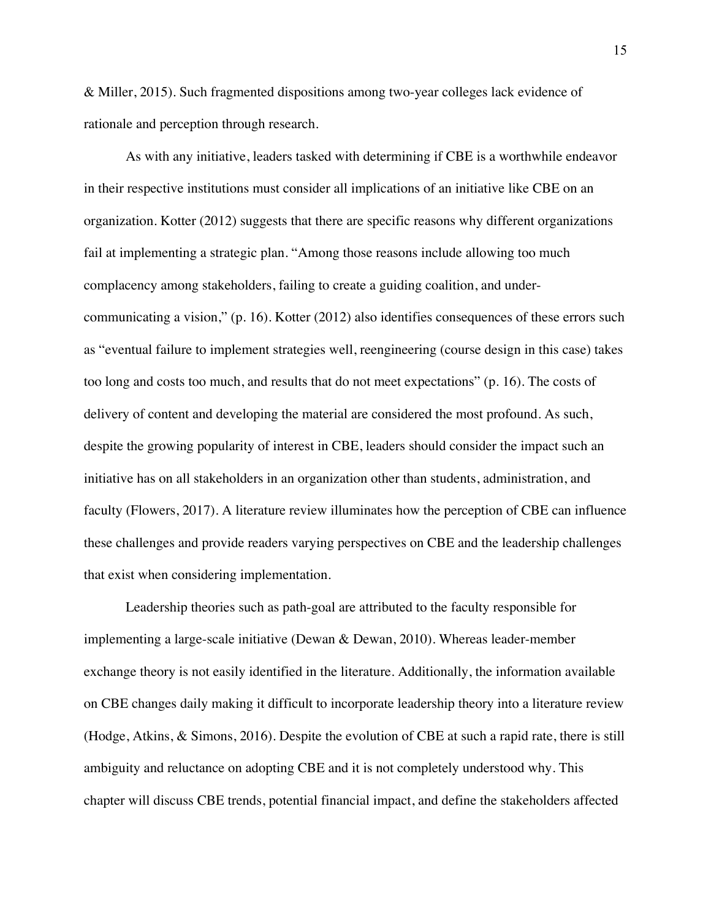& Miller, 2015). Such fragmented dispositions among two-year colleges lack evidence of rationale and perception through research.

As with any initiative, leaders tasked with determining if CBE is a worthwhile endeavor in their respective institutions must consider all implications of an initiative like CBE on an organization. Kotter (2012) suggests that there are specific reasons why different organizations fail at implementing a strategic plan. "Among those reasons include allowing too much complacency among stakeholders, failing to create a guiding coalition, and under-communicating a vision," (p. 16). Kotter (2012) also identifies consequences of these errors such as "eventual failure to implement strategies well, reengineering (course design in this case) takes too long and costs too much, and results that do not meet expectations" (p. 16). The costs of delivery of content and developing the material are considered the most profound. As such, despite the growing popularity of interest in CBE, leaders should consider the impact such an initiative has on all stakeholders in an organization other than students, administration, and faculty (Flowers, 2017). A literature review illuminates how the perception of CBE can influence these challenges and provide readers varying perspectives on CBE and the leadership challenges that exist when considering implementation.

Leadership theories such as path-goal are attributed to the faculty responsible for implementing a large-scale initiative (Dewan & Dewan, 2010). Whereas leader-member exchange theory is not easily identified in the literature. Additionally, the information available on CBE changes daily making it difficult to incorporate leadership theory into a literature review (Hodge, Atkins, & Simons, 2016). Despite the evolution of CBE at such a rapid rate, there is still ambiguity and reluctance on adopting CBE and it is not completely understood why. This chapter will discuss CBE trends, potential financial impact, and define the stakeholders affected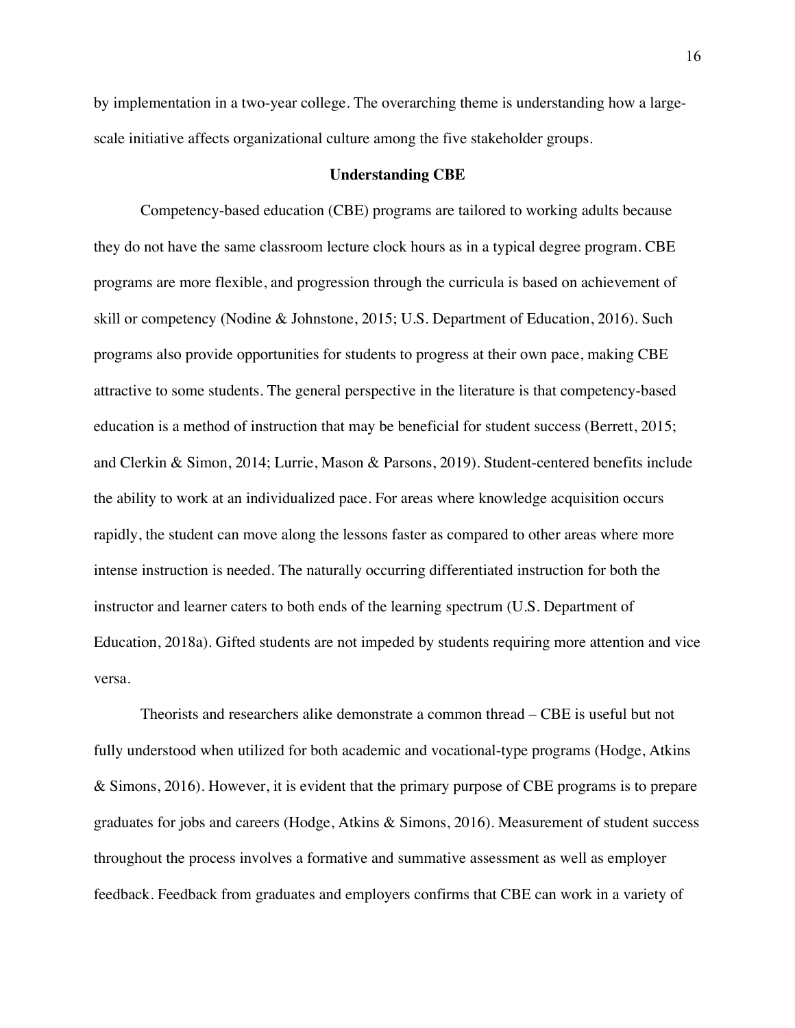by implementation in a two-year college. The overarching theme is understanding how a large-scale initiative affects organizational culture among the five stakeholder groups.

## Understanding CBE

Competency-based education (CBE) programs are tailored to working adults because they do not have the same classroom lecture clock hours as in a typical degree program. CBE programs are more flexible, and progression through the curricula is based on achievement of skill or competency (Nodine & Johnstone, 2015; U.S. Department of Education, 2016). Such programs also provide opportunities for students to progress at their own pace, making CBE attractive to some students. The general perspective in the literature is that competency-based education is a method of instruction that may be beneficial for student success (Berrett, 2015; and Clerkin & Simon, 2014; Lurrie, Mason & Parsons, 2019). Student-centered benefits include the ability to work at an individualized pace. For areas where knowledge acquisition occurs rapidly, the student can move along the lessons faster as compared to other areas where more intense instruction is needed. The naturally occurring differentiated instruction for both the instructor and learner caters to both ends of the learning spectrum (U.S. Department of Education, 2018a). Gifted students are not impeded by students requiring more attention and vice versa.

Theorists and researchers alike demonstrate a common thread – CBE is useful but not fully understood when utilized for both academic and vocational-type programs (Hodge, Atkins & Simons, 2016). However, it is evident that the primary purpose of CBE programs is to prepare graduates for jobs and careers (Hodge, Atkins & Simons, 2016). Measurement of student success throughout the process involves a formative and summative assessment as well as employer feedback. Feedback from graduates and employers confirms that CBE can work in a variety of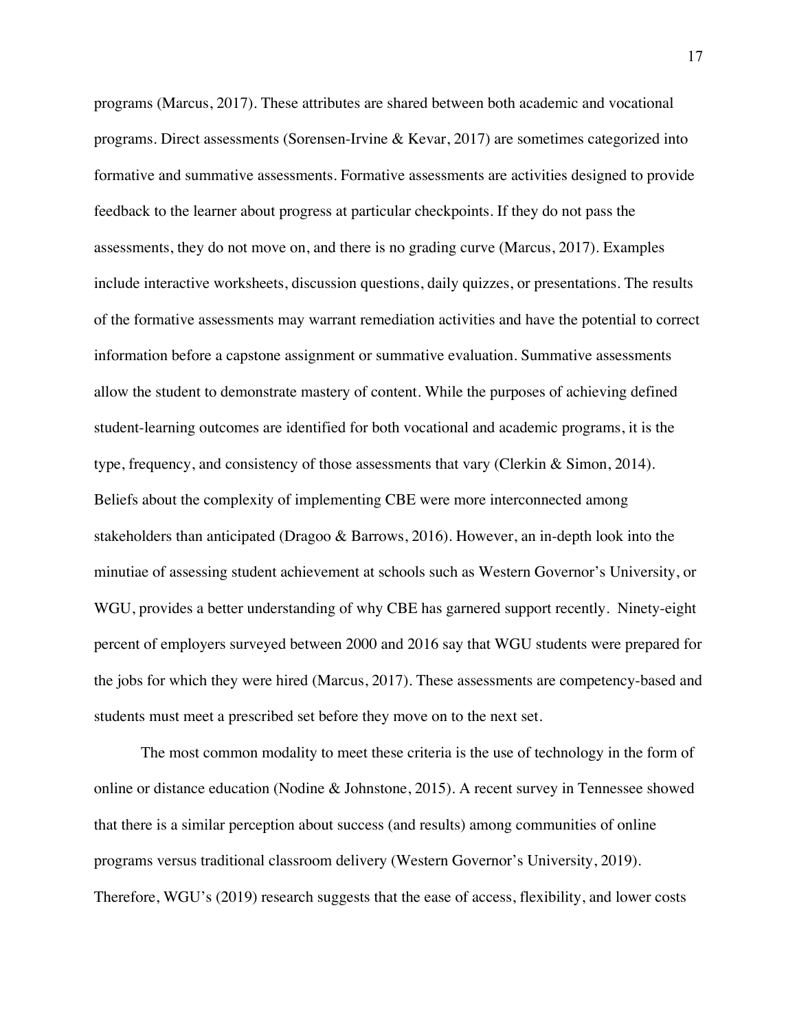programs (Marcus, 2017). These attributes are shared between both academic and vocational programs. Direct assessments (Sorensen-Irvine & Kevar, 2017) are sometimes categorized into formative and summative assessments. Formative assessments are activities designed to provide feedback to the learner about progress at particular checkpoints. If they do not pass the assessments, they do not move on, and there is no grading curve (Marcus, 2017). Examples include interactive worksheets, discussion questions, daily quizzes, or presentations. The results of the formative assessments may warrant remediation activities and have the potential to correct information before a capstone assignment or summative evaluation. Summative assessments allow the student to demonstrate mastery of content. While the purposes of achieving defined student-learning outcomes are identified for both vocational and academic programs, it is the type, frequency, and consistency of those assessments that vary (Clerkin & Simon, 2014). Beliefs about the complexity of implementing CBE were more interconnected among stakeholders than anticipated (Dragoo & Barrows, 2016). However, an in-depth look into the minutiae of assessing student achievement at schools such as Western Governor's University, or WGU, provides a better understanding of why CBE has garnered support recently. Ninety-eight percent of employers surveyed between 2000 and 2016 say that WGU students were prepared for the jobs for which they were hired (Marcus, 2017). These assessments are competency-based and students must meet a prescribed set before they move on to the next set.

The most common modality to meet these criteria is the use of technology in the form of online or distance education (Nodine & Johnstone, 2015). A recent survey in Tennessee showed that there is a similar perception about success (and results) among communities of online programs versus traditional classroom delivery (Western Governor's University, 2019). Therefore, WGU's (2019) research suggests that the ease of access, flexibility, and lower costs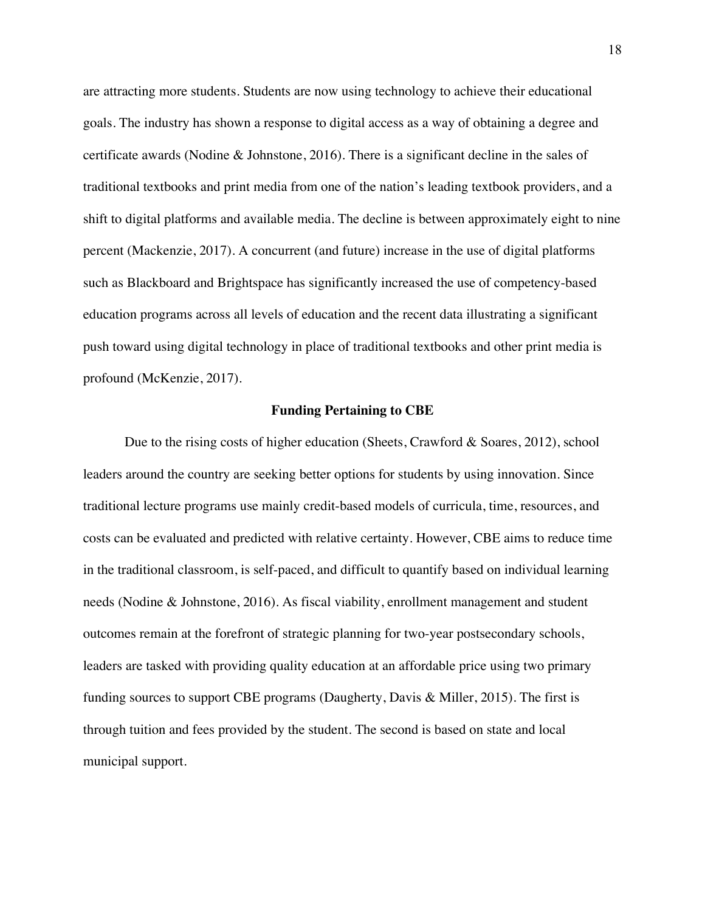are attracting more students. Students are now using technology to achieve their educational goals. The industry has shown a response to digital access as a way of obtaining a degree and certificate awards (Nodine & Johnstone, 2016). There is a significant decline in the sales of traditional textbooks and print media from one of the nation's leading textbook providers, and a shift to digital platforms and available media. The decline is between approximately eight to nine percent (Mackenzie, 2017). A concurrent (and future) increase in the use of digital platforms such as Blackboard and Brightspace has significantly increased the use of competency-based education programs across all levels of education and the recent data illustrating a significant push toward using digital technology in place of traditional textbooks and other print media is profound (McKenzie, 2017).

## Funding Pertaining to CBE

Due to the rising costs of higher education (Sheets, Crawford & Soares, 2012), school leaders around the country are seeking better options for students by using innovation. Since traditional lecture programs use mainly credit-based models of curricula, time, resources, and costs can be evaluated and predicted with relative certainty. However, CBE aims to reduce time in the traditional classroom, is self-paced, and difficult to quantify based on individual learning needs (Nodine & Johnstone, 2016). As fiscal viability, enrollment management and student outcomes remain at the forefront of strategic planning for two-year postsecondary schools, leaders are tasked with providing quality education at an affordable price using two primary funding sources to support CBE programs (Daugherty, Davis & Miller, 2015). The first is through tuition and fees provided by the student. The second is based on state and local municipal support.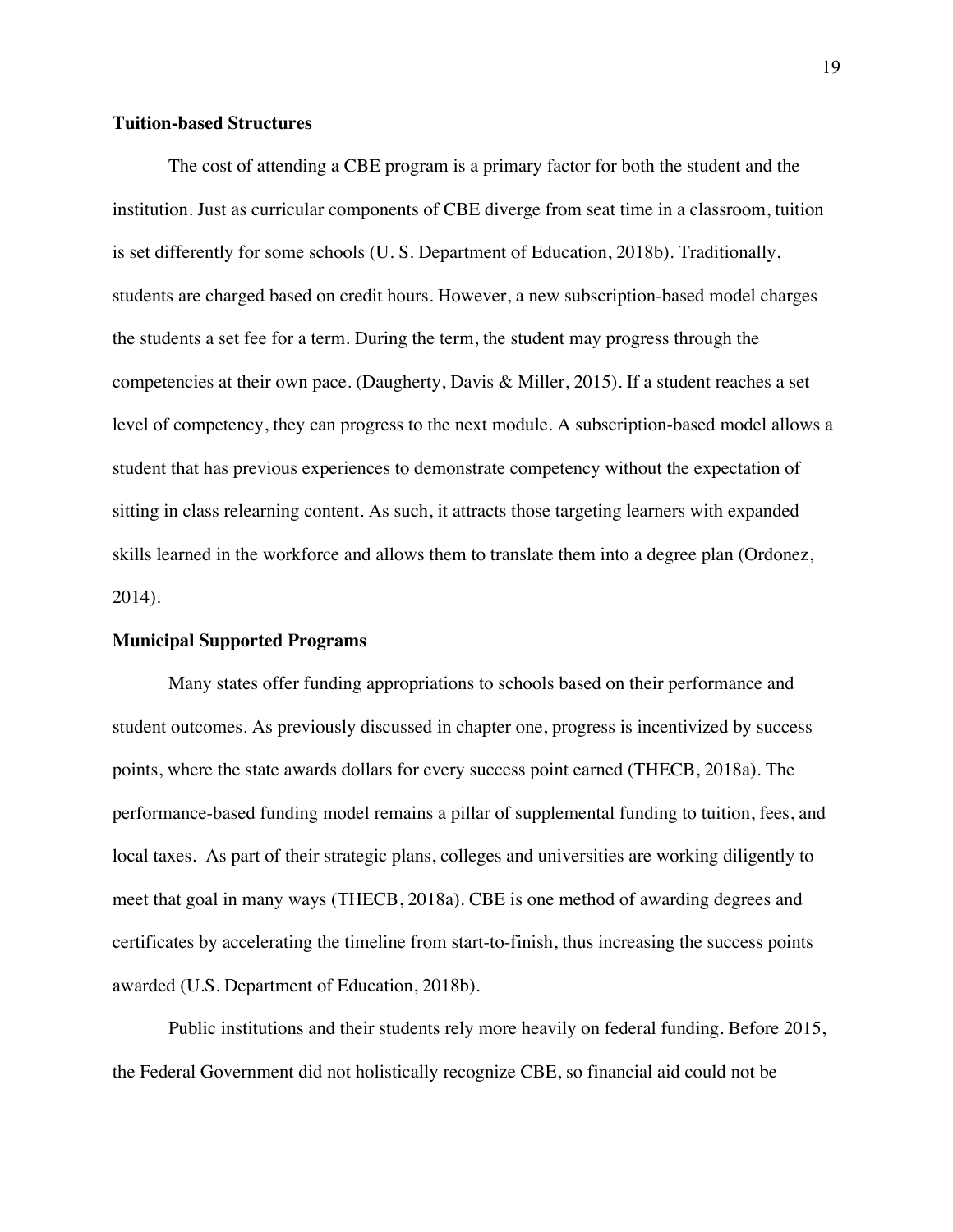**Tuition-based Structures**

The cost of attending a CBE program is a primary factor for both the student and the institution. Just as curricular components of CBE diverge from seat time in a classroom, tuition is set differently for some schools (U. S. Department of Education, 2018b). Traditionally, students are charged based on credit hours. However, a new subscription-based model charges the students a set fee for a term. During the term, the student may progress through the competencies at their own pace. (Daugherty, Davis & Miller, 2015). If a student reaches a set level of competency, they can progress to the next module. A subscription-based model allows a student that has previous experiences to demonstrate competency without the expectation of sitting in class relearning content. As such, it attracts those targeting learners with expanded skills learned in the workforce and allows them to translate them into a degree plan (Ordonez, 2014).

**Municipal Supported Programs**

Many states offer funding appropriations to schools based on their performance and student outcomes. As previously discussed in chapter one, progress is incentivized by success points, where the state awards dollars for every success point earned (THECB, 2018a). The performance-based funding model remains a pillar of supplemental funding to tuition, fees, and local taxes. As part of their strategic plans, colleges and universities are working diligently to meet that goal in many ways (THECB, 2018a). CBE is one method of awarding degrees and certificates by accelerating the timeline from start-to-finish, thus increasing the success points awarded (U.S. Department of Education, 2018b).

Public institutions and their students rely more heavily on federal funding. Before 2015, the Federal Government did not holistically recognize CBE, so financial aid could not be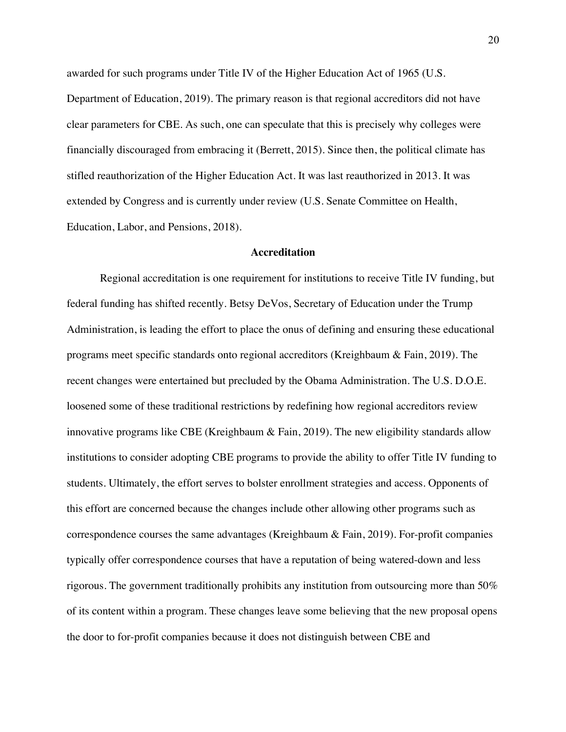awarded for such programs under Title IV of the Higher Education Act of 1965 (U.S. Department of Education, 2019). The primary reason is that regional accreditors did not have clear parameters for CBE. As such, one can speculate that this is precisely why colleges were financially discouraged from embracing it (Berrett, 2015). Since then, the political climate has stifled reauthorization of the Higher Education Act. It was last reauthorized in 2013. It was extended by Congress and is currently under review (U.S. Senate Committee on Health, Education, Labor, and Pensions, 2018).

## Accreditation

Regional accreditation is one requirement for institutions to receive Title IV funding, but federal funding has shifted recently. Betsy DeVos, Secretary of Education under the Trump Administration, is leading the effort to place the onus of defining and ensuring these educational programs meet specific standards onto regional accreditors (Kreighbaum & Fain, 2019). The recent changes were entertained but precluded by the Obama Administration. The U.S. D.O.E. loosened some of these traditional restrictions by redefining how regional accreditors review innovative programs like CBE (Kreighbaum & Fain, 2019). The new eligibility standards allow institutions to consider adopting CBE programs to provide the ability to offer Title IV funding to students. Ultimately, the effort serves to bolster enrollment strategies and access. Opponents of this effort are concerned because the changes include other allowing other programs such as correspondence courses the same advantages (Kreighbaum & Fain, 2019). For-profit companies typically offer correspondence courses that have a reputation of being watered-down and less rigorous. The government traditionally prohibits any institution from outsourcing more than 50% of its content within a program. These changes leave some believing that the new proposal opens the door to for-profit companies because it does not distinguish between CBE and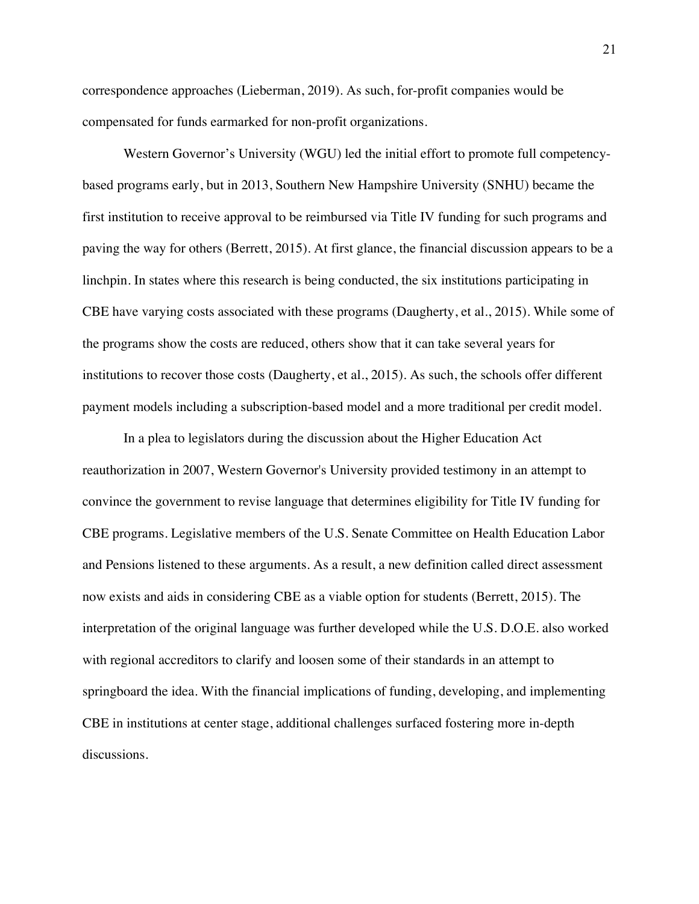correspondence approaches (Lieberman, 2019). As such, for-profit companies would be compensated for funds earmarked for non-profit organizations.

Western Governor's University (WGU) led the initial effort to promote full competency-based programs early, but in 2013, Southern New Hampshire University (SNHU) became the first institution to receive approval to be reimbursed via Title IV funding for such programs and paving the way for others (Berrett, 2015). At first glance, the financial discussion appears to be a linchpin. In states where this research is being conducted, the six institutions participating in CBE have varying costs associated with these programs (Daugherty, et al., 2015). While some of the programs show the costs are reduced, others show that it can take several years for institutions to recover those costs (Daugherty, et al., 2015). As such, the schools offer different payment models including a subscription-based model and a more traditional per credit model.

In a plea to legislators during the discussion about the Higher Education Act reauthorization in 2007, Western Governor's University provided testimony in an attempt to convince the government to revise language that determines eligibility for Title IV funding for CBE programs. Legislative members of the U.S. Senate Committee on Health Education Labor and Pensions listened to these arguments. As a result, a new definition called direct assessment now exists and aids in considering CBE as a viable option for students (Berrett, 2015). The interpretation of the original language was further developed while the U.S. D.O.E. also worked with regional accreditors to clarify and loosen some of their standards in an attempt to springboard the idea. With the financial implications of funding, developing, and implementing CBE in institutions at center stage, additional challenges surfaced fostering more in-depth discussions.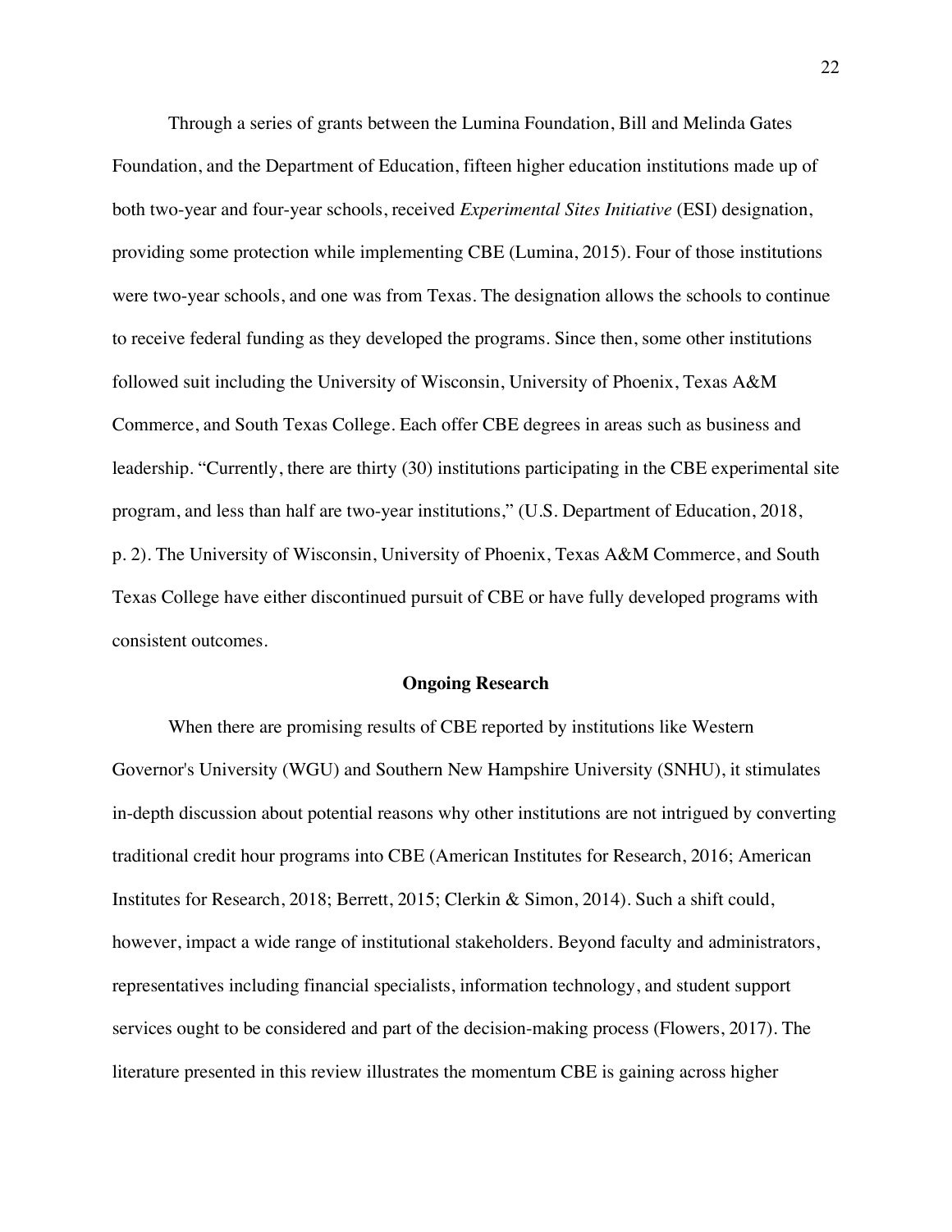Through a series of grants between the Lumina Foundation, Bill and Melinda Gates Foundation, and the Department of Education, fifteen higher education institutions made up of both two-year and four-year schools, received *Experimental Sites Initiative* (ESI) designation, providing some protection while implementing CBE (Lumina, 2015). Four of those institutions were two-year schools, and one was from Texas. The designation allows the schools to continue to receive federal funding as they developed the programs. Since then, some other institutions followed suit including the University of Wisconsin, University of Phoenix, Texas A&M Commerce, and South Texas College. Each offer CBE degrees in areas such as business and leadership. "Currently, there are thirty (30) institutions participating in the CBE experimental site program, and less than half are two-year institutions," (U.S. Department of Education, 2018, p. 2). The University of Wisconsin, University of Phoenix, Texas A&M Commerce, and South Texas College have either discontinued pursuit of CBE or have fully developed programs with consistent outcomes.

## Ongoing Research

When there are promising results of CBE reported by institutions like Western Governor's University (WGU) and Southern New Hampshire University (SNHU), it stimulates in-depth discussion about potential reasons why other institutions are not intrigued by converting traditional credit hour programs into CBE (American Institutes for Research, 2016; American Institutes for Research, 2018; Berrett, 2015; Clerkin & Simon, 2014). Such a shift could, however, impact a wide range of institutional stakeholders. Beyond faculty and administrators, representatives including financial specialists, information technology, and student support services ought to be considered and part of the decision-making process (Flowers, 2017). The literature presented in this review illustrates the momentum CBE is gaining across higher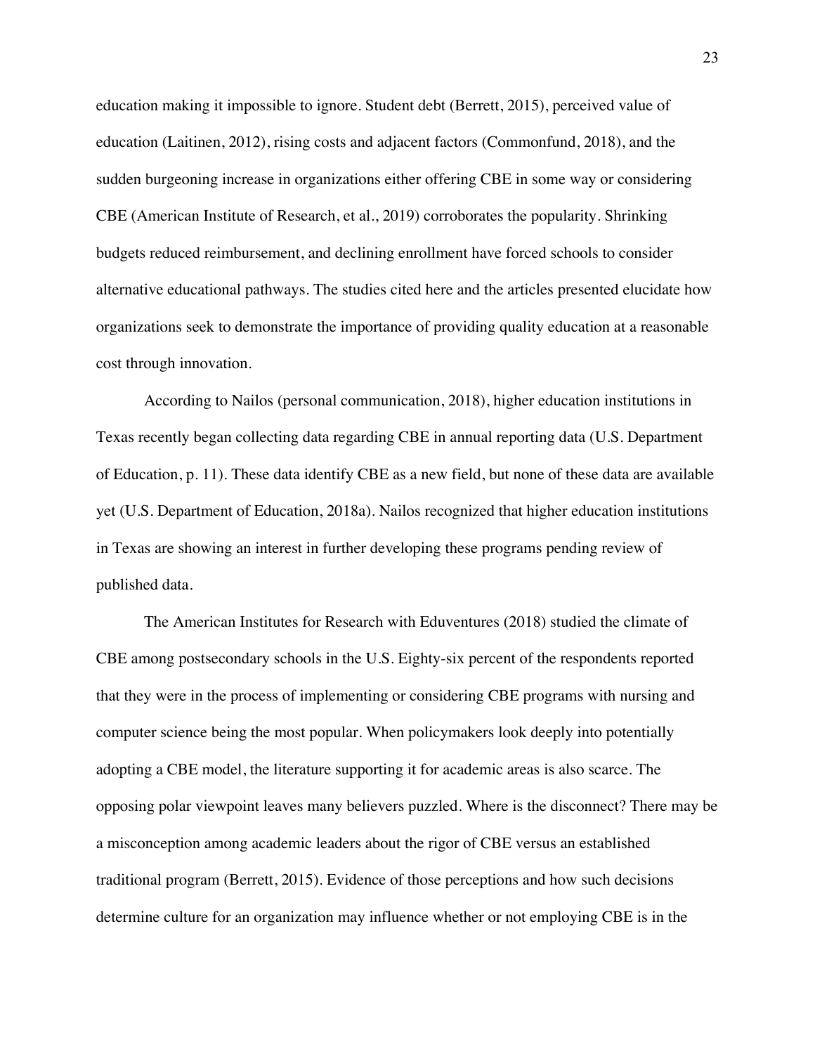education making it impossible to ignore. Student debt (Berrett, 2015), perceived value of education (Laitinen, 2012), rising costs and adjacent factors (Commonfund, 2018), and the sudden burgeoning increase in organizations either offering CBE in some way or considering CBE (American Institute of Research, et al., 2019) corroborates the popularity. Shrinking budgets reduced reimbursement, and declining enrollment have forced schools to consider alternative educational pathways. The studies cited here and the articles presented elucidate how organizations seek to demonstrate the importance of providing quality education at a reasonable cost through innovation.

According to Nailos (personal communication, 2018), higher education institutions in Texas recently began collecting data regarding CBE in annual reporting data (U.S. Department of Education, p. 11). These data identify CBE as a new field, but none of these data are available yet (U.S. Department of Education, 2018a). Nailos recognized that higher education institutions in Texas are showing an interest in further developing these programs pending review of published data.

The American Institutes for Research with Eduventures (2018) studied the climate of CBE among postsecondary schools in the U.S. Eighty-six percent of the respondents reported that they were in the process of implementing or considering CBE programs with nursing and computer science being the most popular. When policymakers look deeply into potentially adopting a CBE model, the literature supporting it for academic areas is also scarce. The opposing polar viewpoint leaves many believers puzzled. Where is the disconnect? There may be a misconception among academic leaders about the rigor of CBE versus an established traditional program (Berrett, 2015). Evidence of those perceptions and how such decisions determine culture for an organization may influence whether or not employing CBE is in the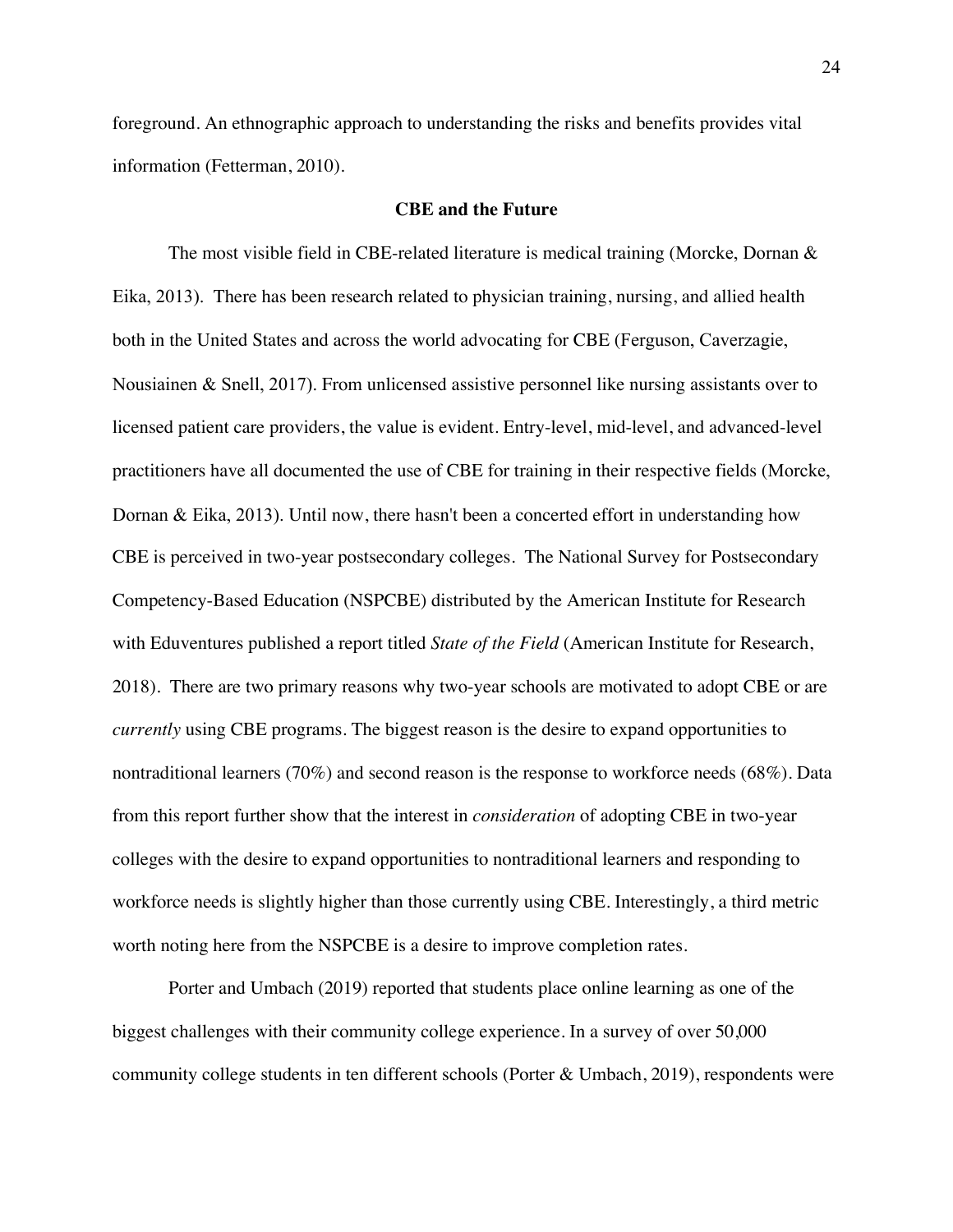foreground. An ethnographic approach to understanding the risks and benefits provides vital information (Fetterman, 2010).

## CBE and the Future

The most visible field in CBE-related literature is medical training (Morcke, Dornan & Eika, 2013). There has been research related to physician training, nursing, and allied health both in the United States and across the world advocating for CBE (Ferguson, Caverzagie, Nousiainen & Snell, 2017). From unlicensed assistive personnel like nursing assistants over to licensed patient care providers, the value is evident. Entry-level, mid-level, and advanced-level practitioners have all documented the use of CBE for training in their respective fields (Morcke, Dornan & Eika, 2013). Until now, there hasn't been a concerted effort in understanding how CBE is perceived in two-year postsecondary colleges. The National Survey for Postsecondary Competency-Based Education (NSPCBE) distributed by the American Institute for Research with Eduventures published a report titled *State of the Field* (American Institute for Research, 2018). There are two primary reasons why two-year schools are motivated to adopt CBE or are *currently* using CBE programs. The biggest reason is the desire to expand opportunities to nontraditional learners (70%) and second reason is the response to workforce needs (68%). Data from this report further show that the interest in *consideration* of adopting CBE in two-year colleges with the desire to expand opportunities to nontraditional learners and responding to workforce needs is slightly higher than those currently using CBE. Interestingly, a third metric worth noting here from the NSPCBE is a desire to improve completion rates.

Porter and Umbach (2019) reported that students place online learning as one of the biggest challenges with their community college experience. In a survey of over 50,000 community college students in ten different schools (Porter & Umbach, 2019), respondents were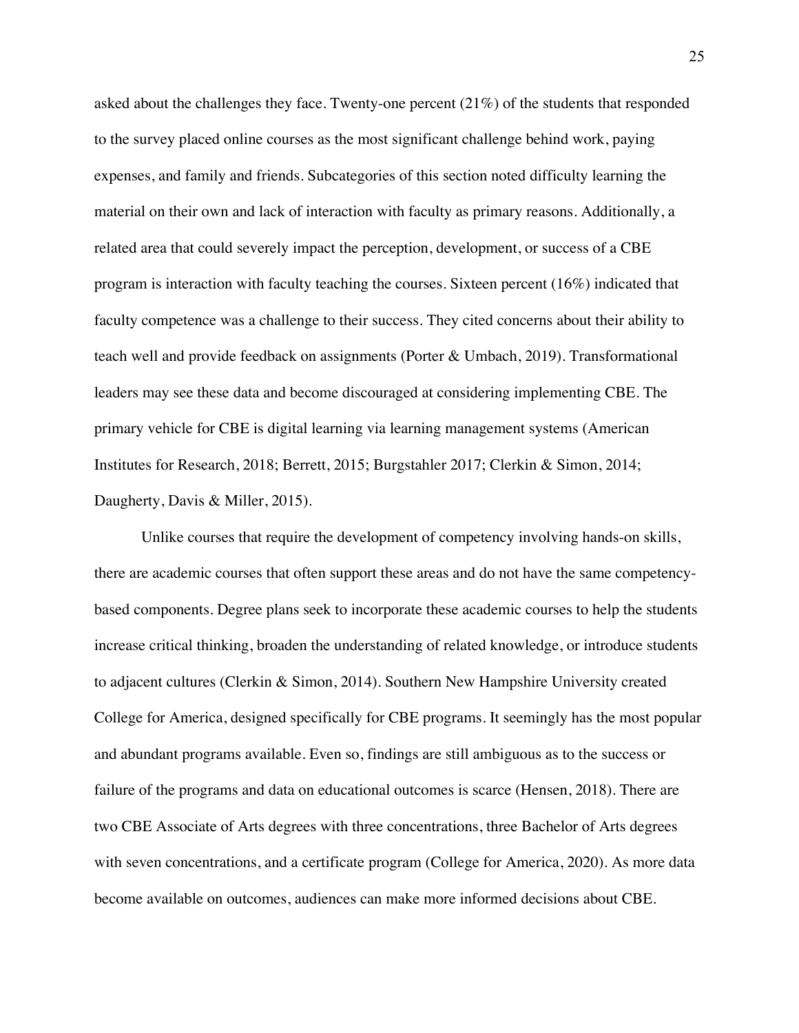asked about the challenges they face. Twenty-one percent (21%) of the students that responded to the survey placed online courses as the most significant challenge behind work, paying expenses, and family and friends. Subcategories of this section noted difficulty learning the material on their own and lack of interaction with faculty as primary reasons. Additionally, a related area that could severely impact the perception, development, or success of a CBE program is interaction with faculty teaching the courses. Sixteen percent (16%) indicated that faculty competence was a challenge to their success. They cited concerns about their ability to teach well and provide feedback on assignments (Porter & Umbach, 2019). Transformational leaders may see these data and become discouraged at considering implementing CBE. The primary vehicle for CBE is digital learning via learning management systems (American Institutes for Research, 2018; Berrett, 2015; Burgstahler 2017; Clerkin & Simon, 2014; Daugherty, Davis & Miller, 2015).

Unlike courses that require the development of competency involving hands-on skills, there are academic courses that often support these areas and do not have the same competency-based components. Degree plans seek to incorporate these academic courses to help the students increase critical thinking, broaden the understanding of related knowledge, or introduce students to adjacent cultures (Clerkin & Simon, 2014). Southern New Hampshire University created College for America, designed specifically for CBE programs. It seemingly has the most popular and abundant programs available. Even so, findings are still ambiguous as to the success or failure of the programs and data on educational outcomes is scarce (Hensen, 2018). There are two CBE Associate of Arts degrees with three concentrations, three Bachelor of Arts degrees with seven concentrations, and a certificate program (College for America, 2020). As more data become available on outcomes, audiences can make more informed decisions about CBE.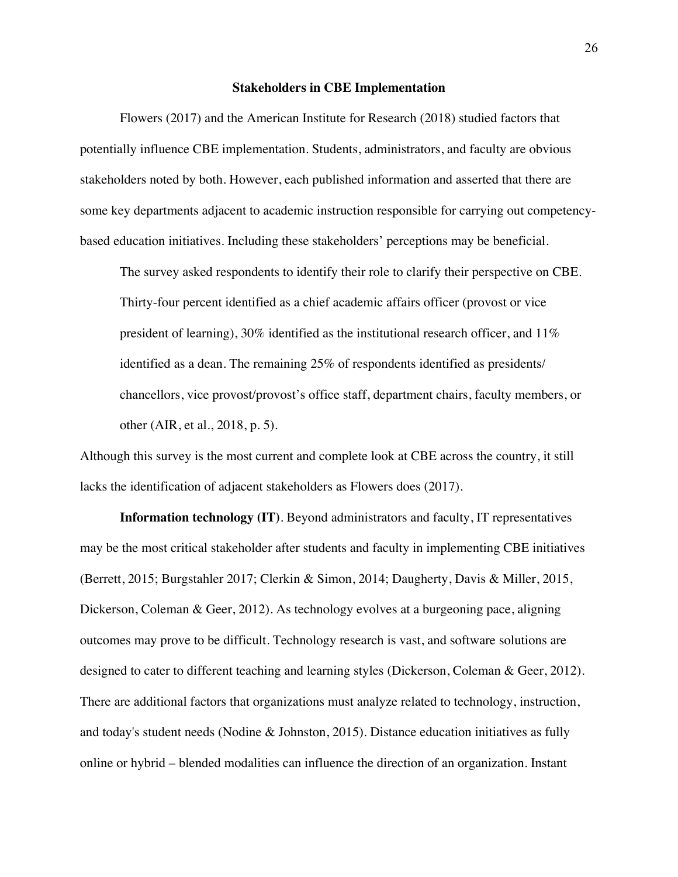## Stakeholders in CBE Implementation

Flowers (2017) and the American Institute for Research (2018) studied factors that potentially influence CBE implementation. Students, administrators, and faculty are obvious stakeholders noted by both. However, each published information and asserted that there are some key departments adjacent to academic instruction responsible for carrying out competency-based education initiatives. Including these stakeholders' perceptions may be beneficial.

> The survey asked respondents to identify their role to clarify their perspective on CBE. Thirty-four percent identified as a chief academic affairs officer (provost or vice president of learning), 30% identified as the institutional research officer, and 11% identified as a dean. The remaining 25% of respondents identified as presidents/ chancellors, vice provost/provost's office staff, department chairs, faculty members, or other (AIR, et al., 2018, p. 5).

Although this survey is the most current and complete look at CBE across the country, it still lacks the identification of adjacent stakeholders as Flowers does (2017).

**Information technology (IT)**. Beyond administrators and faculty, IT representatives may be the most critical stakeholder after students and faculty in implementing CBE initiatives (Berrett, 2015; Burgstahler 2017; Clerkin & Simon, 2014; Daugherty, Davis & Miller, 2015, Dickerson, Coleman & Geer, 2012). As technology evolves at a burgeoning pace, aligning outcomes may prove to be difficult. Technology research is vast, and software solutions are designed to cater to different teaching and learning styles (Dickerson, Coleman & Geer, 2012). There are additional factors that organizations must analyze related to technology, instruction, and today's student needs (Nodine & Johnston, 2015). Distance education initiatives as fully online or hybrid – blended modalities can influence the direction of an organization. Instant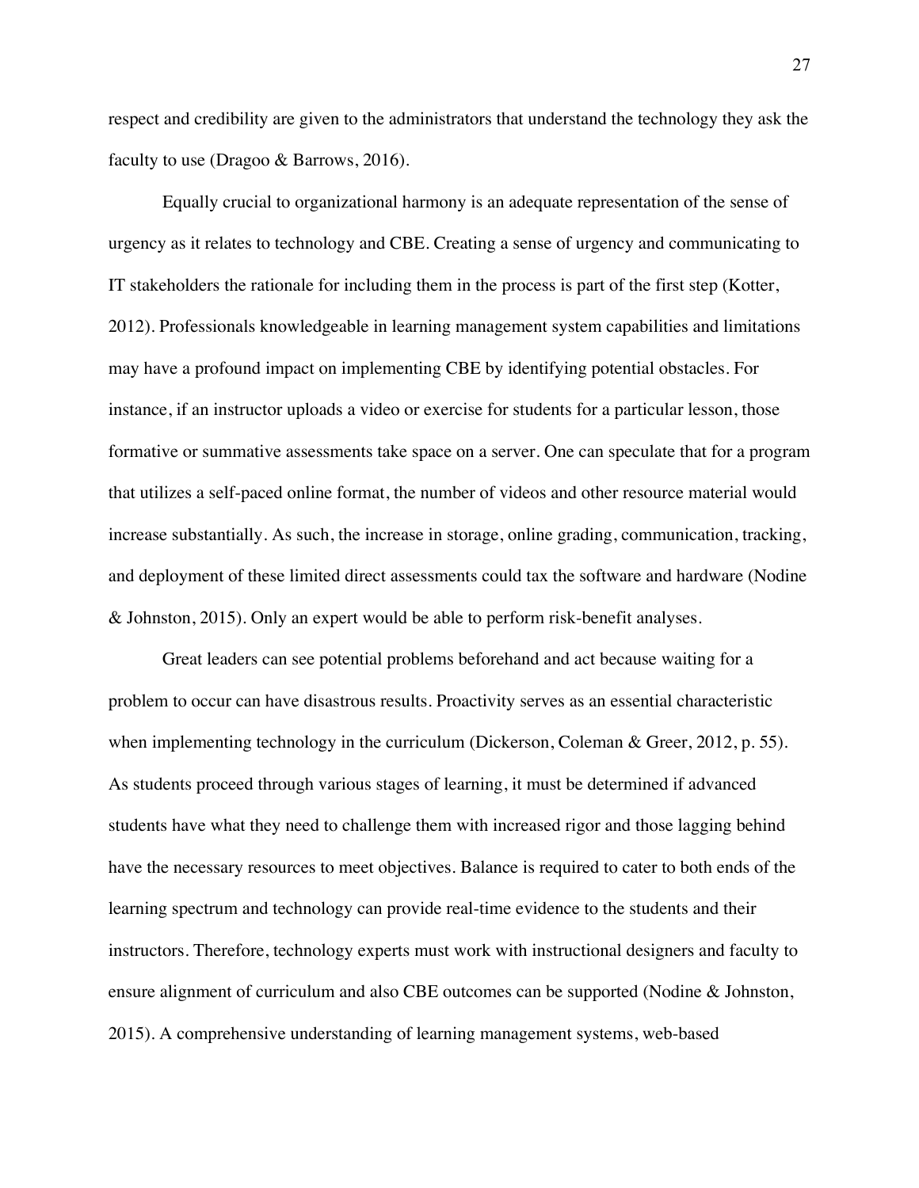respect and credibility are given to the administrators that understand the technology they ask the faculty to use (Dragoo & Barrows, 2016).

Equally crucial to organizational harmony is an adequate representation of the sense of urgency as it relates to technology and CBE. Creating a sense of urgency and communicating to IT stakeholders the rationale for including them in the process is part of the first step (Kotter, 2012). Professionals knowledgeable in learning management system capabilities and limitations may have a profound impact on implementing CBE by identifying potential obstacles. For instance, if an instructor uploads a video or exercise for students for a particular lesson, those formative or summative assessments take space on a server. One can speculate that for a program that utilizes a self-paced online format, the number of videos and other resource material would increase substantially. As such, the increase in storage, online grading, communication, tracking, and deployment of these limited direct assessments could tax the software and hardware (Nodine & Johnston, 2015). Only an expert would be able to perform risk-benefit analyses.

Great leaders can see potential problems beforehand and act because waiting for a problem to occur can have disastrous results. Proactivity serves as an essential characteristic when implementing technology in the curriculum (Dickerson, Coleman & Greer, 2012, p. 55). As students proceed through various stages of learning, it must be determined if advanced students have what they need to challenge them with increased rigor and those lagging behind have the necessary resources to meet objectives. Balance is required to cater to both ends of the learning spectrum and technology can provide real-time evidence to the students and their instructors. Therefore, technology experts must work with instructional designers and faculty to ensure alignment of curriculum and also CBE outcomes can be supported (Nodine & Johnston, 2015). A comprehensive understanding of learning management systems, web-based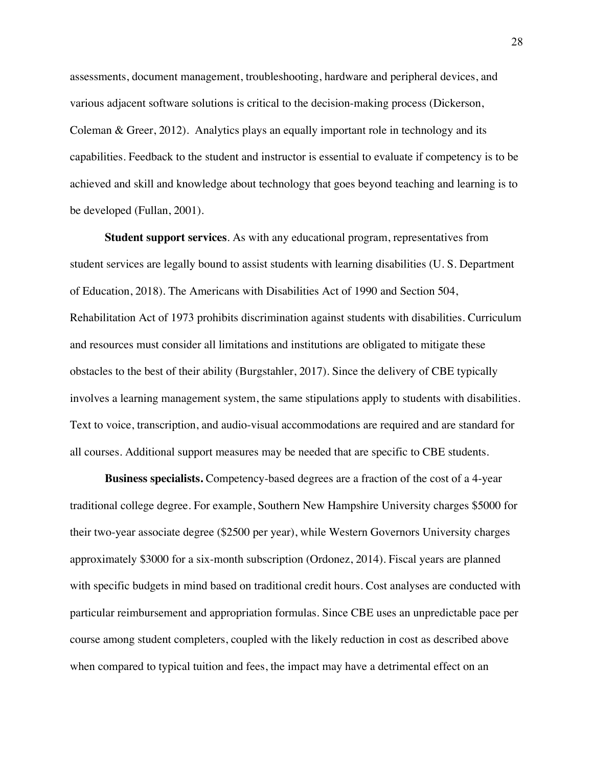assessments, document management, troubleshooting, hardware and peripheral devices, and various adjacent software solutions is critical to the decision-making process (Dickerson, Coleman & Greer, 2012). Analytics plays an equally important role in technology and its capabilities. Feedback to the student and instructor is essential to evaluate if competency is to be achieved and skill and knowledge about technology that goes beyond teaching and learning is to be developed (Fullan, 2001).

**Student support services**. As with any educational program, representatives from student services are legally bound to assist students with learning disabilities (U. S. Department of Education, 2018). The Americans with Disabilities Act of 1990 and Section 504, Rehabilitation Act of 1973 prohibits discrimination against students with disabilities. Curriculum and resources must consider all limitations and institutions are obligated to mitigate these obstacles to the best of their ability (Burgstahler, 2017). Since the delivery of CBE typically involves a learning management system, the same stipulations apply to students with disabilities. Text to voice, transcription, and audio-visual accommodations are required and are standard for all courses. Additional support measures may be needed that are specific to CBE students.

**Business specialists.** Competency-based degrees are a fraction of the cost of a 4-year traditional college degree. For example, Southern New Hampshire University charges $5000 for their two-year associate degree ($2500 per year), while Western Governors University charges approximately $3000 for a six-month subscription (Ordonez, 2014). Fiscal years are planned with specific budgets in mind based on traditional credit hours. Cost analyses are conducted with particular reimbursement and appropriation formulas. Since CBE uses an unpredictable pace per course among student completers, coupled with the likely reduction in cost as described above when compared to typical tuition and fees, the impact may have a detrimental effect on an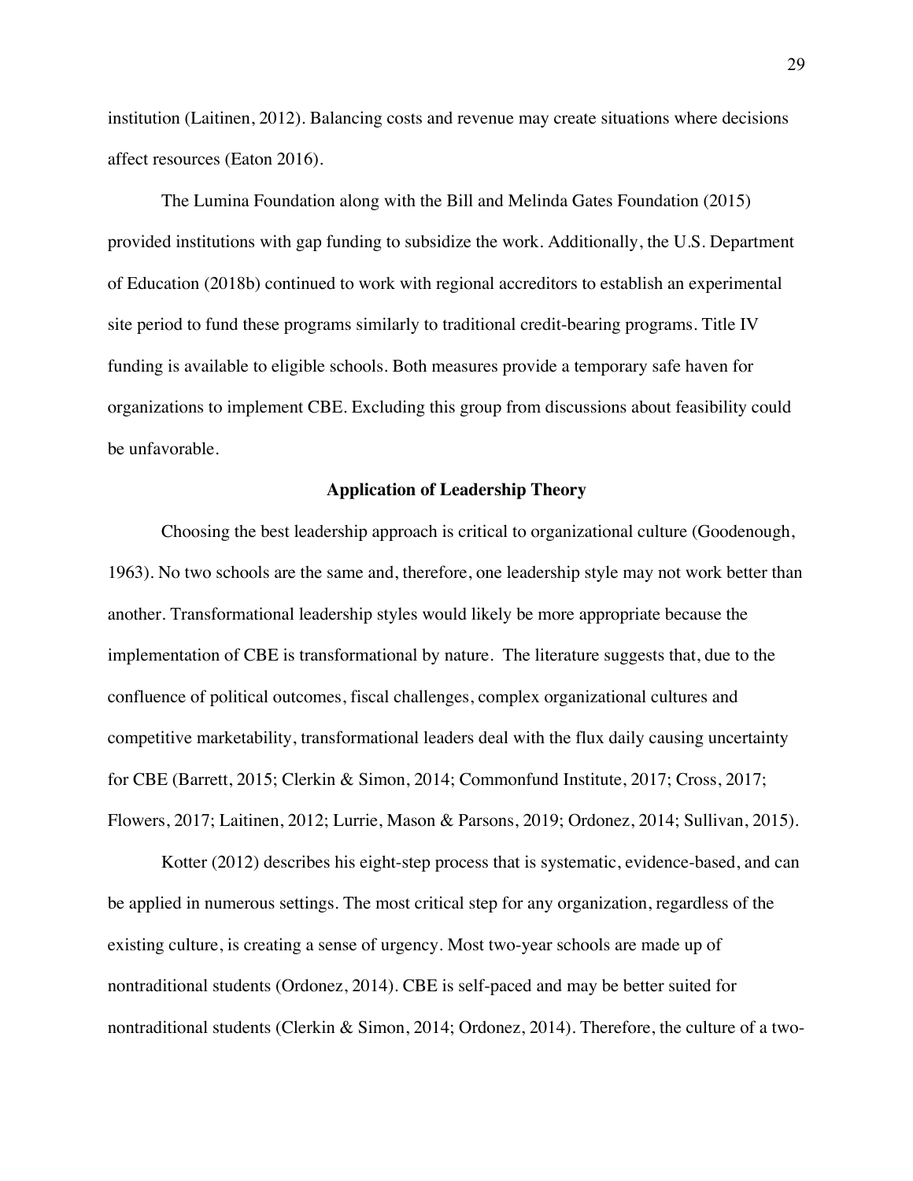institution (Laitinen, 2012). Balancing costs and revenue may create situations where decisions affect resources (Eaton 2016).

The Lumina Foundation along with the Bill and Melinda Gates Foundation (2015) provided institutions with gap funding to subsidize the work. Additionally, the U.S. Department of Education (2018b) continued to work with regional accreditors to establish an experimental site period to fund these programs similarly to traditional credit-bearing programs. Title IV funding is available to eligible schools. Both measures provide a temporary safe haven for organizations to implement CBE. Excluding this group from discussions about feasibility could be unfavorable.

## Application of Leadership Theory

Choosing the best leadership approach is critical to organizational culture (Goodenough, 1963). No two schools are the same and, therefore, one leadership style may not work better than another. Transformational leadership styles would likely be more appropriate because the implementation of CBE is transformational by nature. The literature suggests that, due to the confluence of political outcomes, fiscal challenges, complex organizational cultures and competitive marketability, transformational leaders deal with the flux daily causing uncertainty for CBE (Barrett, 2015; Clerkin & Simon, 2014; Commonfund Institute, 2017; Cross, 2017; Flowers, 2017; Laitinen, 2012; Lurrie, Mason & Parsons, 2019; Ordonez, 2014; Sullivan, 2015).

Kotter (2012) describes his eight-step process that is systematic, evidence-based, and can be applied in numerous settings. The most critical step for any organization, regardless of the existing culture, is creating a sense of urgency. Most two-year schools are made up of nontraditional students (Ordonez, 2014). CBE is self-paced and may be better suited for nontraditional students (Clerkin & Simon, 2014; Ordonez, 2014). Therefore, the culture of a two-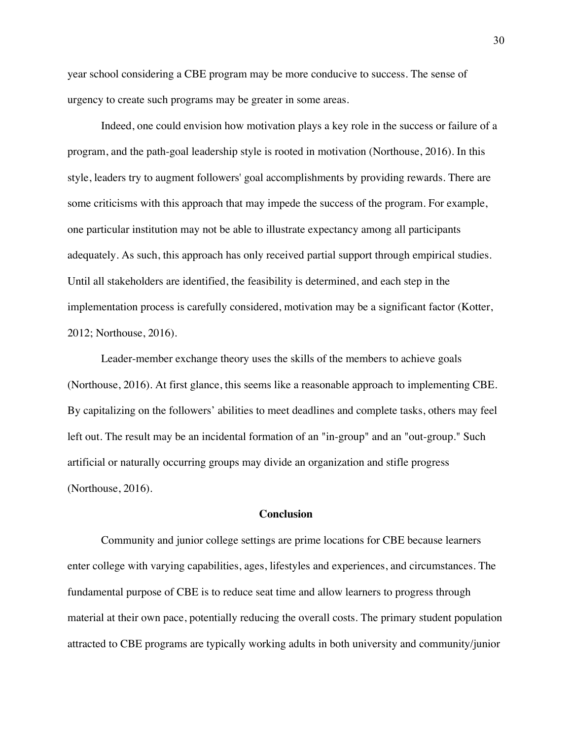year school considering a CBE program may be more conducive to success. The sense of urgency to create such programs may be greater in some areas.

Indeed, one could envision how motivation plays a key role in the success or failure of a program, and the path-goal leadership style is rooted in motivation (Northouse, 2016). In this style, leaders try to augment followers' goal accomplishments by providing rewards. There are some criticisms with this approach that may impede the success of the program. For example, one particular institution may not be able to illustrate expectancy among all participants adequately. As such, this approach has only received partial support through empirical studies. Until all stakeholders are identified, the feasibility is determined, and each step in the implementation process is carefully considered, motivation may be a significant factor (Kotter, 2012; Northouse, 2016).

Leader-member exchange theory uses the skills of the members to achieve goals (Northouse, 2016). At first glance, this seems like a reasonable approach to implementing CBE. By capitalizing on the followers' abilities to meet deadlines and complete tasks, others may feel left out. The result may be an incidental formation of an "in-group" and an "out-group." Such artificial or naturally occurring groups may divide an organization and stifle progress (Northouse, 2016).

## Conclusion

Community and junior college settings are prime locations for CBE because learners enter college with varying capabilities, ages, lifestyles and experiences, and circumstances. The fundamental purpose of CBE is to reduce seat time and allow learners to progress through material at their own pace, potentially reducing the overall costs. The primary student population attracted to CBE programs are typically working adults in both university and community/junior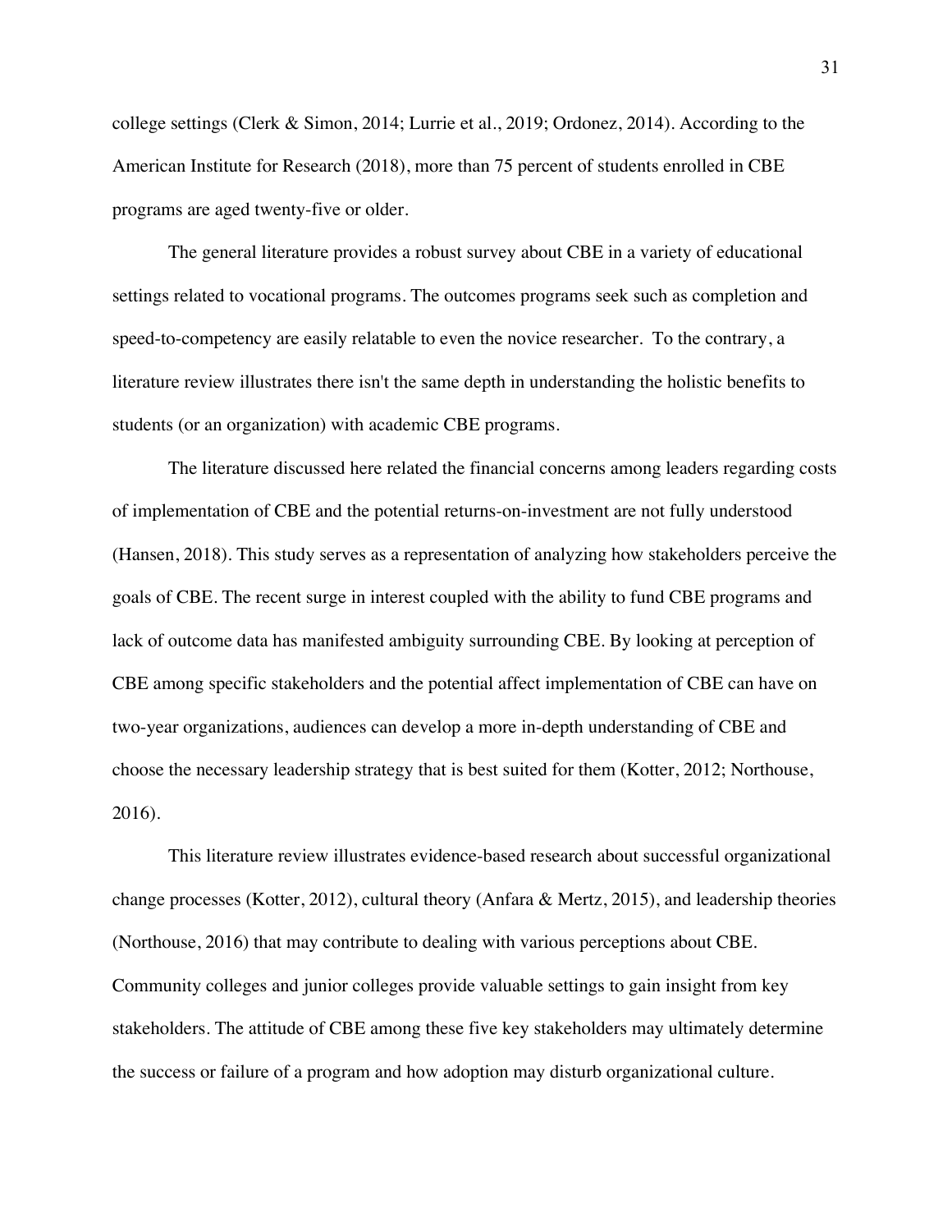college settings (Clerk & Simon, 2014; Lurrie et al., 2019; Ordonez, 2014). According to the American Institute for Research (2018), more than 75 percent of students enrolled in CBE programs are aged twenty-five or older.

The general literature provides a robust survey about CBE in a variety of educational settings related to vocational programs. The outcomes programs seek such as completion and speed-to-competency are easily relatable to even the novice researcher. To the contrary, a literature review illustrates there isn't the same depth in understanding the holistic benefits to students (or an organization) with academic CBE programs.

The literature discussed here related the financial concerns among leaders regarding costs of implementation of CBE and the potential returns-on-investment are not fully understood (Hansen, 2018). This study serves as a representation of analyzing how stakeholders perceive the goals of CBE. The recent surge in interest coupled with the ability to fund CBE programs and lack of outcome data has manifested ambiguity surrounding CBE. By looking at perception of CBE among specific stakeholders and the potential affect implementation of CBE can have on two-year organizations, audiences can develop a more in-depth understanding of CBE and choose the necessary leadership strategy that is best suited for them (Kotter, 2012; Northouse, 2016).

This literature review illustrates evidence-based research about successful organizational change processes (Kotter, 2012), cultural theory (Anfara & Mertz, 2015), and leadership theories (Northouse, 2016) that may contribute to dealing with various perceptions about CBE. Community colleges and junior colleges provide valuable settings to gain insight from key stakeholders. The attitude of CBE among these five key stakeholders may ultimately determine the success or failure of a program and how adoption may disturb organizational culture.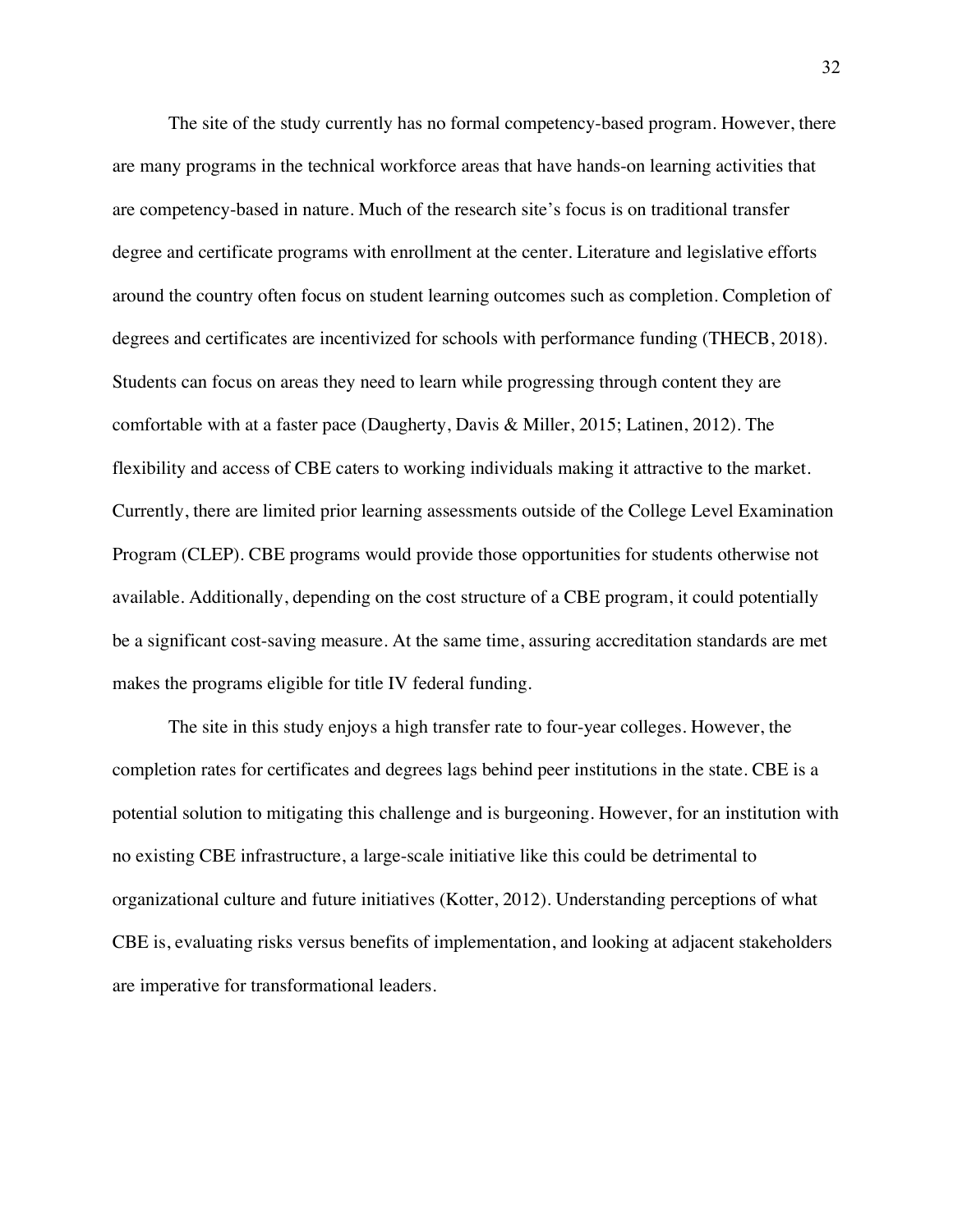The site of the study currently has no formal competency-based program. However, there are many programs in the technical workforce areas that have hands-on learning activities that are competency-based in nature. Much of the research site's focus is on traditional transfer degree and certificate programs with enrollment at the center. Literature and legislative efforts around the country often focus on student learning outcomes such as completion. Completion of degrees and certificates are incentivized for schools with performance funding (THECB, 2018). Students can focus on areas they need to learn while progressing through content they are comfortable with at a faster pace (Daugherty, Davis & Miller, 2015; Latinen, 2012). The flexibility and access of CBE caters to working individuals making it attractive to the market. Currently, there are limited prior learning assessments outside of the College Level Examination Program (CLEP). CBE programs would provide those opportunities for students otherwise not available. Additionally, depending on the cost structure of a CBE program, it could potentially be a significant cost-saving measure. At the same time, assuring accreditation standards are met makes the programs eligible for title IV federal funding.

The site in this study enjoys a high transfer rate to four-year colleges. However, the completion rates for certificates and degrees lags behind peer institutions in the state. CBE is a potential solution to mitigating this challenge and is burgeoning. However, for an institution with no existing CBE infrastructure, a large-scale initiative like this could be detrimental to organizational culture and future initiatives (Kotter, 2012). Understanding perceptions of what CBE is, evaluating risks versus benefits of implementation, and looking at adjacent stakeholders are imperative for transformational leaders.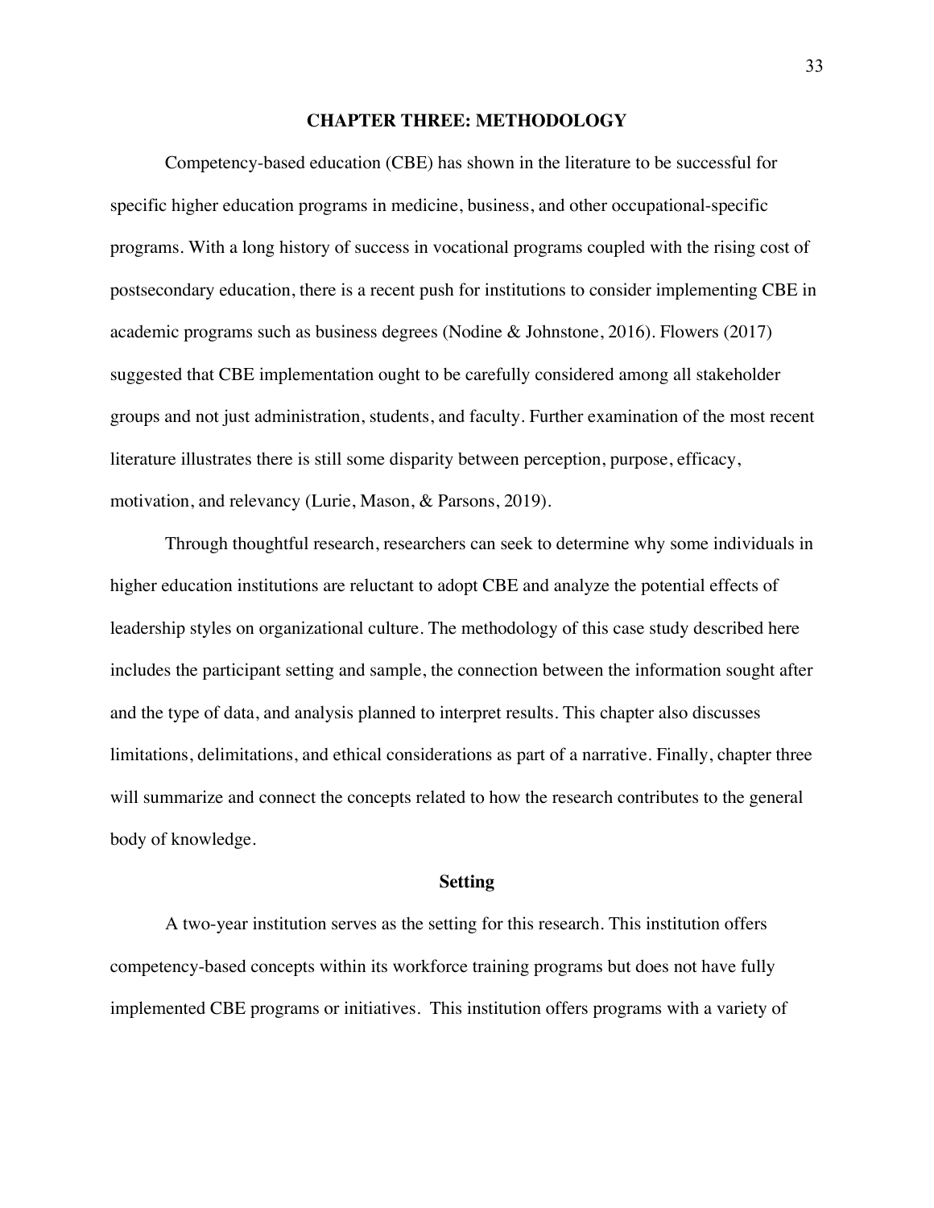# CHAPTER THREE: METHODOLOGY

Competency-based education (CBE) has shown in the literature to be successful for specific higher education programs in medicine, business, and other occupational-specific programs. With a long history of success in vocational programs coupled with the rising cost of postsecondary education, there is a recent push for institutions to consider implementing CBE in academic programs such as business degrees (Nodine & Johnstone, 2016). Flowers (2017) suggested that CBE implementation ought to be carefully considered among all stakeholder groups and not just administration, students, and faculty. Further examination of the most recent literature illustrates there is still some disparity between perception, purpose, efficacy, motivation, and relevancy (Lurie, Mason, & Parsons, 2019).

Through thoughtful research, researchers can seek to determine why some individuals in higher education institutions are reluctant to adopt CBE and analyze the potential effects of leadership styles on organizational culture. The methodology of this case study described here includes the participant setting and sample, the connection between the information sought after and the type of data, and analysis planned to interpret results. This chapter also discusses limitations, delimitations, and ethical considerations as part of a narrative. Finally, chapter three will summarize and connect the concepts related to how the research contributes to the general body of knowledge.

## Setting

A two-year institution serves as the setting for this research. This institution offers competency-based concepts within its workforce training programs but does not have fully implemented CBE programs or initiatives. This institution offers programs with a variety of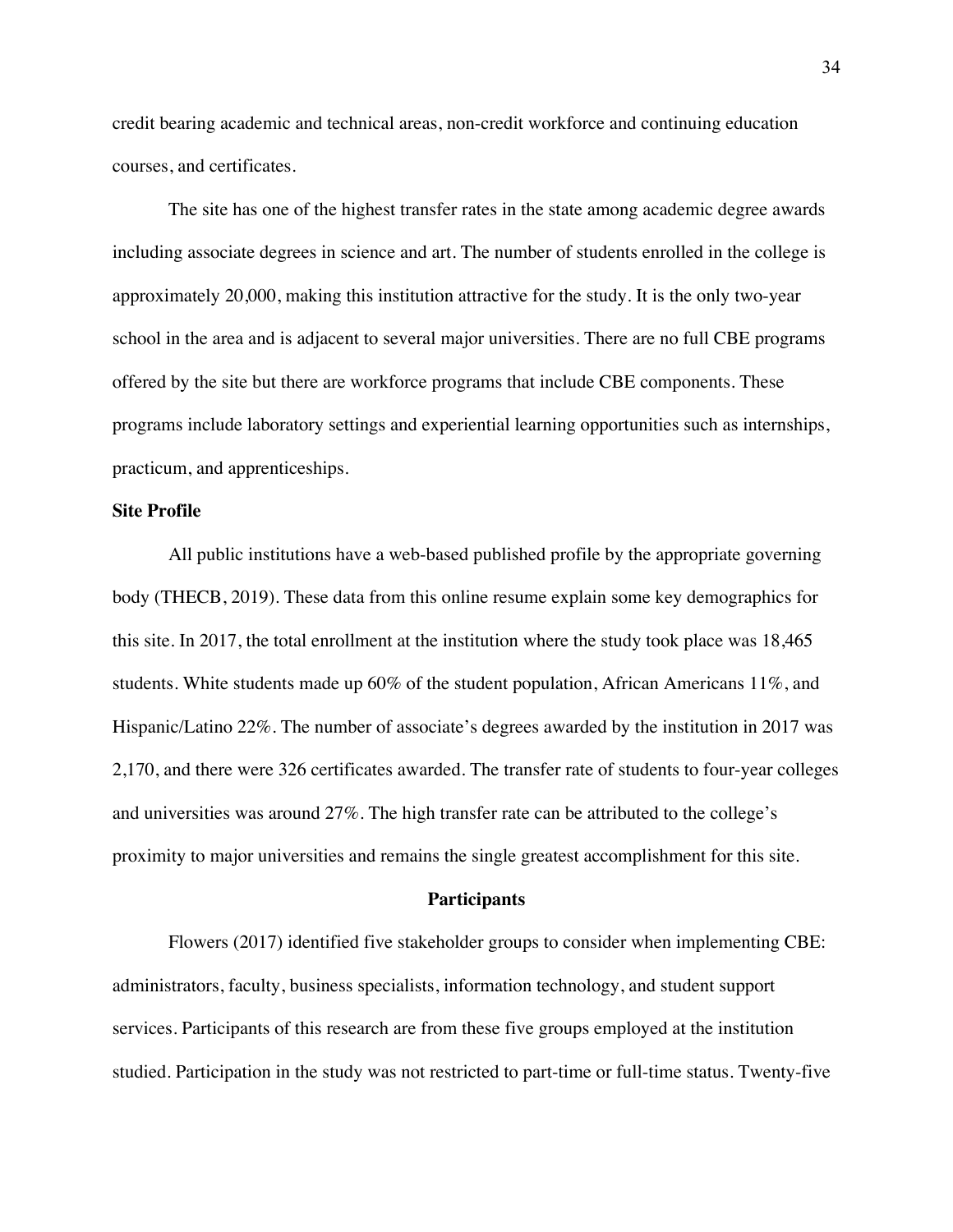credit bearing academic and technical areas, non-credit workforce and continuing education courses, and certificates.

The site has one of the highest transfer rates in the state among academic degree awards including associate degrees in science and art. The number of students enrolled in the college is approximately 20,000, making this institution attractive for the study. It is the only two-year school in the area and is adjacent to several major universities. There are no full CBE programs offered by the site but there are workforce programs that include CBE components. These programs include laboratory settings and experiential learning opportunities such as internships, practicum, and apprenticeships.

**Site Profile**

All public institutions have a web-based published profile by the appropriate governing body (THECB, 2019). These data from this online resume explain some key demographics for this site. In 2017, the total enrollment at the institution where the study took place was 18,465 students. White students made up 60% of the student population, African Americans 11%, and Hispanic/Latino 22%. The number of associate's degrees awarded by the institution in 2017 was 2,170, and there were 326 certificates awarded. The transfer rate of students to four-year colleges and universities was around 27%. The high transfer rate can be attributed to the college's proximity to major universities and remains the single greatest accomplishment for this site.

## Participants

Flowers (2017) identified five stakeholder groups to consider when implementing CBE: administrators, faculty, business specialists, information technology, and student support services. Participants of this research are from these five groups employed at the institution studied. Participation in the study was not restricted to part-time or full-time status. Twenty-five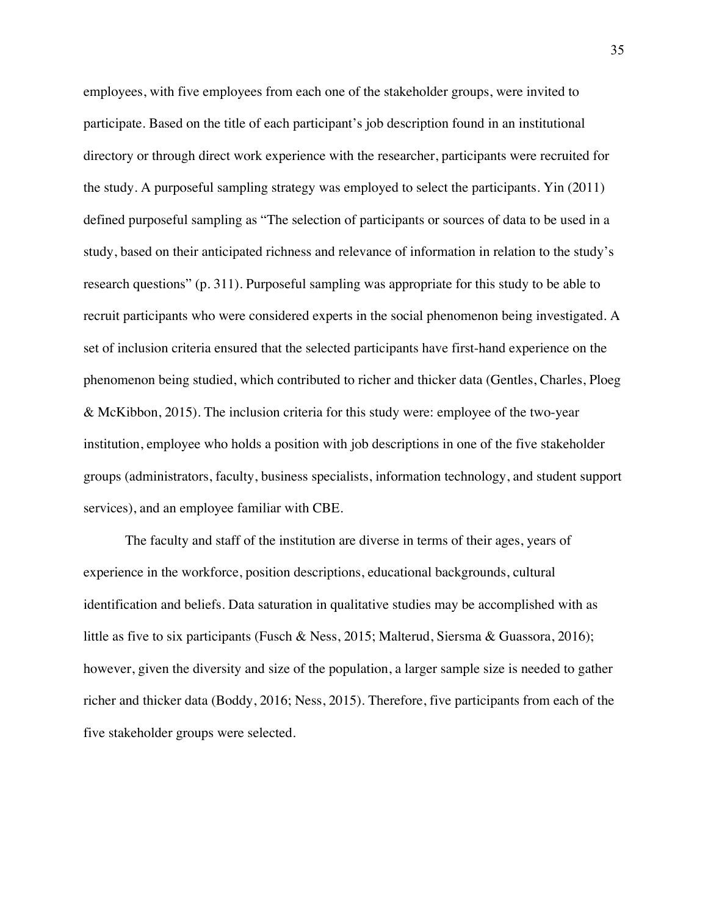employees, with five employees from each one of the stakeholder groups, were invited to participate. Based on the title of each participant's job description found in an institutional directory or through direct work experience with the researcher, participants were recruited for the study. A purposeful sampling strategy was employed to select the participants. Yin (2011) defined purposeful sampling as "The selection of participants or sources of data to be used in a study, based on their anticipated richness and relevance of information in relation to the study's research questions" (p. 311). Purposeful sampling was appropriate for this study to be able to recruit participants who were considered experts in the social phenomenon being investigated. A set of inclusion criteria ensured that the selected participants have first-hand experience on the phenomenon being studied, which contributed to richer and thicker data (Gentles, Charles, Ploeg & McKibbon, 2015). The inclusion criteria for this study were: employee of the two-year institution, employee who holds a position with job descriptions in one of the five stakeholder groups (administrators, faculty, business specialists, information technology, and student support services), and an employee familiar with CBE.

The faculty and staff of the institution are diverse in terms of their ages, years of experience in the workforce, position descriptions, educational backgrounds, cultural identification and beliefs. Data saturation in qualitative studies may be accomplished with as little as five to six participants (Fusch & Ness, 2015; Malterud, Siersma & Guassora, 2016); however, given the diversity and size of the population, a larger sample size is needed to gather richer and thicker data (Boddy, 2016; Ness, 2015). Therefore, five participants from each of the five stakeholder groups were selected.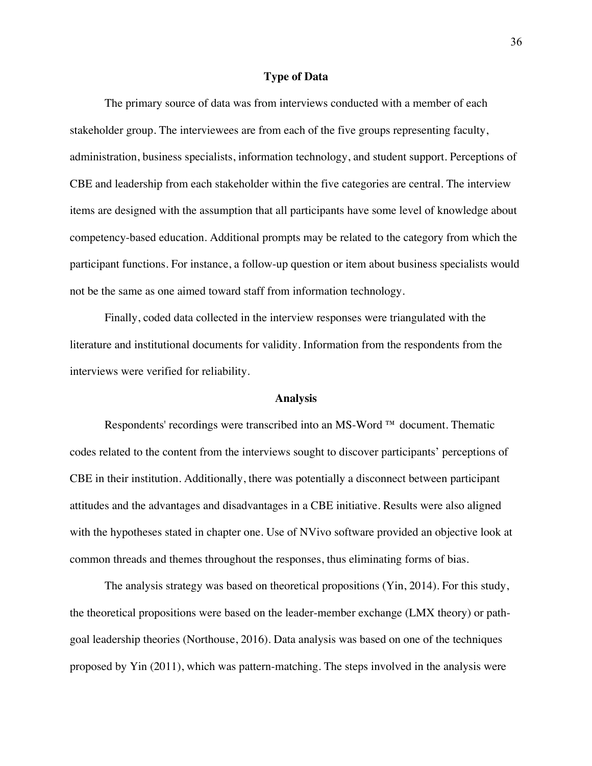## Type of Data

The primary source of data was from interviews conducted with a member of each stakeholder group. The interviewees are from each of the five groups representing faculty, administration, business specialists, information technology, and student support. Perceptions of CBE and leadership from each stakeholder within the five categories are central. The interview items are designed with the assumption that all participants have some level of knowledge about competency-based education. Additional prompts may be related to the category from which the participant functions. For instance, a follow-up question or item about business specialists would not be the same as one aimed toward staff from information technology.

Finally, coded data collected in the interview responses were triangulated with the literature and institutional documents for validity. Information from the respondents from the interviews were verified for reliability.

## Analysis

Respondents' recordings were transcribed into an MS-Word ™ document. Thematic codes related to the content from the interviews sought to discover participants' perceptions of CBE in their institution. Additionally, there was potentially a disconnect between participant attitudes and the advantages and disadvantages in a CBE initiative. Results were also aligned with the hypotheses stated in chapter one. Use of NVivo software provided an objective look at common threads and themes throughout the responses, thus eliminating forms of bias.

The analysis strategy was based on theoretical propositions (Yin, 2014). For this study, the theoretical propositions were based on the leader-member exchange (LMX theory) or path-goal leadership theories (Northouse, 2016). Data analysis was based on one of the techniques proposed by Yin (2011), which was pattern-matching. The steps involved in the analysis were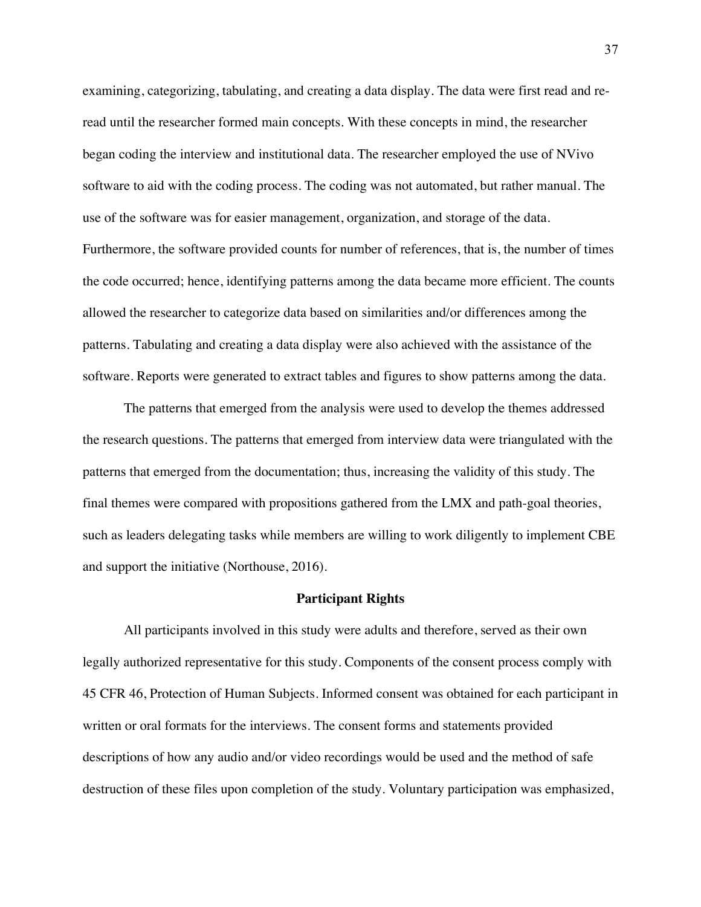examining, categorizing, tabulating, and creating a data display. The data were first read and re-read until the researcher formed main concepts. With these concepts in mind, the researcher began coding the interview and institutional data. The researcher employed the use of NVivo software to aid with the coding process. The coding was not automated, but rather manual. The use of the software was for easier management, organization, and storage of the data. Furthermore, the software provided counts for number of references, that is, the number of times the code occurred; hence, identifying patterns among the data became more efficient. The counts allowed the researcher to categorize data based on similarities and/or differences among the patterns. Tabulating and creating a data display were also achieved with the assistance of the software. Reports were generated to extract tables and figures to show patterns among the data.

The patterns that emerged from the analysis were used to develop the themes addressed the research questions. The patterns that emerged from interview data were triangulated with the patterns that emerged from the documentation; thus, increasing the validity of this study. The final themes were compared with propositions gathered from the LMX and path-goal theories, such as leaders delegating tasks while members are willing to work diligently to implement CBE and support the initiative (Northouse, 2016).

## Participant Rights

All participants involved in this study were adults and therefore, served as their own legally authorized representative for this study. Components of the consent process comply with 45 CFR 46, Protection of Human Subjects. Informed consent was obtained for each participant in written or oral formats for the interviews. The consent forms and statements provided descriptions of how any audio and/or video recordings would be used and the method of safe destruction of these files upon completion of the study. Voluntary participation was emphasized,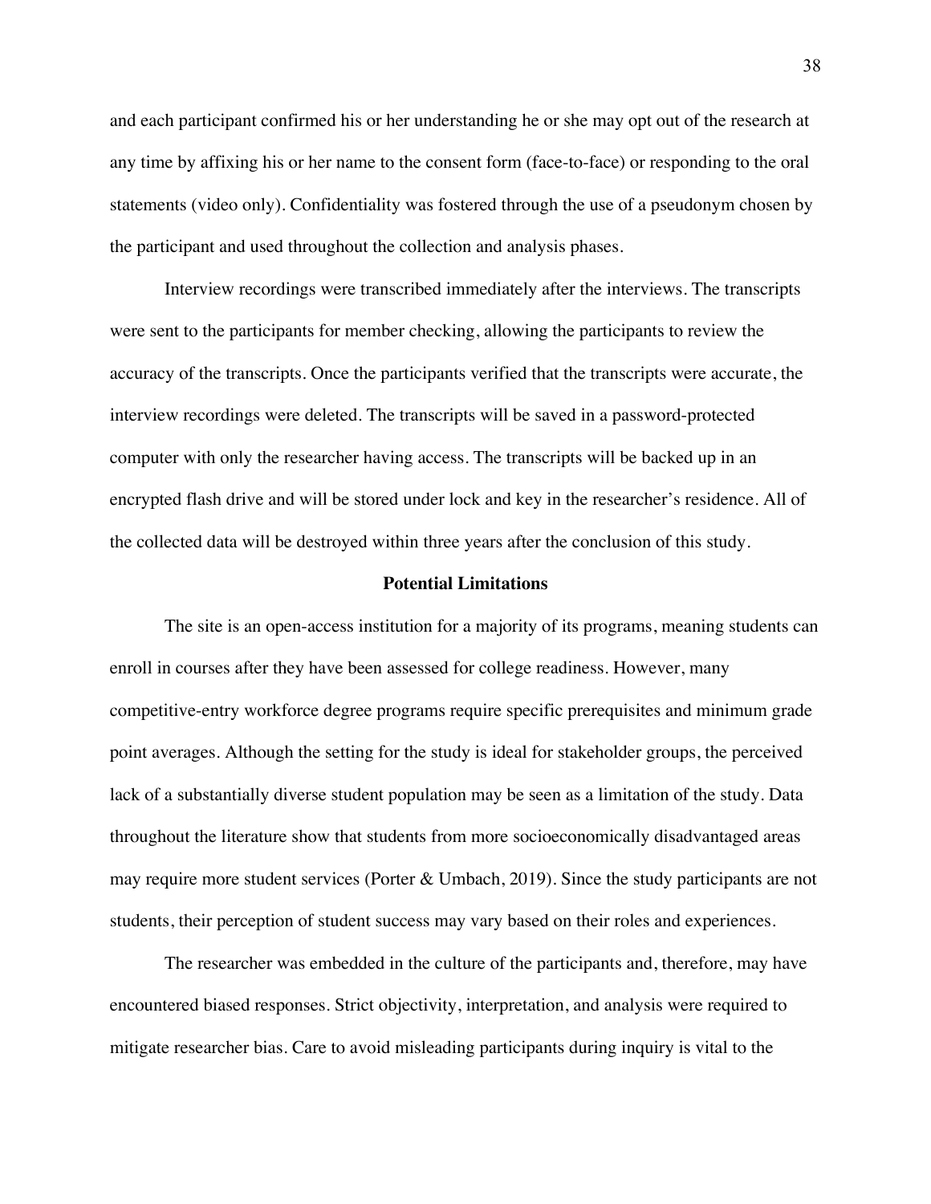and each participant confirmed his or her understanding he or she may opt out of the research at any time by affixing his or her name to the consent form (face-to-face) or responding to the oral statements (video only). Confidentiality was fostered through the use of a pseudonym chosen by the participant and used throughout the collection and analysis phases.

Interview recordings were transcribed immediately after the interviews. The transcripts were sent to the participants for member checking, allowing the participants to review the accuracy of the transcripts. Once the participants verified that the transcripts were accurate, the interview recordings were deleted. The transcripts will be saved in a password-protected computer with only the researcher having access. The transcripts will be backed up in an encrypted flash drive and will be stored under lock and key in the researcher's residence. All of the collected data will be destroyed within three years after the conclusion of this study.

## Potential Limitations

The site is an open-access institution for a majority of its programs, meaning students can enroll in courses after they have been assessed for college readiness. However, many competitive-entry workforce degree programs require specific prerequisites and minimum grade point averages. Although the setting for the study is ideal for stakeholder groups, the perceived lack of a substantially diverse student population may be seen as a limitation of the study. Data throughout the literature show that students from more socioeconomically disadvantaged areas may require more student services (Porter & Umbach, 2019). Since the study participants are not students, their perception of student success may vary based on their roles and experiences.

The researcher was embedded in the culture of the participants and, therefore, may have encountered biased responses. Strict objectivity, interpretation, and analysis were required to mitigate researcher bias. Care to avoid misleading participants during inquiry is vital to the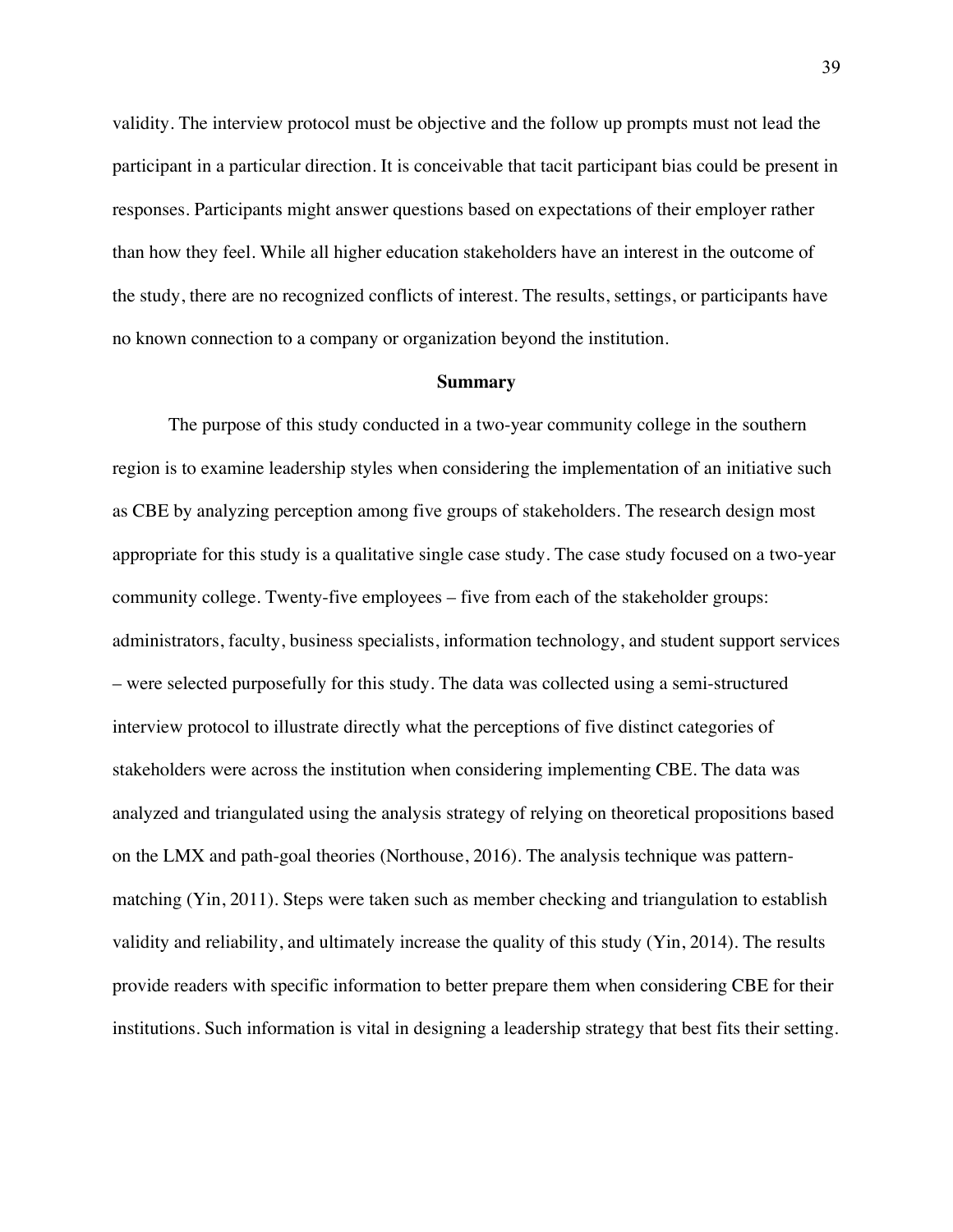validity. The interview protocol must be objective and the follow up prompts must not lead the participant in a particular direction. It is conceivable that tacit participant bias could be present in responses. Participants might answer questions based on expectations of their employer rather than how they feel. While all higher education stakeholders have an interest in the outcome of the study, there are no recognized conflicts of interest. The results, settings, or participants have no known connection to a company or organization beyond the institution.

## Summary

The purpose of this study conducted in a two-year community college in the southern region is to examine leadership styles when considering the implementation of an initiative such as CBE by analyzing perception among five groups of stakeholders. The research design most appropriate for this study is a qualitative single case study. The case study focused on a two-year community college. Twenty-five employees – five from each of the stakeholder groups: administrators, faculty, business specialists, information technology, and student support services – were selected purposefully for this study. The data was collected using a semi-structured interview protocol to illustrate directly what the perceptions of five distinct categories of stakeholders were across the institution when considering implementing CBE. The data was analyzed and triangulated using the analysis strategy of relying on theoretical propositions based on the LMX and path-goal theories (Northouse, 2016). The analysis technique was pattern-matching (Yin, 2011). Steps were taken such as member checking and triangulation to establish validity and reliability, and ultimately increase the quality of this study (Yin, 2014). The results provide readers with specific information to better prepare them when considering CBE for their institutions. Such information is vital in designing a leadership strategy that best fits their setting.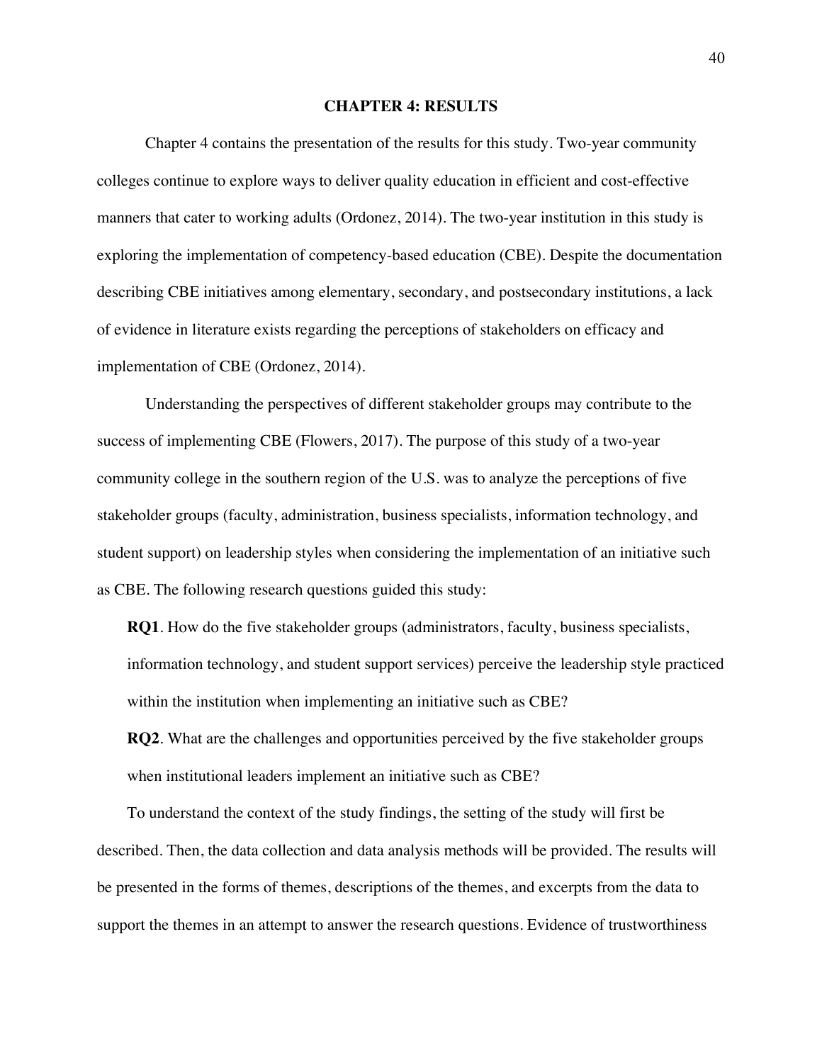# CHAPTER 4: RESULTS

Chapter 4 contains the presentation of the results for this study. Two-year community colleges continue to explore ways to deliver quality education in efficient and cost-effective manners that cater to working adults (Ordonez, 2014). The two-year institution in this study is exploring the implementation of competency-based education (CBE). Despite the documentation describing CBE initiatives among elementary, secondary, and postsecondary institutions, a lack of evidence in literature exists regarding the perceptions of stakeholders on efficacy and implementation of CBE (Ordonez, 2014).

Understanding the perspectives of different stakeholder groups may contribute to the success of implementing CBE (Flowers, 2017). The purpose of this study of a two-year community college in the southern region of the U.S. was to analyze the perceptions of five stakeholder groups (faculty, administration, business specialists, information technology, and student support) on leadership styles when considering the implementation of an initiative such as CBE. The following research questions guided this study:

**RQ1**. How do the five stakeholder groups (administrators, faculty, business specialists, information technology, and student support services) perceive the leadership style practiced within the institution when implementing an initiative such as CBE?

**RQ2**. What are the challenges and opportunities perceived by the five stakeholder groups when institutional leaders implement an initiative such as CBE?

To understand the context of the study findings, the setting of the study will first be described. Then, the data collection and data analysis methods will be provided. The results will be presented in the forms of themes, descriptions of the themes, and excerpts from the data to support the themes in an attempt to answer the research questions. Evidence of trustworthiness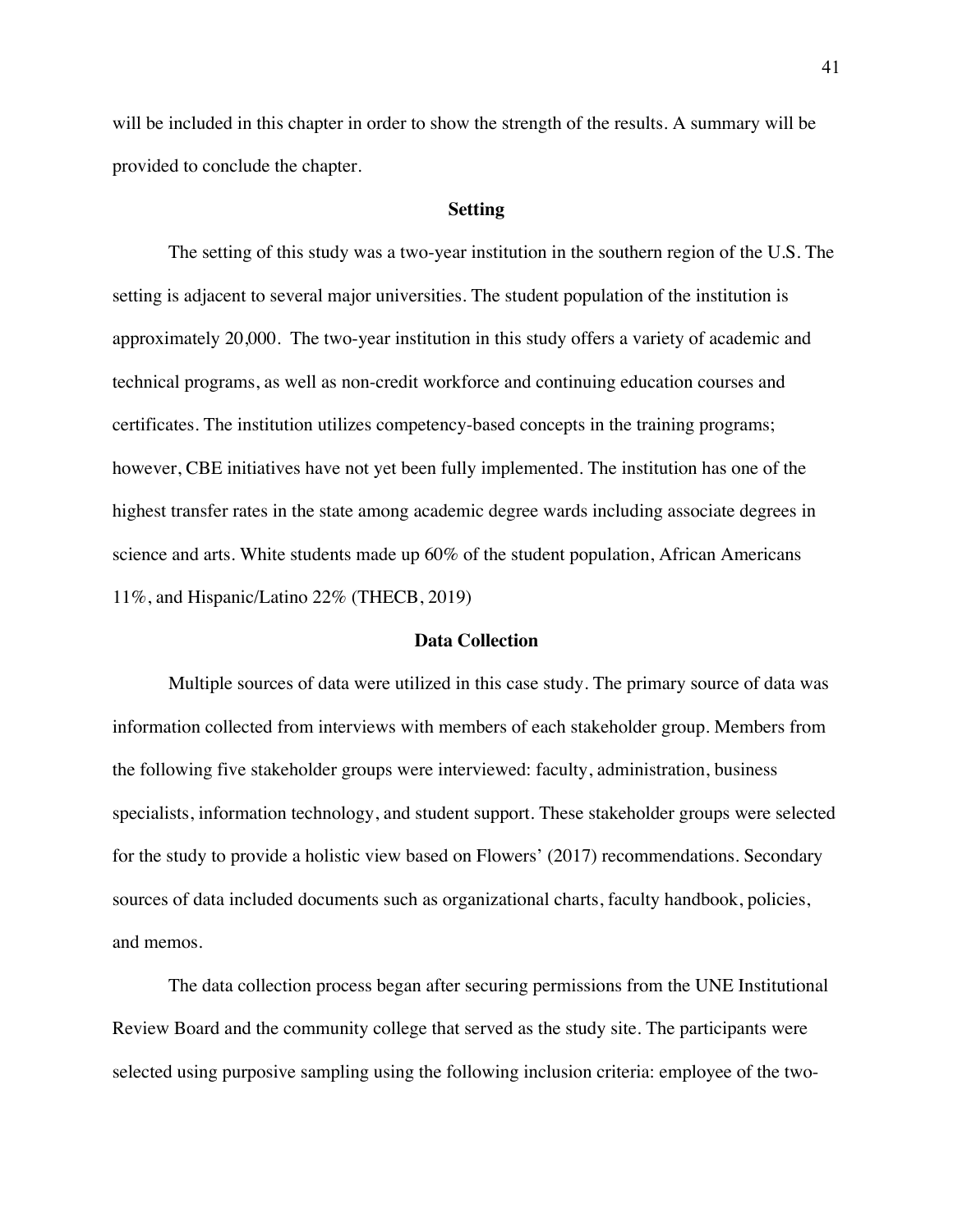will be included in this chapter in order to show the strength of the results. A summary will be provided to conclude the chapter.

## Setting

The setting of this study was a two-year institution in the southern region of the U.S. The setting is adjacent to several major universities. The student population of the institution is approximately 20,000. The two-year institution in this study offers a variety of academic and technical programs, as well as non-credit workforce and continuing education courses and certificates. The institution utilizes competency-based concepts in the training programs; however, CBE initiatives have not yet been fully implemented. The institution has one of the highest transfer rates in the state among academic degree wards including associate degrees in science and arts. White students made up 60% of the student population, African Americans 11%, and Hispanic/Latino 22% (THECB, 2019)

## Data Collection

Multiple sources of data were utilized in this case study. The primary source of data was information collected from interviews with members of each stakeholder group. Members from the following five stakeholder groups were interviewed: faculty, administration, business specialists, information technology, and student support. These stakeholder groups were selected for the study to provide a holistic view based on Flowers' (2017) recommendations. Secondary sources of data included documents such as organizational charts, faculty handbook, policies, and memos.

The data collection process began after securing permissions from the UNE Institutional Review Board and the community college that served as the study site. The participants were selected using purposive sampling using the following inclusion criteria: employee of the two-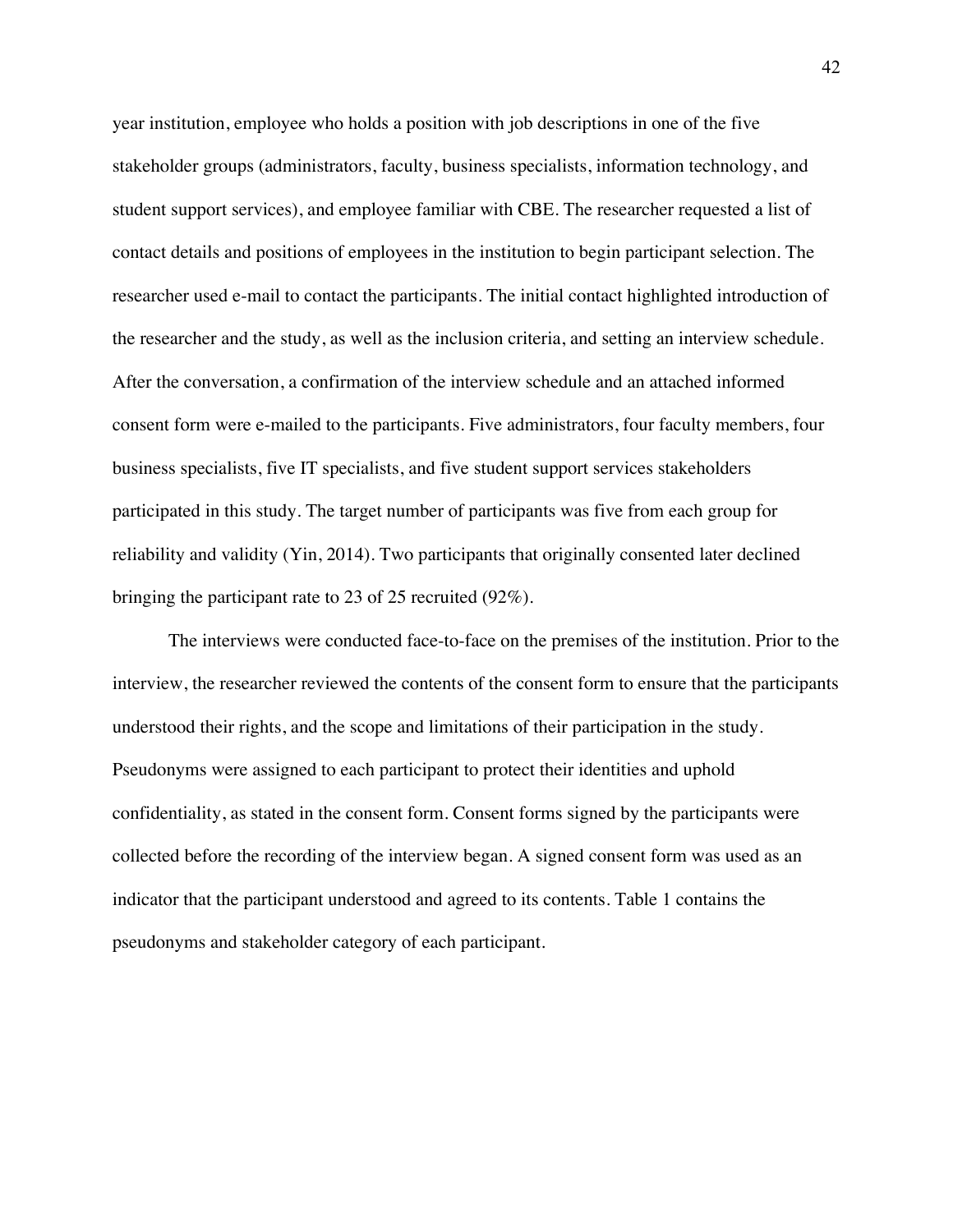year institution, employee who holds a position with job descriptions in one of the five stakeholder groups (administrators, faculty, business specialists, information technology, and student support services), and employee familiar with CBE. The researcher requested a list of contact details and positions of employees in the institution to begin participant selection. The researcher used e-mail to contact the participants. The initial contact highlighted introduction of the researcher and the study, as well as the inclusion criteria, and setting an interview schedule. After the conversation, a confirmation of the interview schedule and an attached informed consent form were e-mailed to the participants. Five administrators, four faculty members, four business specialists, five IT specialists, and five student support services stakeholders participated in this study. The target number of participants was five from each group for reliability and validity (Yin, 2014). Two participants that originally consented later declined bringing the participant rate to 23 of 25 recruited (92%).

The interviews were conducted face-to-face on the premises of the institution. Prior to the interview, the researcher reviewed the contents of the consent form to ensure that the participants understood their rights, and the scope and limitations of their participation in the study. Pseudonyms were assigned to each participant to protect their identities and uphold confidentiality, as stated in the consent form. Consent forms signed by the participants were collected before the recording of the interview began. A signed consent form was used as an indicator that the participant understood and agreed to its contents. Table 1 contains the pseudonyms and stakeholder category of each participant.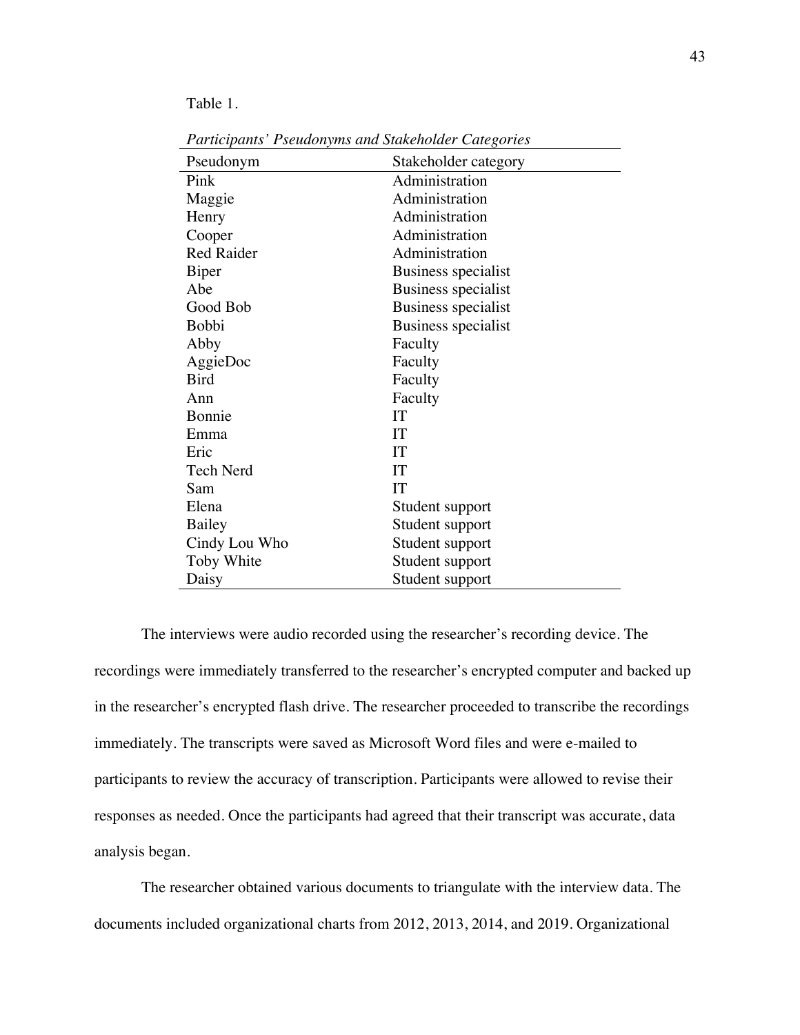Table 1.

*Participants' Pseudonyms and Stakeholder Categories*

| Pseudonym | Stakeholder category |
| --- | --- |
| Pink | Administration |
| Maggie | Administration |
| Henry | Administration |
| Cooper | Administration |
| Red Raider | Administration |
| Biper | Business specialist |
| Abe | Business specialist |
| Good Bob | Business specialist |
| Bobbi | Business specialist |
| Abby | Faculty |
| AggieDoc | Faculty |
| Bird | Faculty |
| Ann | Faculty |
| Bonnie | IT |
| Emma | IT |
| Eric | IT |
| Tech Nerd | IT |
| Sam | IT |
| Elena | Student support |
| Bailey | Student support |
| Cindy Lou Who | Student support |
| Toby White | Student support |
| Daisy | Student support |

The interviews were audio recorded using the researcher's recording device. The recordings were immediately transferred to the researcher's encrypted computer and backed up in the researcher's encrypted flash drive. The researcher proceeded to transcribe the recordings immediately. The transcripts were saved as Microsoft Word files and were e-mailed to participants to review the accuracy of transcription. Participants were allowed to revise their responses as needed. Once the participants had agreed that their transcript was accurate, data analysis began.

The researcher obtained various documents to triangulate with the interview data. The documents included organizational charts from 2012, 2013, 2014, and 2019. Organizational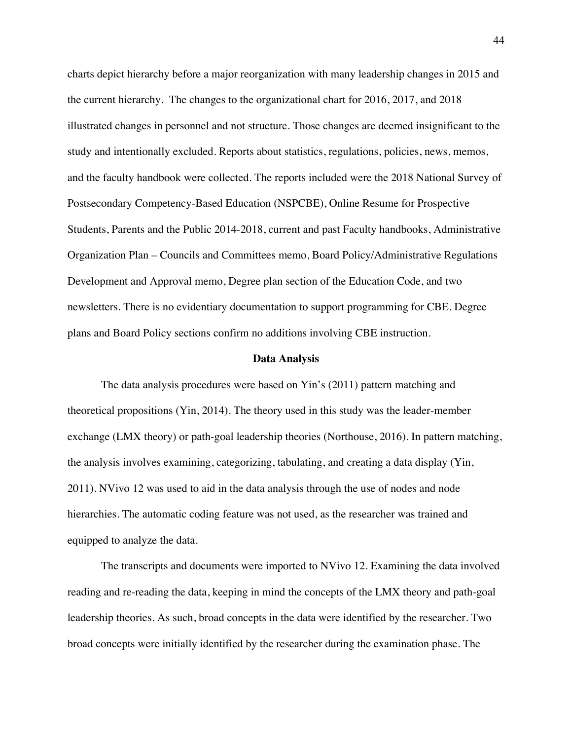charts depict hierarchy before a major reorganization with many leadership changes in 2015 and the current hierarchy. The changes to the organizational chart for 2016, 2017, and 2018 illustrated changes in personnel and not structure. Those changes are deemed insignificant to the study and intentionally excluded. Reports about statistics, regulations, policies, news, memos, and the faculty handbook were collected. The reports included were the 2018 National Survey of Postsecondary Competency-Based Education (NSPCBE), Online Resume for Prospective Students, Parents and the Public 2014-2018, current and past Faculty handbooks, Administrative Organization Plan – Councils and Committees memo, Board Policy/Administrative Regulations Development and Approval memo, Degree plan section of the Education Code, and two newsletters. There is no evidentiary documentation to support programming for CBE. Degree plans and Board Policy sections confirm no additions involving CBE instruction.

## Data Analysis

The data analysis procedures were based on Yin's (2011) pattern matching and theoretical propositions (Yin, 2014). The theory used in this study was the leader-member exchange (LMX theory) or path-goal leadership theories (Northouse, 2016). In pattern matching, the analysis involves examining, categorizing, tabulating, and creating a data display (Yin, 2011). NVivo 12 was used to aid in the data analysis through the use of nodes and node hierarchies. The automatic coding feature was not used, as the researcher was trained and equipped to analyze the data.

The transcripts and documents were imported to NVivo 12. Examining the data involved reading and re-reading the data, keeping in mind the concepts of the LMX theory and path-goal leadership theories. As such, broad concepts in the data were identified by the researcher. Two broad concepts were initially identified by the researcher during the examination phase. The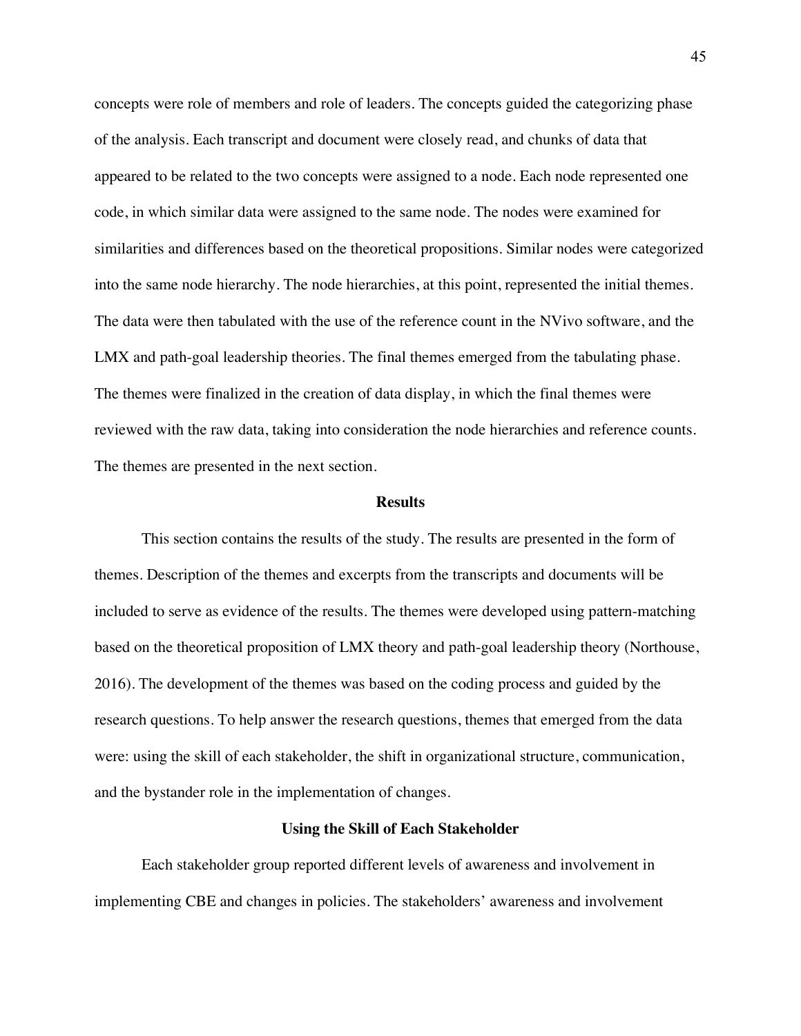concepts were role of members and role of leaders. The concepts guided the categorizing phase of the analysis. Each transcript and document were closely read, and chunks of data that appeared to be related to the two concepts were assigned to a node. Each node represented one code, in which similar data were assigned to the same node. The nodes were examined for similarities and differences based on the theoretical propositions. Similar nodes were categorized into the same node hierarchy. The node hierarchies, at this point, represented the initial themes. The data were then tabulated with the use of the reference count in the NVivo software, and the LMX and path-goal leadership theories. The final themes emerged from the tabulating phase. The themes were finalized in the creation of data display, in which the final themes were reviewed with the raw data, taking into consideration the node hierarchies and reference counts. The themes are presented in the next section.

## Results

This section contains the results of the study. The results are presented in the form of themes. Description of the themes and excerpts from the transcripts and documents will be included to serve as evidence of the results. The themes were developed using pattern-matching based on the theoretical proposition of LMX theory and path-goal leadership theory (Northouse, 2016). The development of the themes was based on the coding process and guided by the research questions. To help answer the research questions, themes that emerged from the data were: using the skill of each stakeholder, the shift in organizational structure, communication, and the bystander role in the implementation of changes.

### Using the Skill of Each Stakeholder

Each stakeholder group reported different levels of awareness and involvement in implementing CBE and changes in policies. The stakeholders' awareness and involvement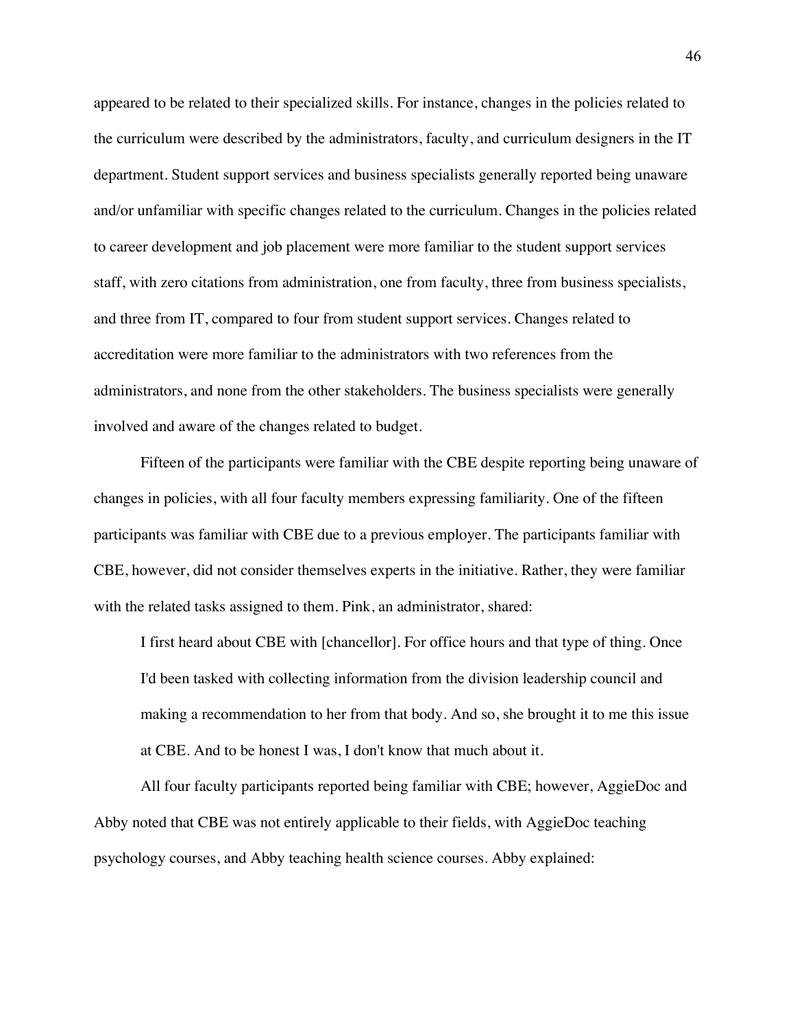appeared to be related to their specialized skills. For instance, changes in the policies related to the curriculum were described by the administrators, faculty, and curriculum designers in the IT department. Student support services and business specialists generally reported being unaware and/or unfamiliar with specific changes related to the curriculum. Changes in the policies related to career development and job placement were more familiar to the student support services staff, with zero citations from administration, one from faculty, three from business specialists, and three from IT, compared to four from student support services. Changes related to accreditation were more familiar to the administrators with two references from the administrators, and none from the other stakeholders. The business specialists were generally involved and aware of the changes related to budget.

Fifteen of the participants were familiar with the CBE despite reporting being unaware of changes in policies, with all four faculty members expressing familiarity. One of the fifteen participants was familiar with CBE due to a previous employer. The participants familiar with CBE, however, did not consider themselves experts in the initiative. Rather, they were familiar with the related tasks assigned to them. Pink, an administrator, shared:

> I first heard about CBE with [chancellor]. For office hours and that type of thing. Once I'd been tasked with collecting information from the division leadership council and making a recommendation to her from that body. And so, she brought it to me this issue at CBE. And to be honest I was, I don't know that much about it.

All four faculty participants reported being familiar with CBE; however, AggieDoc and Abby noted that CBE was not entirely applicable to their fields, with AggieDoc teaching psychology courses, and Abby teaching health science courses. Abby explained: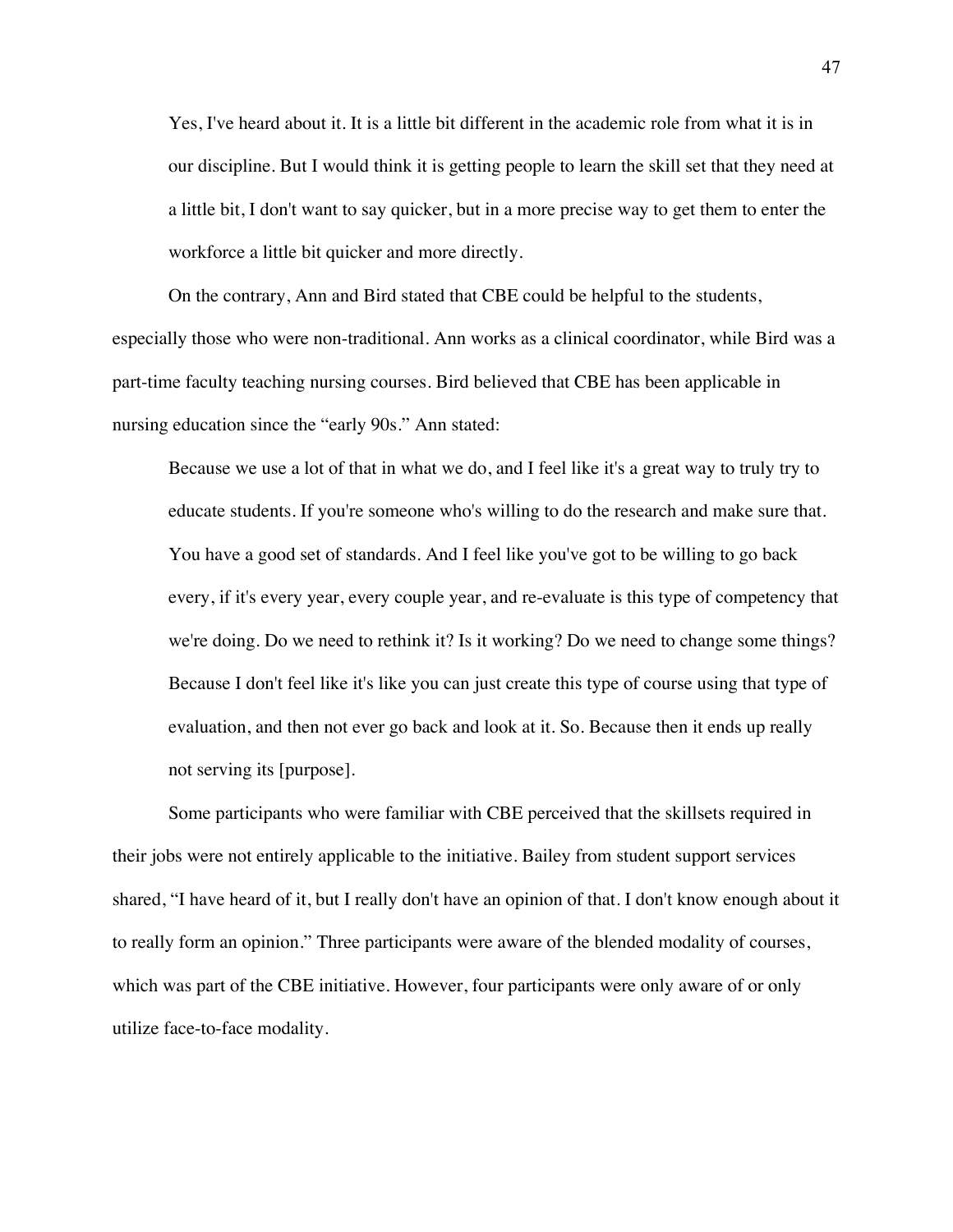> Yes, I've heard about it. It is a little bit different in the academic role from what it is in our discipline. But I would think it is getting people to learn the skill set that they need at a little bit, I don't want to say quicker, but in a more precise way to get them to enter the workforce a little bit quicker and more directly.

On the contrary, Ann and Bird stated that CBE could be helpful to the students, especially those who were non-traditional. Ann works as a clinical coordinator, while Bird was a part-time faculty teaching nursing courses. Bird believed that CBE has been applicable in nursing education since the "early 90s." Ann stated:

> Because we use a lot of that in what we do, and I feel like it's a great way to truly try to educate students. If you're someone who's willing to do the research and make sure that. You have a good set of standards. And I feel like you've got to be willing to go back every, if it's every year, every couple year, and re-evaluate is this type of competency that we're doing. Do we need to rethink it? Is it working? Do we need to change some things? Because I don't feel like it's like you can just create this type of course using that type of evaluation, and then not ever go back and look at it. So. Because then it ends up really not serving its [purpose].

Some participants who were familiar with CBE perceived that the skillsets required in their jobs were not entirely applicable to the initiative. Bailey from student support services shared, "I have heard of it, but I really don't have an opinion of that. I don't know enough about it to really form an opinion." Three participants were aware of the blended modality of courses, which was part of the CBE initiative. However, four participants were only aware of or only utilize face-to-face modality.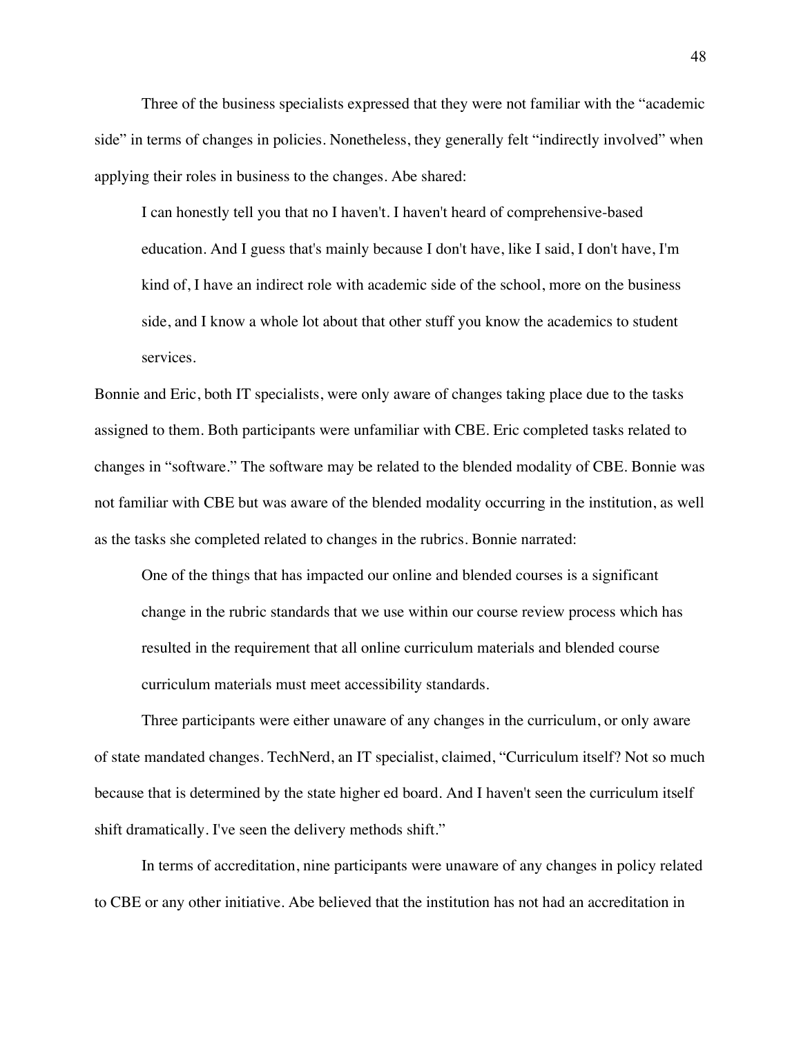Three of the business specialists expressed that they were not familiar with the "academic side" in terms of changes in policies. Nonetheless, they generally felt "indirectly involved" when applying their roles in business to the changes. Abe shared:

> I can honestly tell you that no I haven't. I haven't heard of comprehensive-based education. And I guess that's mainly because I don't have, like I said, I don't have, I'm kind of, I have an indirect role with academic side of the school, more on the business side, and I know a whole lot about that other stuff you know the academics to student services.

Bonnie and Eric, both IT specialists, were only aware of changes taking place due to the tasks assigned to them. Both participants were unfamiliar with CBE. Eric completed tasks related to changes in "software." The software may be related to the blended modality of CBE. Bonnie was not familiar with CBE but was aware of the blended modality occurring in the institution, as well as the tasks she completed related to changes in the rubrics. Bonnie narrated:

> One of the things that has impacted our online and blended courses is a significant change in the rubric standards that we use within our course review process which has resulted in the requirement that all online curriculum materials and blended course curriculum materials must meet accessibility standards.

Three participants were either unaware of any changes in the curriculum, or only aware of state mandated changes. TechNerd, an IT specialist, claimed, "Curriculum itself? Not so much because that is determined by the state higher ed board. And I haven't seen the curriculum itself shift dramatically. I've seen the delivery methods shift."

In terms of accreditation, nine participants were unaware of any changes in policy related to CBE or any other initiative. Abe believed that the institution has not had an accreditation in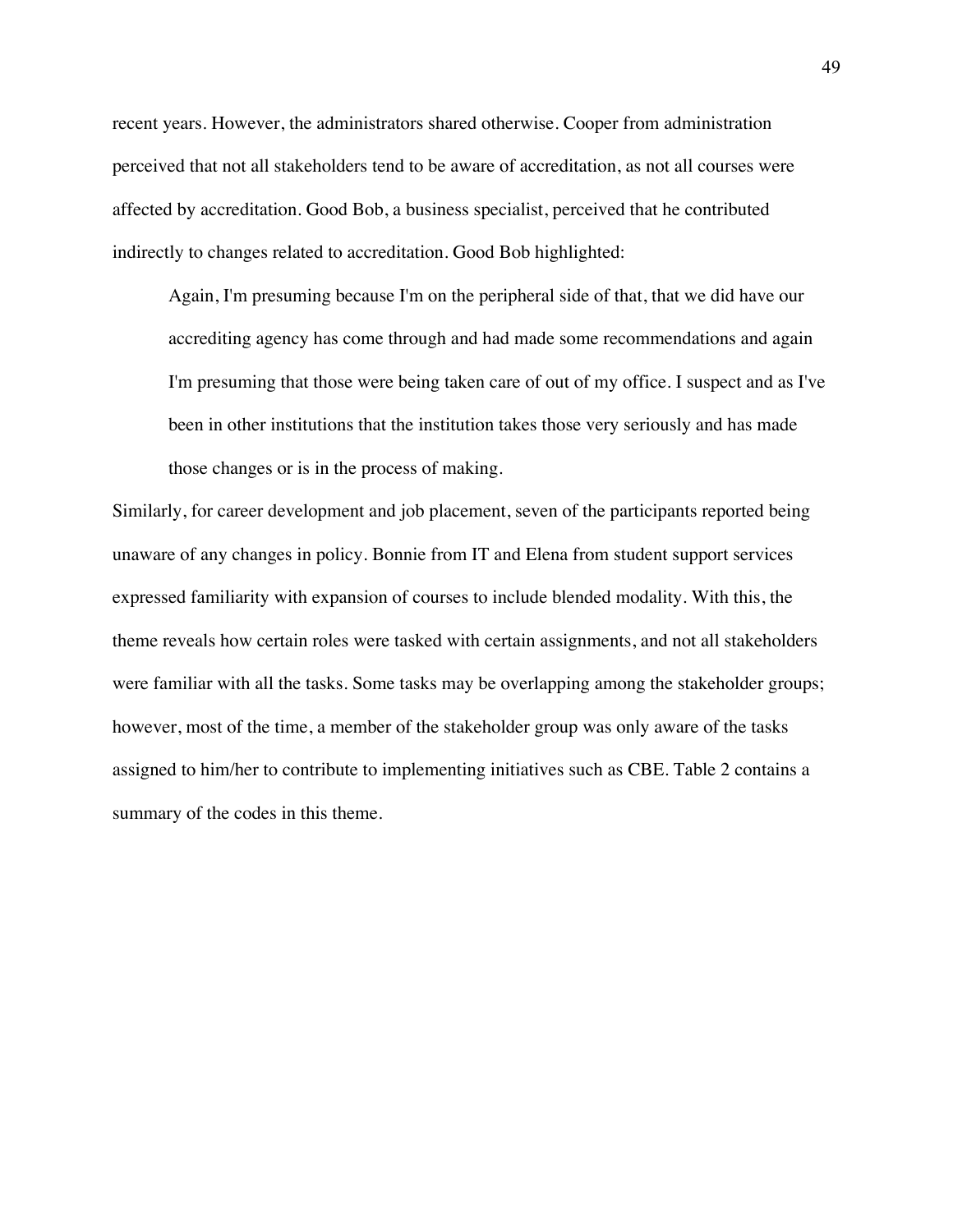recent years. However, the administrators shared otherwise. Cooper from administration perceived that not all stakeholders tend to be aware of accreditation, as not all courses were affected by accreditation. Good Bob, a business specialist, perceived that he contributed indirectly to changes related to accreditation. Good Bob highlighted:

> Again, I'm presuming because I'm on the peripheral side of that, that we did have our accrediting agency has come through and had made some recommendations and again I'm presuming that those were being taken care of out of my office. I suspect and as I've been in other institutions that the institution takes those very seriously and has made those changes or is in the process of making.

Similarly, for career development and job placement, seven of the participants reported being unaware of any changes in policy. Bonnie from IT and Elena from student support services expressed familiarity with expansion of courses to include blended modality. With this, the theme reveals how certain roles were tasked with certain assignments, and not all stakeholders were familiar with all the tasks. Some tasks may be overlapping among the stakeholder groups; however, most of the time, a member of the stakeholder group was only aware of the tasks assigned to him/her to contribute to implementing initiatives such as CBE. Table 2 contains a summary of the codes in this theme.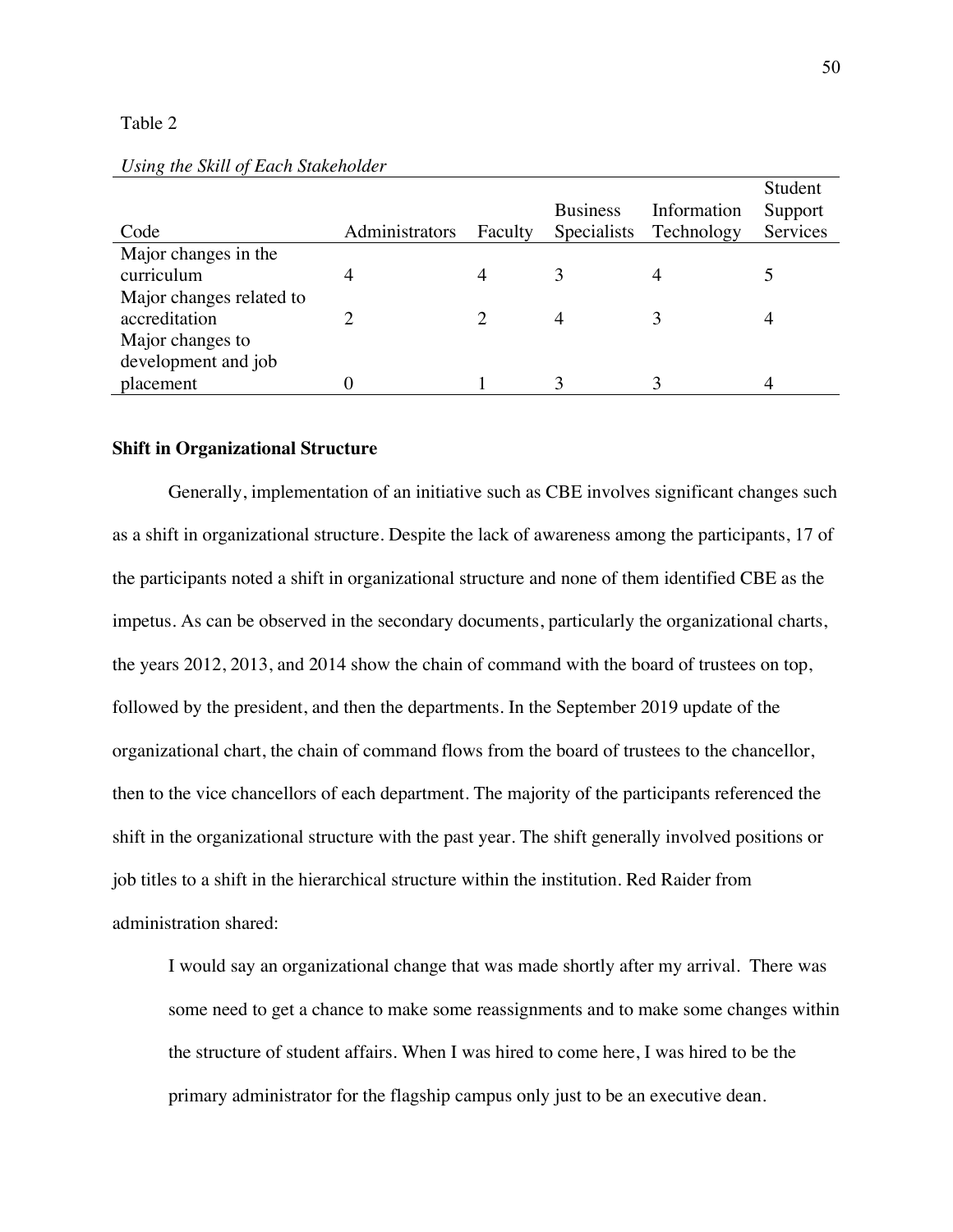Table 2

*Using the Skill of Each Stakeholder*

| Code | Administrators | Faculty | Business Specialists | Information Technology | Student Support Services |
|---|---|---|---|---|---|
| Major changes in the curriculum | 4 | 4 | 3 | 4 | 5 |
| Major changes related to accreditation | 2 | 2 | 4 | 3 | 4 |
| Major changes to development and job placement | 0 | 1 | 3 | 3 | 4 |

**Shift in Organizational Structure**

Generally, implementation of an initiative such as CBE involves significant changes such as a shift in organizational structure. Despite the lack of awareness among the participants, 17 of the participants noted a shift in organizational structure and none of them identified CBE as the impetus. As can be observed in the secondary documents, particularly the organizational charts, the years 2012, 2013, and 2014 show the chain of command with the board of trustees on top, followed by the president, and then the departments. In the September 2019 update of the organizational chart, the chain of command flows from the board of trustees to the chancellor, then to the vice chancellors of each department. The majority of the participants referenced the shift in the organizational structure with the past year. The shift generally involved positions or job titles to a shift in the hierarchical structure within the institution. Red Raider from administration shared:

> I would say an organizational change that was made shortly after my arrival. There was some need to get a chance to make some reassignments and to make some changes within the structure of student affairs. When I was hired to come here, I was hired to be the primary administrator for the flagship campus only just to be an executive dean.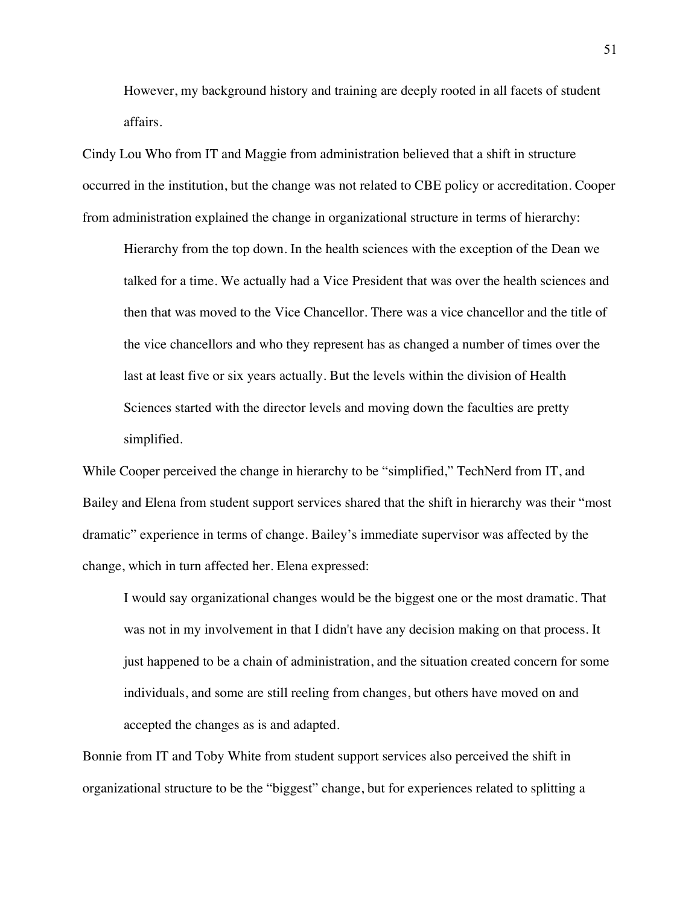> However, my background history and training are deeply rooted in all facets of student affairs.

Cindy Lou Who from IT and Maggie from administration believed that a shift in structure occurred in the institution, but the change was not related to CBE policy or accreditation. Cooper from administration explained the change in organizational structure in terms of hierarchy:

> Hierarchy from the top down. In the health sciences with the exception of the Dean we talked for a time. We actually had a Vice President that was over the health sciences and then that was moved to the Vice Chancellor. There was a vice chancellor and the title of the vice chancellors and who they represent has as changed a number of times over the last at least five or six years actually. But the levels within the division of Health Sciences started with the director levels and moving down the faculties are pretty simplified.

While Cooper perceived the change in hierarchy to be "simplified," TechNerd from IT, and Bailey and Elena from student support services shared that the shift in hierarchy was their "most dramatic" experience in terms of change. Bailey's immediate supervisor was affected by the change, which in turn affected her. Elena expressed:

> I would say organizational changes would be the biggest one or the most dramatic. That was not in my involvement in that I didn't have any decision making on that process. It just happened to be a chain of administration, and the situation created concern for some individuals, and some are still reeling from changes, but others have moved on and accepted the changes as is and adapted.

Bonnie from IT and Toby White from student support services also perceived the shift in organizational structure to be the "biggest" change, but for experiences related to splitting a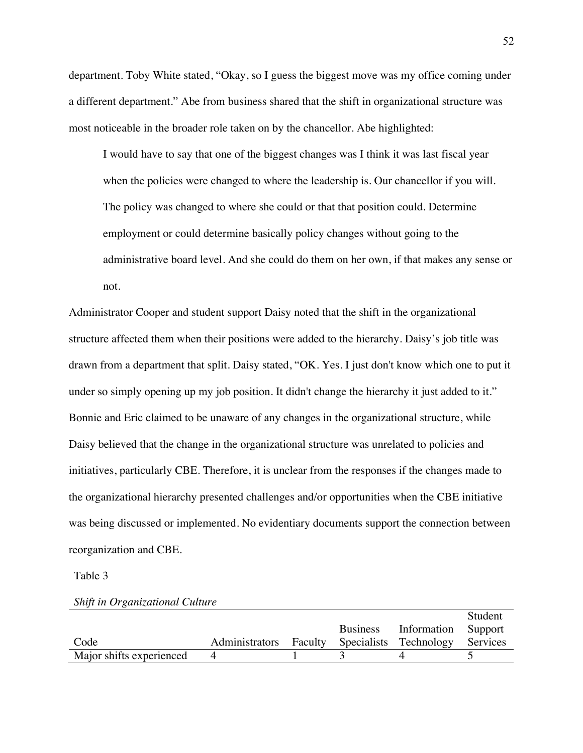department. Toby White stated, "Okay, so I guess the biggest move was my office coming under a different department." Abe from business shared that the shift in organizational structure was most noticeable in the broader role taken on by the chancellor. Abe highlighted:

> I would have to say that one of the biggest changes was I think it was last fiscal year when the policies were changed to where the leadership is. Our chancellor if you will. The policy was changed to where she could or that that position could. Determine employment or could determine basically policy changes without going to the administrative board level. And she could do them on her own, if that makes any sense or not.

Administrator Cooper and student support Daisy noted that the shift in the organizational structure affected them when their positions were added to the hierarchy. Daisy's job title was drawn from a department that split. Daisy stated, "OK. Yes. I just don't know which one to put it under so simply opening up my job position. It didn't change the hierarchy it just added to it." Bonnie and Eric claimed to be unaware of any changes in the organizational structure, while Daisy believed that the change in the organizational structure was unrelated to policies and initiatives, particularly CBE. Therefore, it is unclear from the responses if the changes made to the organizational hierarchy presented challenges and/or opportunities when the CBE initiative was being discussed or implemented. No evidentiary documents support the connection between reorganization and CBE.

Table 3

*Shift in Organizational Culture*

| Code | Administrators | Faculty | Business Specialists | Information Technology | Student Support Services |
|---|---|---|---|---|---|
| Major shifts experienced | 4 | 1 | 3 | 4 | 5 |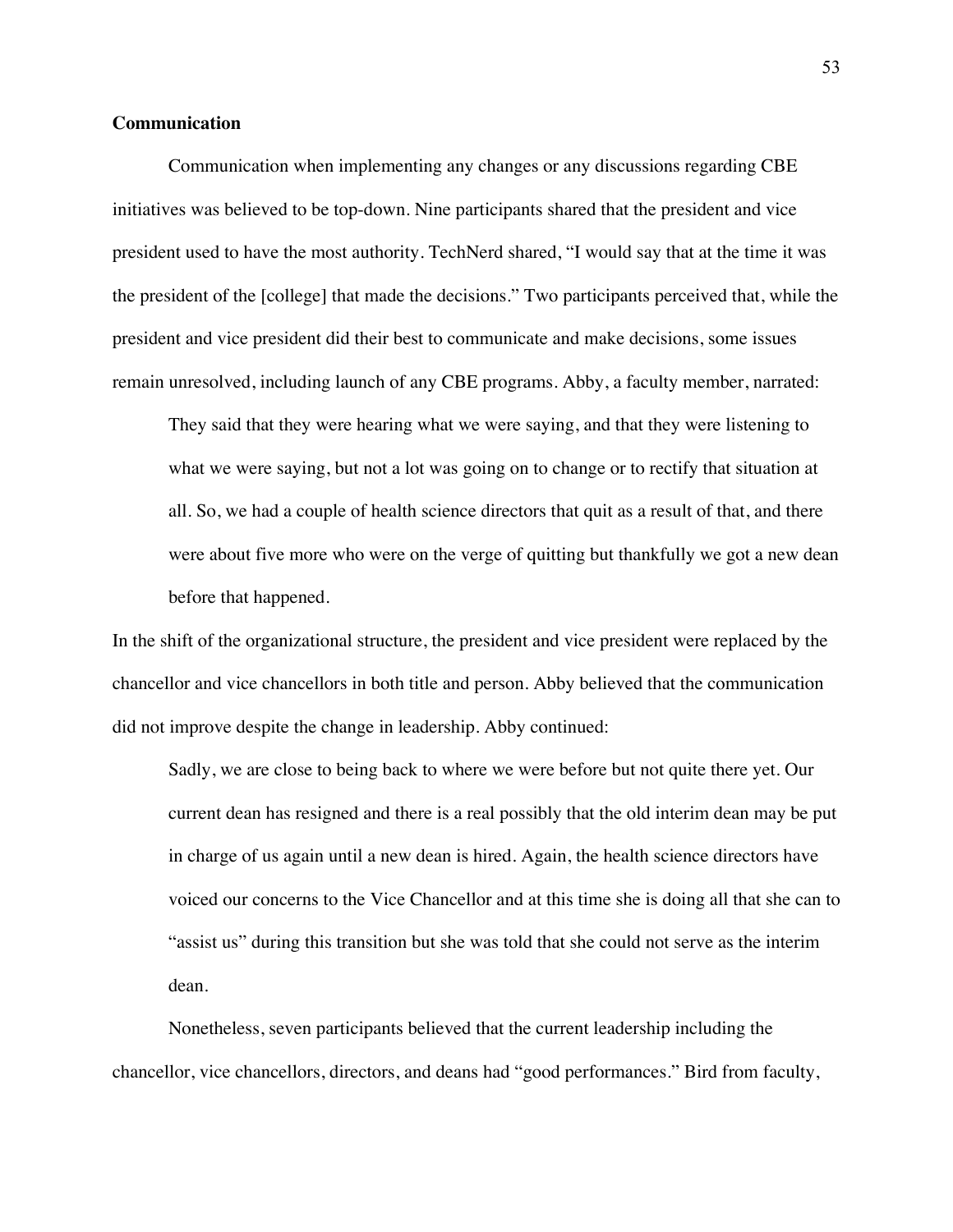**Communication**

Communication when implementing any changes or any discussions regarding CBE initiatives was believed to be top-down. Nine participants shared that the president and vice president used to have the most authority. TechNerd shared, "I would say that at the time it was the president of the [college] that made the decisions." Two participants perceived that, while the president and vice president did their best to communicate and make decisions, some issues remain unresolved, including launch of any CBE programs. Abby, a faculty member, narrated:

> They said that they were hearing what we were saying, and that they were listening to what we were saying, but not a lot was going on to change or to rectify that situation at all. So, we had a couple of health science directors that quit as a result of that, and there were about five more who were on the verge of quitting but thankfully we got a new dean before that happened.

In the shift of the organizational structure, the president and vice president were replaced by the chancellor and vice chancellors in both title and person. Abby believed that the communication did not improve despite the change in leadership. Abby continued:

> Sadly, we are close to being back to where we were before but not quite there yet. Our current dean has resigned and there is a real possibly that the old interim dean may be put in charge of us again until a new dean is hired. Again, the health science directors have voiced our concerns to the Vice Chancellor and at this time she is doing all that she can to "assist us" during this transition but she was told that she could not serve as the interim dean.

Nonetheless, seven participants believed that the current leadership including the chancellor, vice chancellors, directors, and deans had "good performances." Bird from faculty,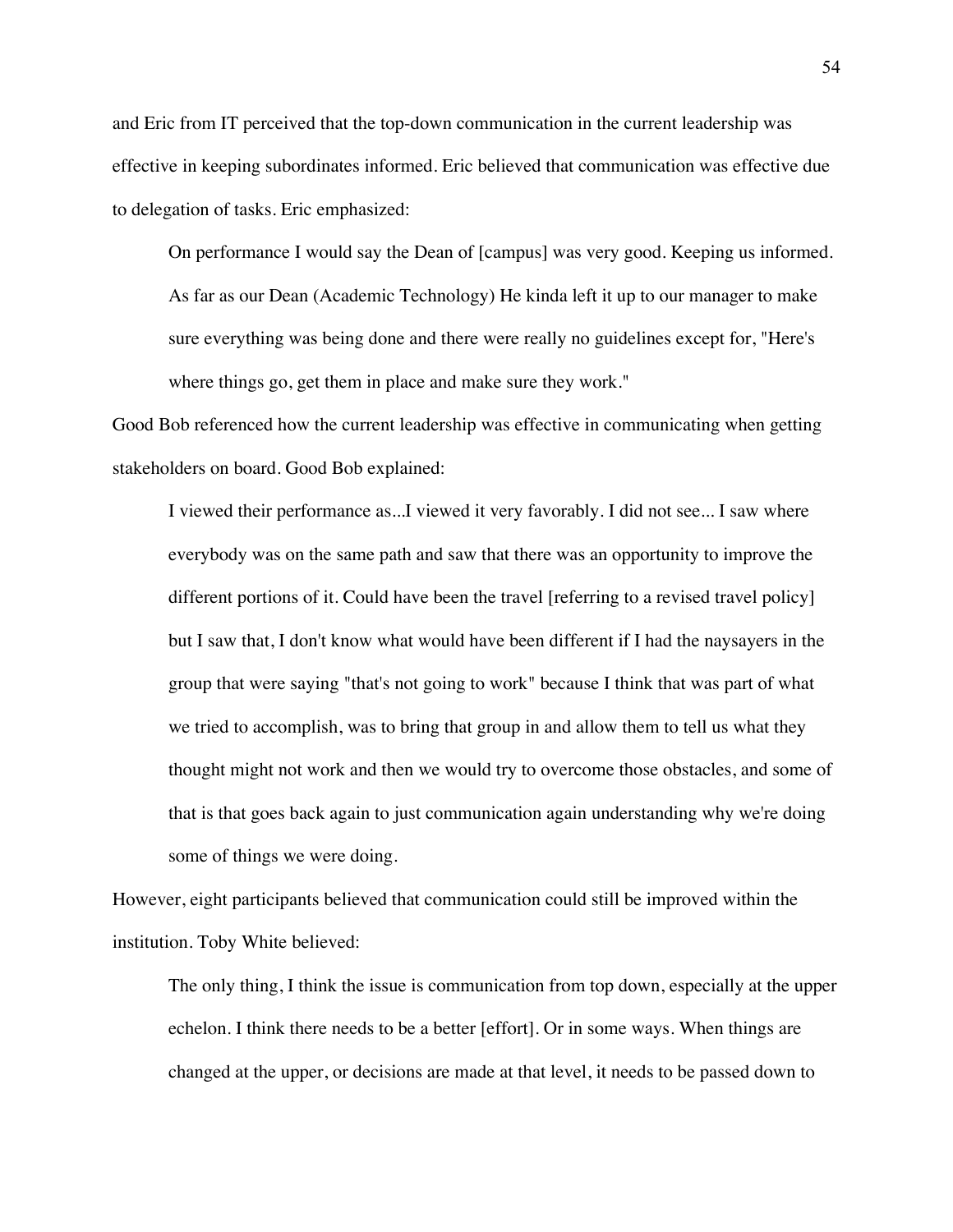and Eric from IT perceived that the top-down communication in the current leadership was effective in keeping subordinates informed. Eric believed that communication was effective due to delegation of tasks. Eric emphasized:

> On performance I would say the Dean of [campus] was very good. Keeping us informed. As far as our Dean (Academic Technology) He kinda left it up to our manager to make sure everything was being done and there were really no guidelines except for, "Here's where things go, get them in place and make sure they work."

Good Bob referenced how the current leadership was effective in communicating when getting stakeholders on board. Good Bob explained:

> I viewed their performance as...I viewed it very favorably. I did not see... I saw where everybody was on the same path and saw that there was an opportunity to improve the different portions of it. Could have been the travel [referring to a revised travel policy] but I saw that, I don't know what would have been different if I had the naysayers in the group that were saying "that's not going to work" because I think that was part of what we tried to accomplish, was to bring that group in and allow them to tell us what they thought might not work and then we would try to overcome those obstacles, and some of that is that goes back again to just communication again understanding why we're doing some of things we were doing.

However, eight participants believed that communication could still be improved within the institution. Toby White believed:

> The only thing, I think the issue is communication from top down, especially at the upper echelon. I think there needs to be a better [effort]. Or in some ways. When things are changed at the upper, or decisions are made at that level, it needs to be passed down to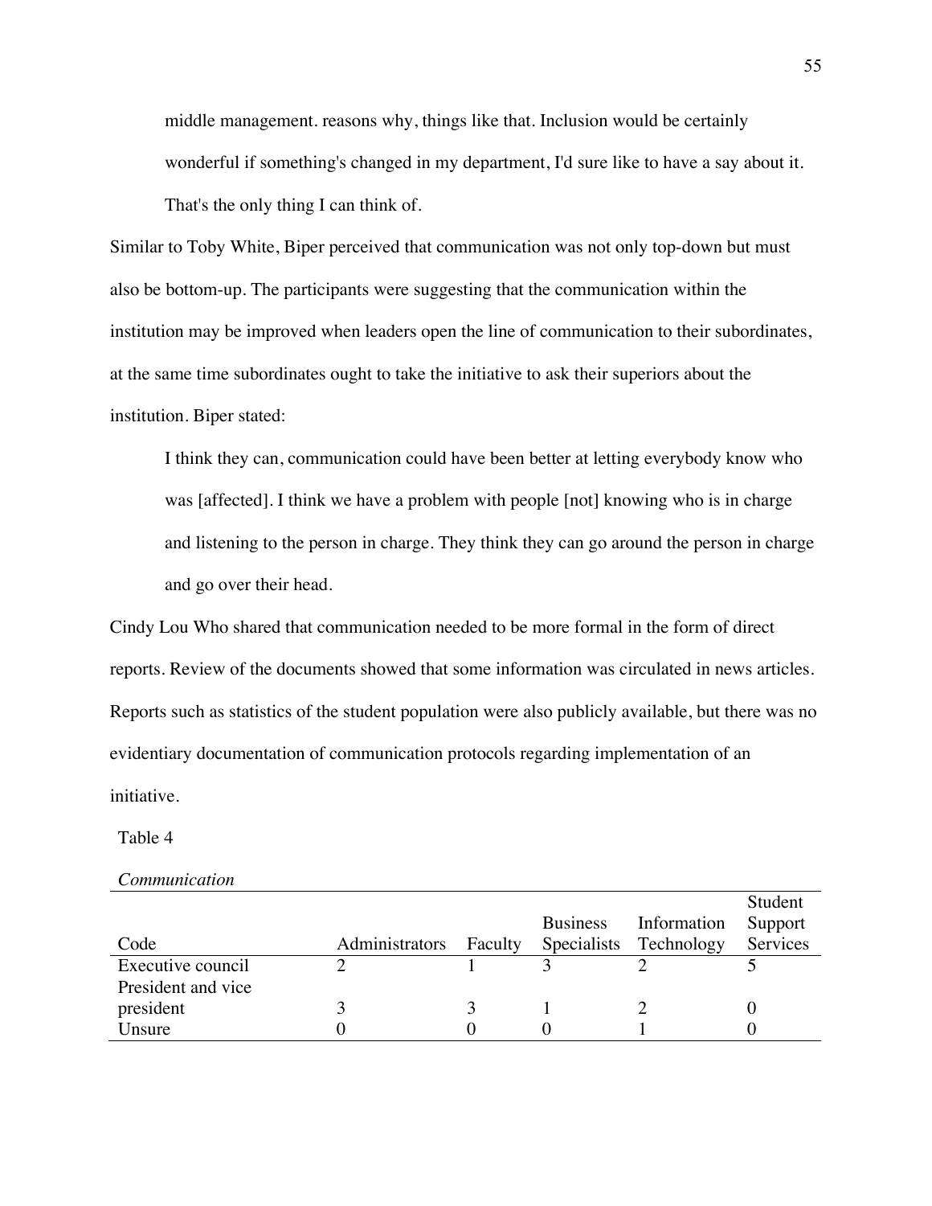> middle management. reasons why, things like that. Inclusion would be certainly wonderful if something's changed in my department, I'd sure like to have a say about it. That's the only thing I can think of.

Similar to Toby White, Biper perceived that communication was not only top-down but must also be bottom-up. The participants were suggesting that the communication within the institution may be improved when leaders open the line of communication to their subordinates, at the same time subordinates ought to take the initiative to ask their superiors about the institution. Biper stated:

> I think they can, communication could have been better at letting everybody know who was [affected]. I think we have a problem with people [not] knowing who is in charge and listening to the person in charge. They think they can go around the person in charge and go over their head.

Cindy Lou Who shared that communication needed to be more formal in the form of direct reports. Review of the documents showed that some information was circulated in news articles. Reports such as statistics of the student population were also publicly available, but there was no evidentiary documentation of communication protocols regarding implementation of an initiative.

Table 4

*Communication*

| Code | Administrators | Faculty | Business Specialists | Information Technology | Student Support Services |
|---|---|---|---|---|---|
| Executive council | 2 | 1 | 3 | 2 | 5 |
| President and vice president | 3 | 3 | 1 | 2 | 0 |
| Unsure | 0 | 0 | 0 | 1 | 0 |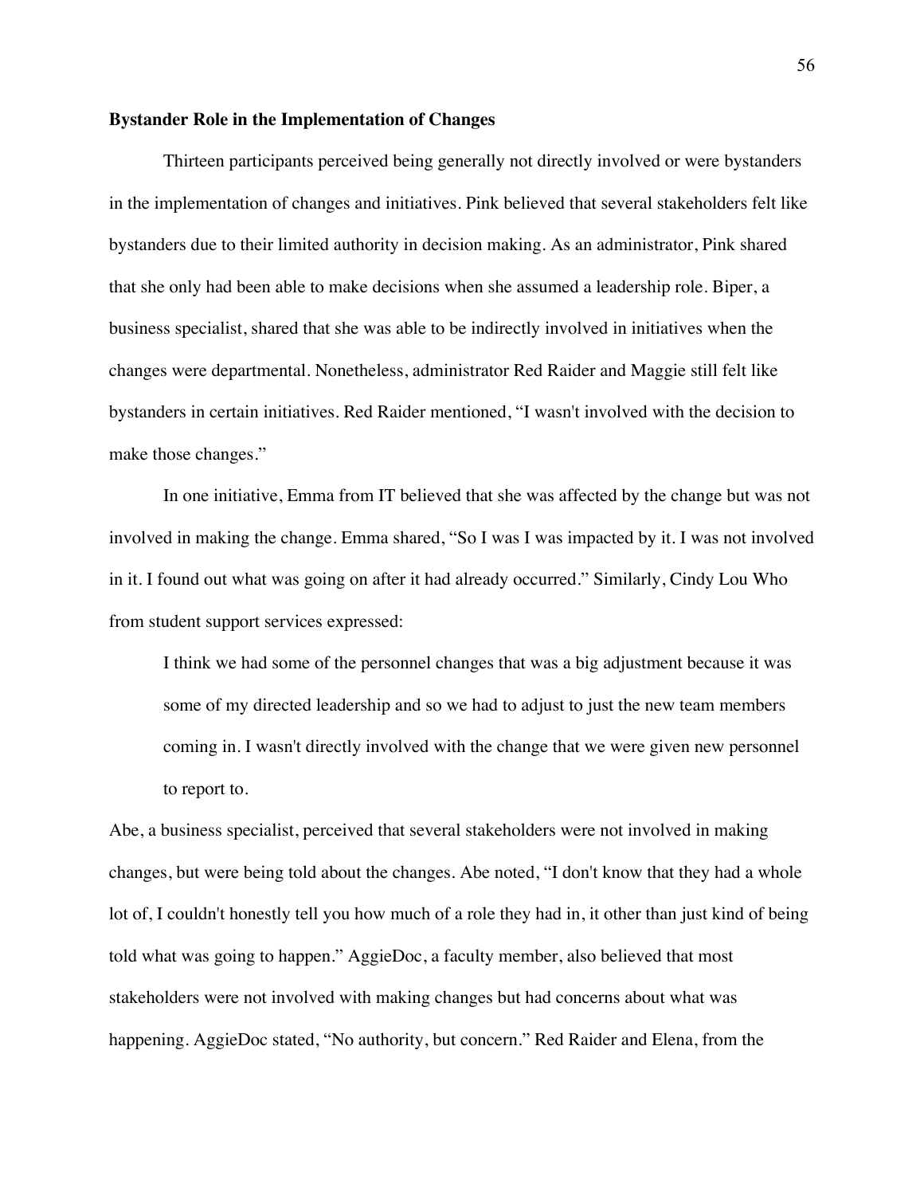**Bystander Role in the Implementation of Changes**

Thirteen participants perceived being generally not directly involved or were bystanders in the implementation of changes and initiatives. Pink believed that several stakeholders felt like bystanders due to their limited authority in decision making. As an administrator, Pink shared that she only had been able to make decisions when she assumed a leadership role. Biper, a business specialist, shared that she was able to be indirectly involved in initiatives when the changes were departmental. Nonetheless, administrator Red Raider and Maggie still felt like bystanders in certain initiatives. Red Raider mentioned, "I wasn't involved with the decision to make those changes."

In one initiative, Emma from IT believed that she was affected by the change but was not involved in making the change. Emma shared, "So I was I was impacted by it. I was not involved in it. I found out what was going on after it had already occurred." Similarly, Cindy Lou Who from student support services expressed:

> I think we had some of the personnel changes that was a big adjustment because it was some of my directed leadership and so we had to adjust to just the new team members coming in. I wasn't directly involved with the change that we were given new personnel to report to.

Abe, a business specialist, perceived that several stakeholders were not involved in making changes, but were being told about the changes. Abe noted, "I don't know that they had a whole lot of, I couldn't honestly tell you how much of a role they had in, it other than just kind of being told what was going to happen." AggieDoc, a faculty member, also believed that most stakeholders were not involved with making changes but had concerns about what was happening. AggieDoc stated, "No authority, but concern." Red Raider and Elena, from the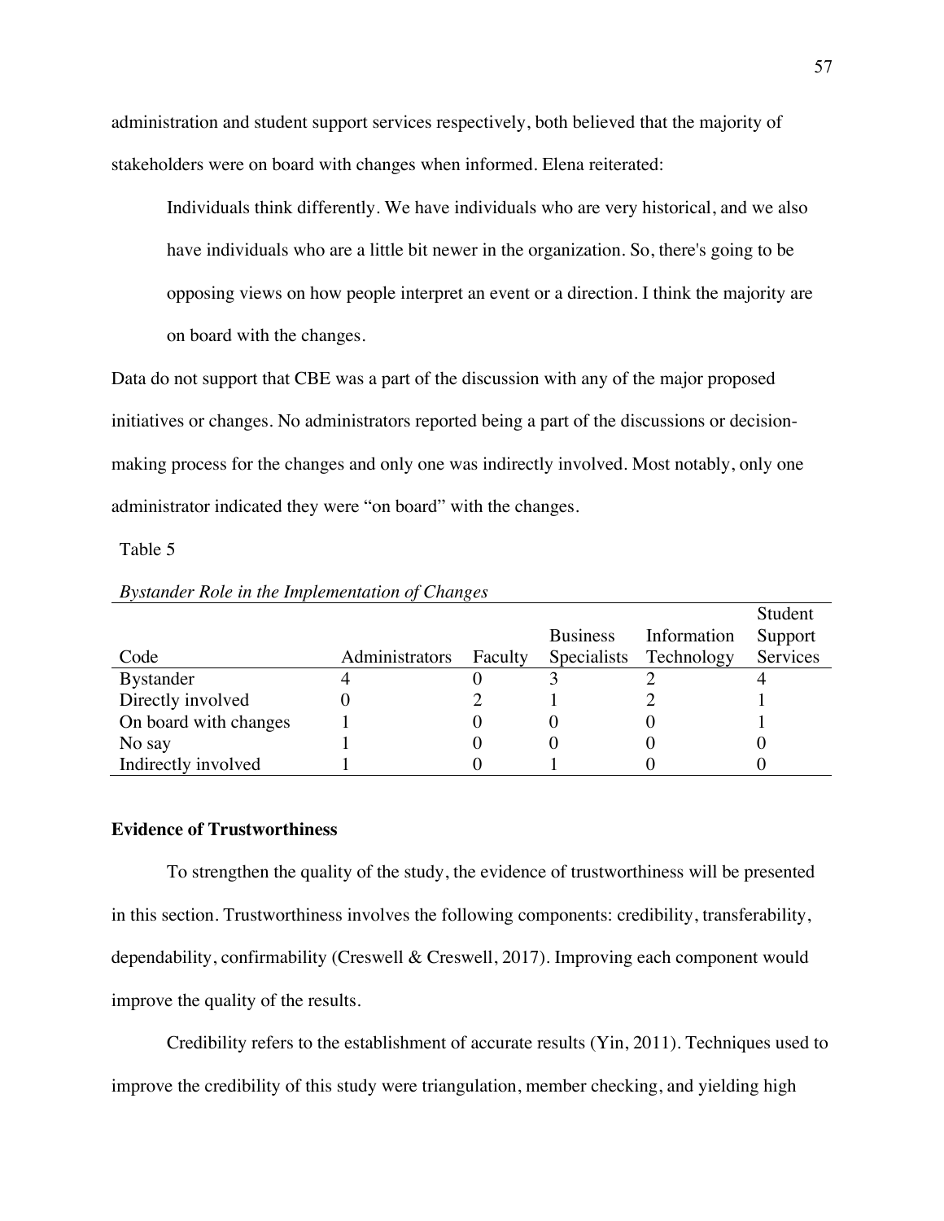administration and student support services respectively, both believed that the majority of stakeholders were on board with changes when informed. Elena reiterated:

> Individuals think differently. We have individuals who are very historical, and we also have individuals who are a little bit newer in the organization. So, there's going to be opposing views on how people interpret an event or a direction. I think the majority are on board with the changes.

Data do not support that CBE was a part of the discussion with any of the major proposed initiatives or changes. No administrators reported being a part of the discussions or decision-making process for the changes and only one was indirectly involved. Most notably, only one administrator indicated they were "on board" with the changes.

Table 5

*Bystander Role in the Implementation of Changes*

| Code | Administrators | Faculty | Business Specialists | Information Technology | Student Support Services |
|---|---|---|---|---|---|
| Bystander | 4 | 0 | 3 | 2 | 4 |
| Directly involved | 0 | 2 | 1 | 2 | 1 |
| On board with changes | 1 | 0 | 0 | 0 | 1 |
| No say | 1 | 0 | 0 | 0 | 0 |
| Indirectly involved | 1 | 0 | 1 | 0 | 0 |

## Evidence of Trustworthiness

To strengthen the quality of the study, the evidence of trustworthiness will be presented in this section. Trustworthiness involves the following components: credibility, transferability, dependability, confirmability (Creswell & Creswell, 2017). Improving each component would improve the quality of the results.

Credibility refers to the establishment of accurate results (Yin, 2011). Techniques used to improve the credibility of this study were triangulation, member checking, and yielding high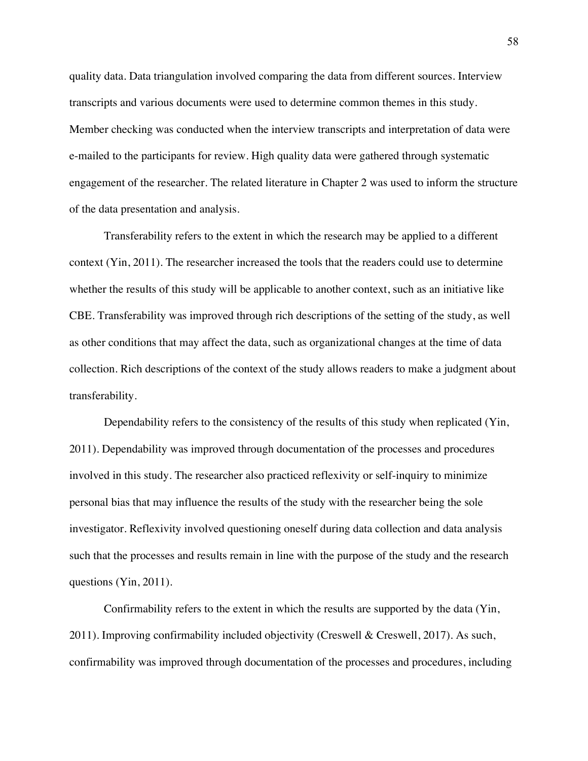quality data. Data triangulation involved comparing the data from different sources. Interview transcripts and various documents were used to determine common themes in this study. Member checking was conducted when the interview transcripts and interpretation of data were e-mailed to the participants for review. High quality data were gathered through systematic engagement of the researcher. The related literature in Chapter 2 was used to inform the structure of the data presentation and analysis.

Transferability refers to the extent in which the research may be applied to a different context (Yin, 2011). The researcher increased the tools that the readers could use to determine whether the results of this study will be applicable to another context, such as an initiative like CBE. Transferability was improved through rich descriptions of the setting of the study, as well as other conditions that may affect the data, such as organizational changes at the time of data collection. Rich descriptions of the context of the study allows readers to make a judgment about transferability.

Dependability refers to the consistency of the results of this study when replicated (Yin, 2011). Dependability was improved through documentation of the processes and procedures involved in this study. The researcher also practiced reflexivity or self-inquiry to minimize personal bias that may influence the results of the study with the researcher being the sole investigator. Reflexivity involved questioning oneself during data collection and data analysis such that the processes and results remain in line with the purpose of the study and the research questions (Yin, 2011).

Confirmability refers to the extent in which the results are supported by the data (Yin, 2011). Improving confirmability included objectivity (Creswell & Creswell, 2017). As such, confirmability was improved through documentation of the processes and procedures, including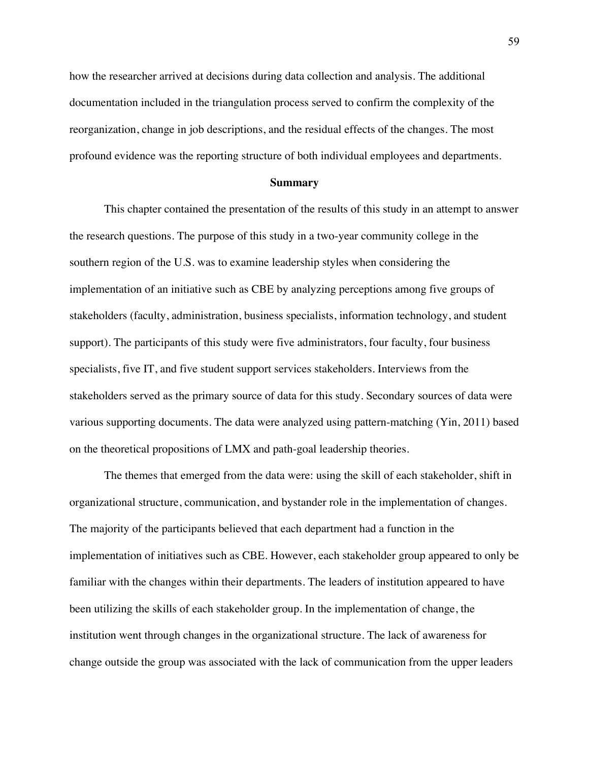how the researcher arrived at decisions during data collection and analysis. The additional documentation included in the triangulation process served to confirm the complexity of the reorganization, change in job descriptions, and the residual effects of the changes. The most profound evidence was the reporting structure of both individual employees and departments.

## Summary

This chapter contained the presentation of the results of this study in an attempt to answer the research questions. The purpose of this study in a two-year community college in the southern region of the U.S. was to examine leadership styles when considering the implementation of an initiative such as CBE by analyzing perceptions among five groups of stakeholders (faculty, administration, business specialists, information technology, and student support). The participants of this study were five administrators, four faculty, four business specialists, five IT, and five student support services stakeholders. Interviews from the stakeholders served as the primary source of data for this study. Secondary sources of data were various supporting documents. The data were analyzed using pattern-matching (Yin, 2011) based on the theoretical propositions of LMX and path-goal leadership theories.

The themes that emerged from the data were: using the skill of each stakeholder, shift in organizational structure, communication, and bystander role in the implementation of changes. The majority of the participants believed that each department had a function in the implementation of initiatives such as CBE. However, each stakeholder group appeared to only be familiar with the changes within their departments. The leaders of institution appeared to have been utilizing the skills of each stakeholder group. In the implementation of change, the institution went through changes in the organizational structure. The lack of awareness for change outside the group was associated with the lack of communication from the upper leaders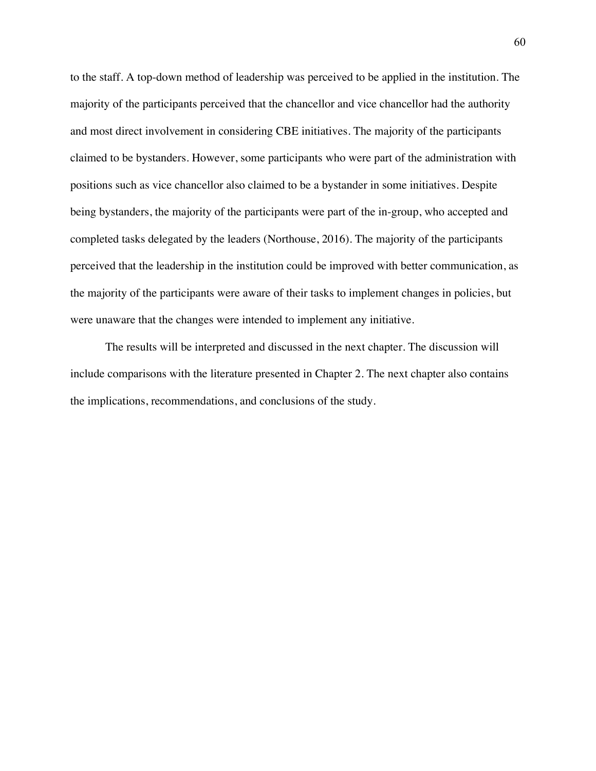to the staff. A top-down method of leadership was perceived to be applied in the institution. The majority of the participants perceived that the chancellor and vice chancellor had the authority and most direct involvement in considering CBE initiatives. The majority of the participants claimed to be bystanders. However, some participants who were part of the administration with positions such as vice chancellor also claimed to be a bystander in some initiatives. Despite being bystanders, the majority of the participants were part of the in-group, who accepted and completed tasks delegated by the leaders (Northouse, 2016). The majority of the participants perceived that the leadership in the institution could be improved with better communication, as the majority of the participants were aware of their tasks to implement changes in policies, but were unaware that the changes were intended to implement any initiative.

The results will be interpreted and discussed in the next chapter. The discussion will include comparisons with the literature presented in Chapter 2. The next chapter also contains the implications, recommendations, and conclusions of the study.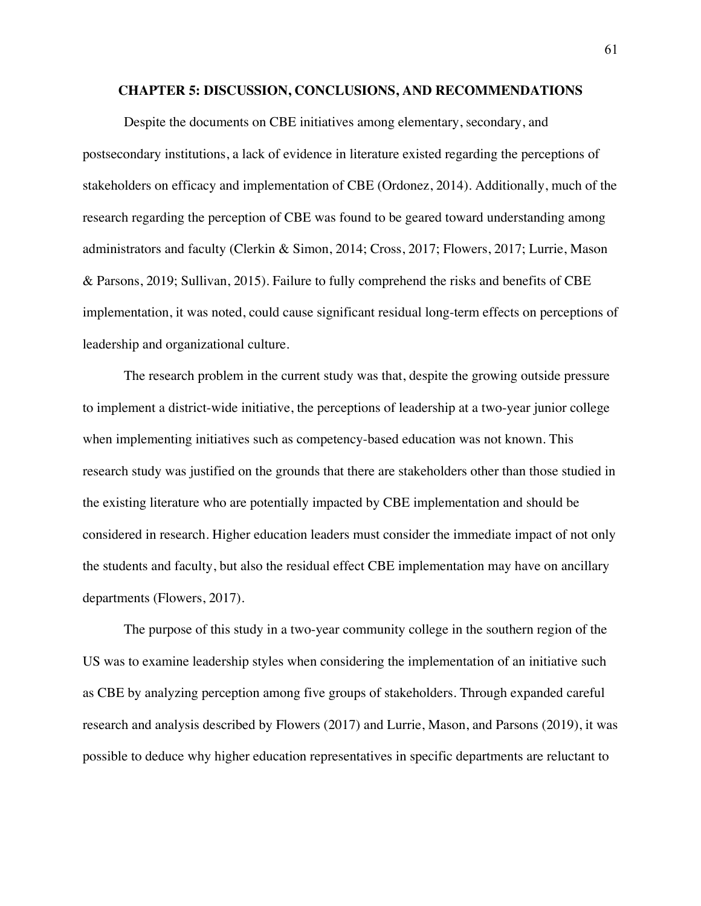# CHAPTER 5: DISCUSSION, CONCLUSIONS, AND RECOMMENDATIONS

Despite the documents on CBE initiatives among elementary, secondary, and postsecondary institutions, a lack of evidence in literature existed regarding the perceptions of stakeholders on efficacy and implementation of CBE (Ordonez, 2014). Additionally, much of the research regarding the perception of CBE was found to be geared toward understanding among administrators and faculty (Clerkin & Simon, 2014; Cross, 2017; Flowers, 2017; Lurrie, Mason & Parsons, 2019; Sullivan, 2015). Failure to fully comprehend the risks and benefits of CBE implementation, it was noted, could cause significant residual long-term effects on perceptions of leadership and organizational culture.

The research problem in the current study was that, despite the growing outside pressure to implement a district-wide initiative, the perceptions of leadership at a two-year junior college when implementing initiatives such as competency-based education was not known. This research study was justified on the grounds that there are stakeholders other than those studied in the existing literature who are potentially impacted by CBE implementation and should be considered in research. Higher education leaders must consider the immediate impact of not only the students and faculty, but also the residual effect CBE implementation may have on ancillary departments (Flowers, 2017).

The purpose of this study in a two-year community college in the southern region of the US was to examine leadership styles when considering the implementation of an initiative such as CBE by analyzing perception among five groups of stakeholders. Through expanded careful research and analysis described by Flowers (2017) and Lurrie, Mason, and Parsons (2019), it was possible to deduce why higher education representatives in specific departments are reluctant to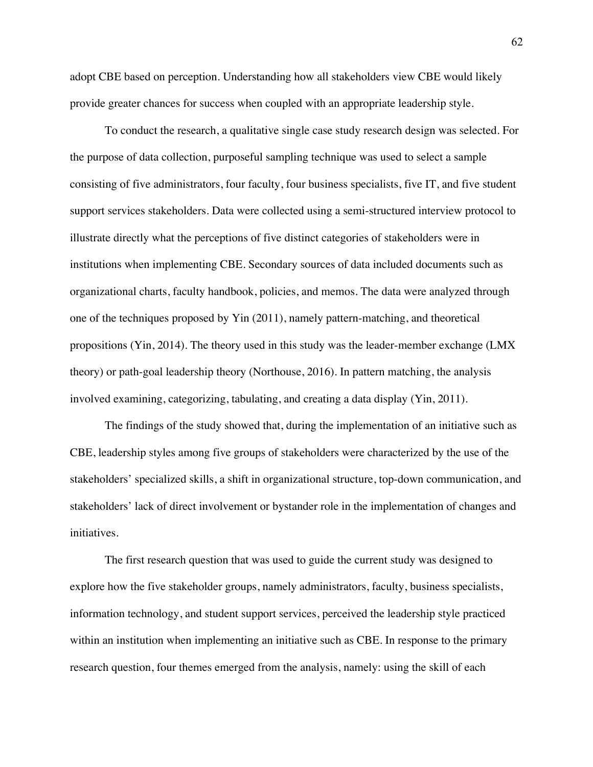adopt CBE based on perception. Understanding how all stakeholders view CBE would likely provide greater chances for success when coupled with an appropriate leadership style.

To conduct the research, a qualitative single case study research design was selected. For the purpose of data collection, purposeful sampling technique was used to select a sample consisting of five administrators, four faculty, four business specialists, five IT, and five student support services stakeholders. Data were collected using a semi-structured interview protocol to illustrate directly what the perceptions of five distinct categories of stakeholders were in institutions when implementing CBE. Secondary sources of data included documents such as organizational charts, faculty handbook, policies, and memos. The data were analyzed through one of the techniques proposed by Yin (2011), namely pattern-matching, and theoretical propositions (Yin, 2014). The theory used in this study was the leader-member exchange (LMX theory) or path-goal leadership theory (Northouse, 2016). In pattern matching, the analysis involved examining, categorizing, tabulating, and creating a data display (Yin, 2011).

The findings of the study showed that, during the implementation of an initiative such as CBE, leadership styles among five groups of stakeholders were characterized by the use of the stakeholders' specialized skills, a shift in organizational structure, top-down communication, and stakeholders' lack of direct involvement or bystander role in the implementation of changes and initiatives.

The first research question that was used to guide the current study was designed to explore how the five stakeholder groups, namely administrators, faculty, business specialists, information technology, and student support services, perceived the leadership style practiced within an institution when implementing an initiative such as CBE. In response to the primary research question, four themes emerged from the analysis, namely: using the skill of each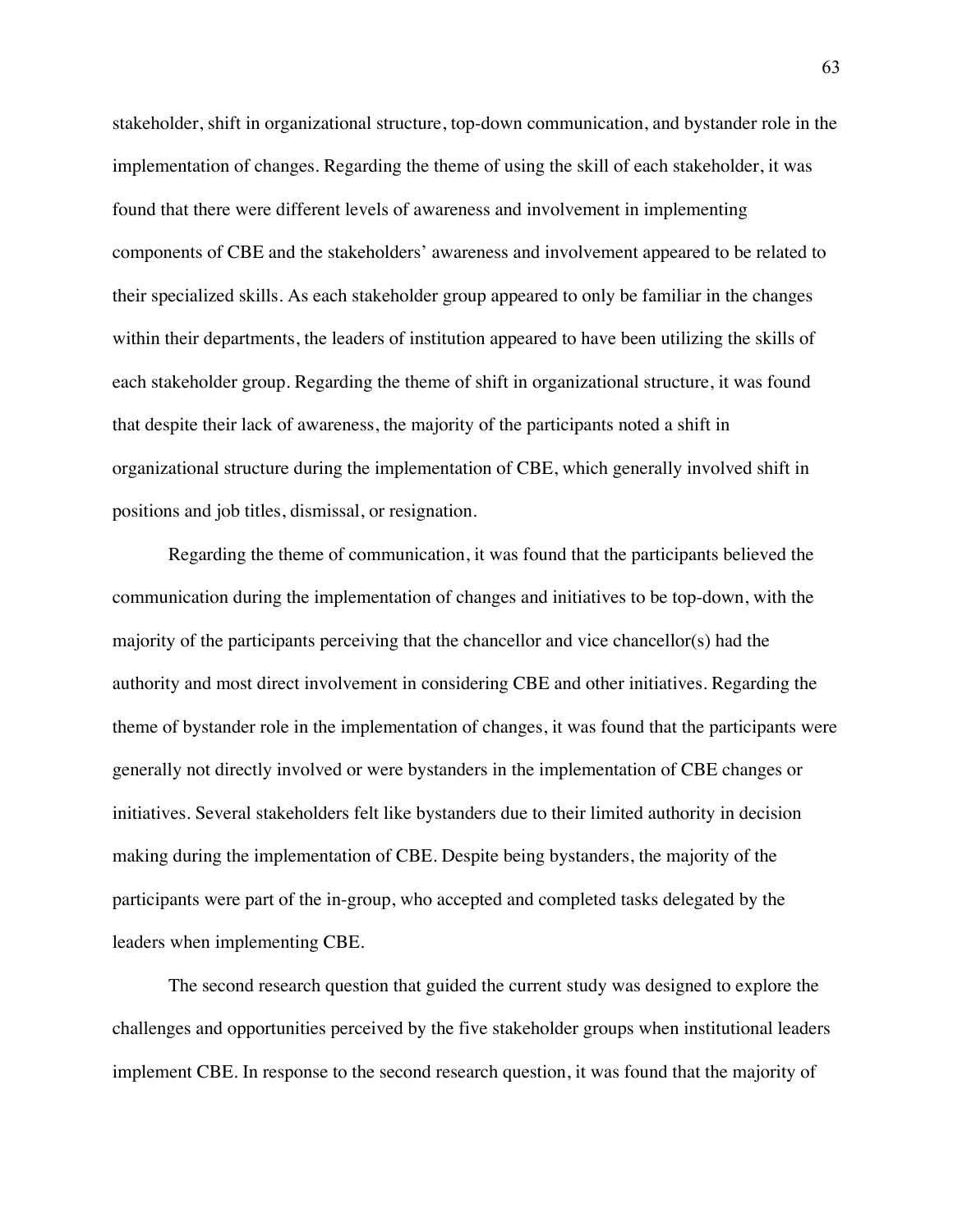stakeholder, shift in organizational structure, top-down communication, and bystander role in the implementation of changes. Regarding the theme of using the skill of each stakeholder, it was found that there were different levels of awareness and involvement in implementing components of CBE and the stakeholders' awareness and involvement appeared to be related to their specialized skills. As each stakeholder group appeared to only be familiar in the changes within their departments, the leaders of institution appeared to have been utilizing the skills of each stakeholder group. Regarding the theme of shift in organizational structure, it was found that despite their lack of awareness, the majority of the participants noted a shift in organizational structure during the implementation of CBE, which generally involved shift in positions and job titles, dismissal, or resignation.

Regarding the theme of communication, it was found that the participants believed the communication during the implementation of changes and initiatives to be top-down, with the majority of the participants perceiving that the chancellor and vice chancellor(s) had the authority and most direct involvement in considering CBE and other initiatives. Regarding the theme of bystander role in the implementation of changes, it was found that the participants were generally not directly involved or were bystanders in the implementation of CBE changes or initiatives. Several stakeholders felt like bystanders due to their limited authority in decision making during the implementation of CBE. Despite being bystanders, the majority of the participants were part of the in-group, who accepted and completed tasks delegated by the leaders when implementing CBE.

The second research question that guided the current study was designed to explore the challenges and opportunities perceived by the five stakeholder groups when institutional leaders implement CBE. In response to the second research question, it was found that the majority of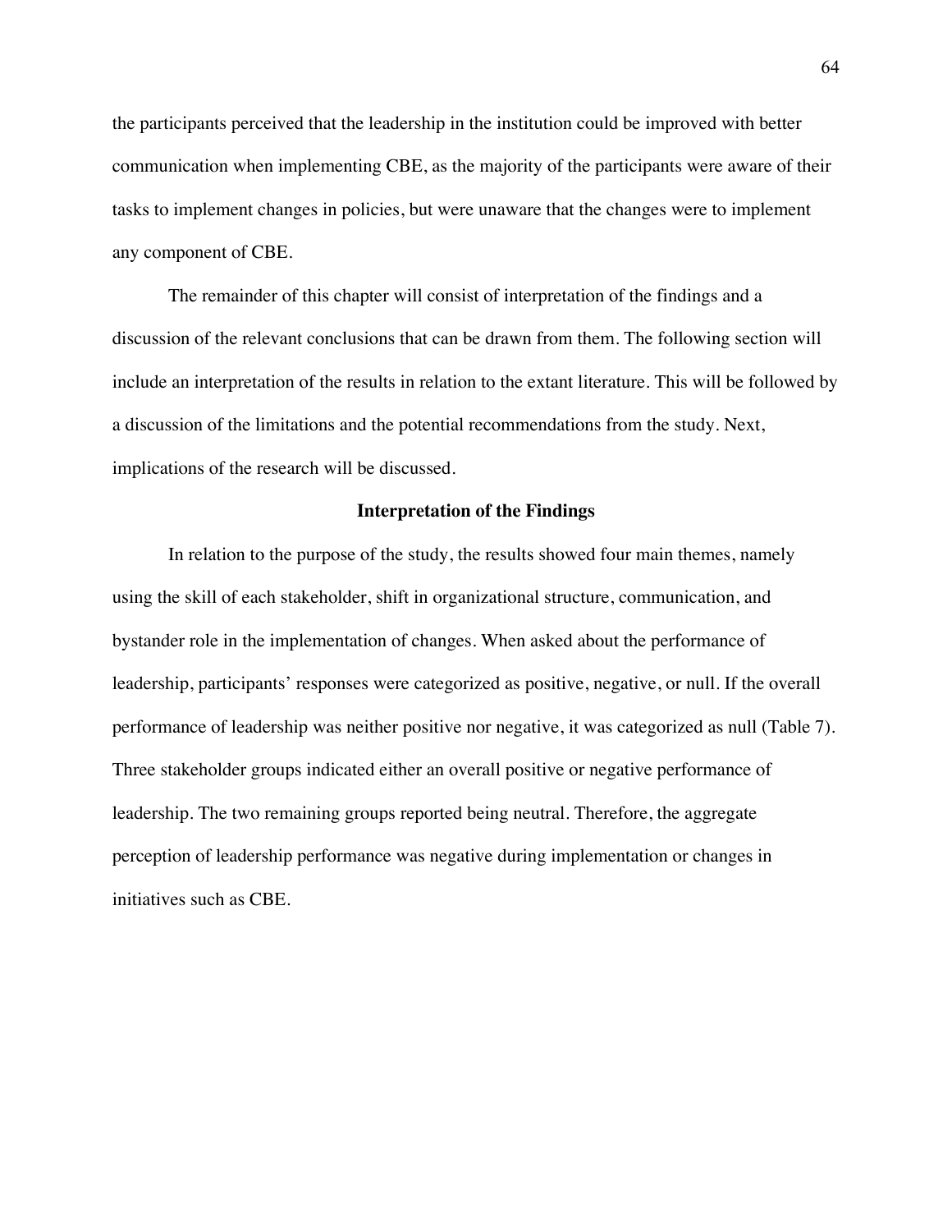the participants perceived that the leadership in the institution could be improved with better communication when implementing CBE, as the majority of the participants were aware of their tasks to implement changes in policies, but were unaware that the changes were to implement any component of CBE.

The remainder of this chapter will consist of interpretation of the findings and a discussion of the relevant conclusions that can be drawn from them. The following section will include an interpretation of the results in relation to the extant literature. This will be followed by a discussion of the limitations and the potential recommendations from the study. Next, implications of the research will be discussed.

## Interpretation of the Findings

In relation to the purpose of the study, the results showed four main themes, namely using the skill of each stakeholder, shift in organizational structure, communication, and bystander role in the implementation of changes. When asked about the performance of leadership, participants' responses were categorized as positive, negative, or null. If the overall performance of leadership was neither positive nor negative, it was categorized as null (Table 7). Three stakeholder groups indicated either an overall positive or negative performance of leadership. The two remaining groups reported being neutral. Therefore, the aggregate perception of leadership performance was negative during implementation or changes in initiatives such as CBE.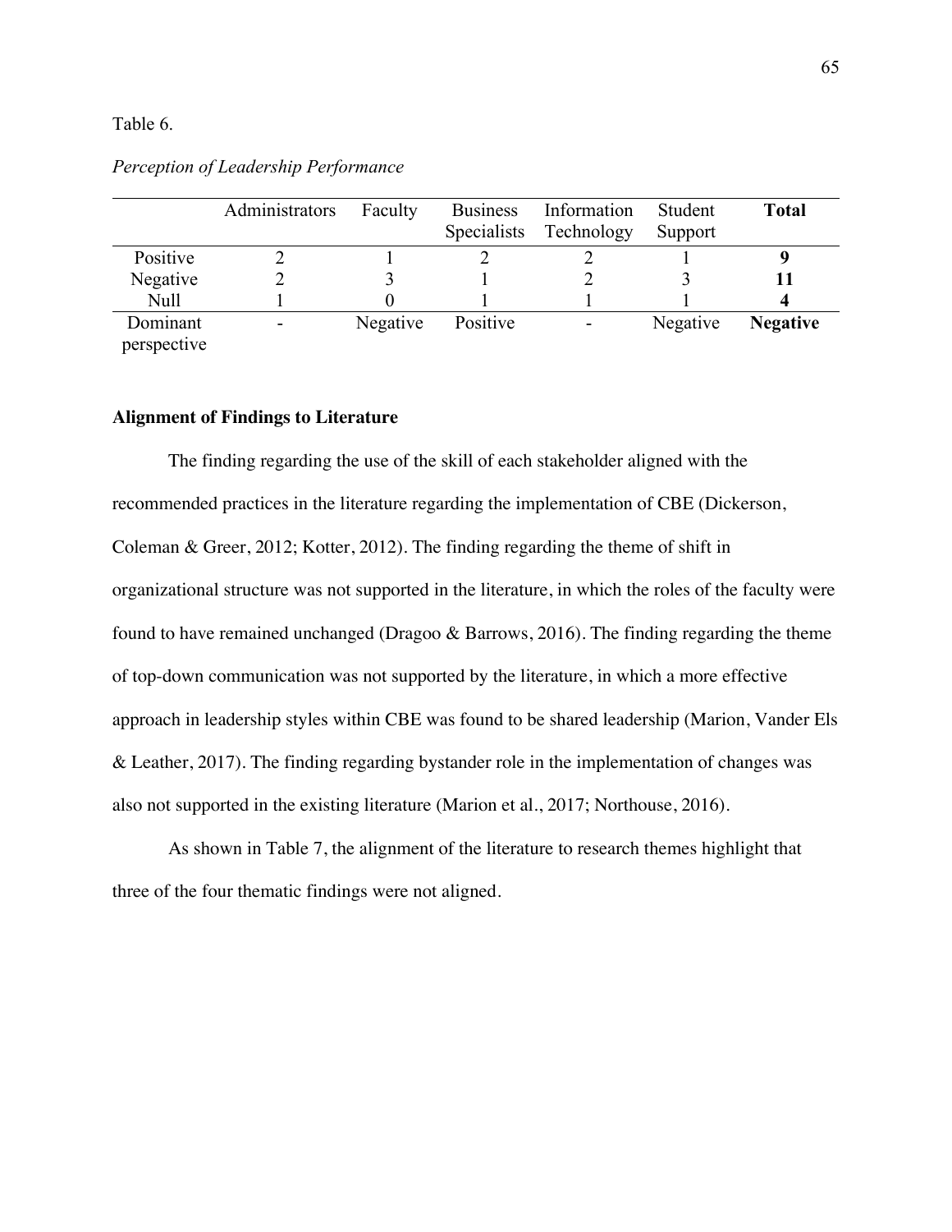Table 6.

*Perception of Leadership Performance*

| | Administrators | Faculty | Business Specialists | Information Technology | Student Support | **Total** |
|---|---|---|---|---|---|---|
| Positive | 2 | 1 | 2 | 2 | 1 | **9** |
| Negative | 2 | 3 | 1 | 2 | 3 | **11** |
| Null | 1 | 0 | 1 | 1 | 1 | **4** |
| Dominant perspective | - | Negative | Positive | - | Negative | **Negative** |

**Alignment of Findings to Literature**

The finding regarding the use of the skill of each stakeholder aligned with the recommended practices in the literature regarding the implementation of CBE (Dickerson, Coleman & Greer, 2012; Kotter, 2012). The finding regarding the theme of shift in organizational structure was not supported in the literature, in which the roles of the faculty were found to have remained unchanged (Dragoo & Barrows, 2016). The finding regarding the theme of top-down communication was not supported by the literature, in which a more effective approach in leadership styles within CBE was found to be shared leadership (Marion, Vander Els & Leather, 2017). The finding regarding bystander role in the implementation of changes was also not supported in the existing literature (Marion et al., 2017; Northouse, 2016).

As shown in Table 7, the alignment of the literature to research themes highlight that three of the four thematic findings were not aligned.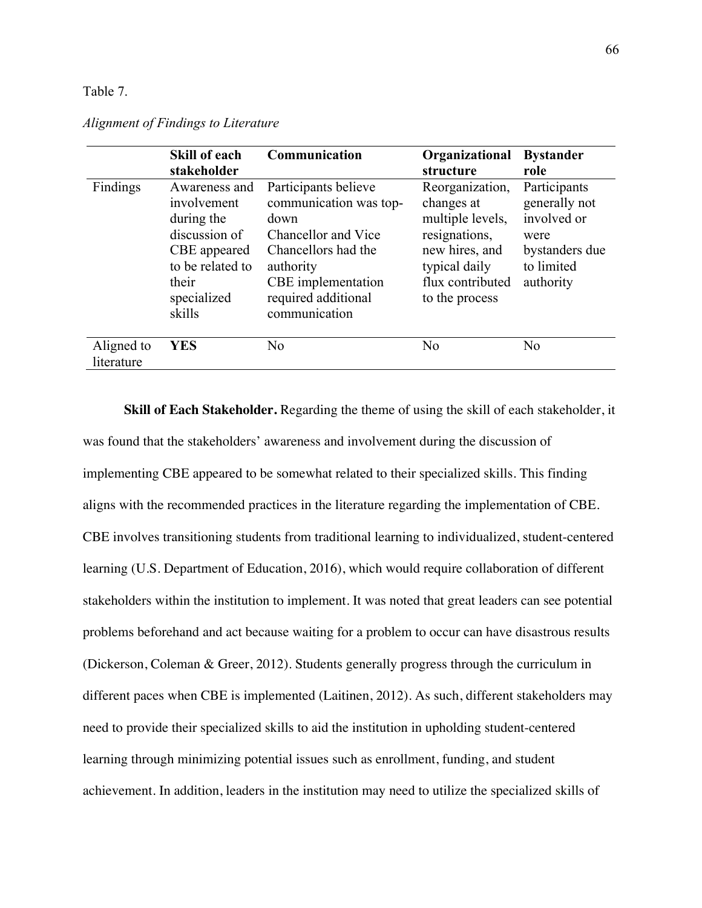Table 7.

*Alignment of Findings to Literature*

| | **Skill of each stakeholder** | **Communication** | **Organizational structure** | **Bystander role** |
|---|---|---|---|---|
| Findings | Awareness and involvement during the discussion of CBE appeared to be related to their specialized skills | Participants believe communication was top-down<br>Chancellor and Vice Chancellors had the authority<br>CBE implementation required additional communication | Reorganization, changes at multiple levels, resignations, new hires, and typical daily flux contributed to the process | Participants generally not involved or were bystanders due to limited authority |
| Aligned to literature | **YES** | No | No | No |

**Skill of Each Stakeholder.** Regarding the theme of using the skill of each stakeholder, it was found that the stakeholders' awareness and involvement during the discussion of implementing CBE appeared to be somewhat related to their specialized skills. This finding aligns with the recommended practices in the literature regarding the implementation of CBE. CBE involves transitioning students from traditional learning to individualized, student-centered learning (U.S. Department of Education, 2016), which would require collaboration of different stakeholders within the institution to implement. It was noted that great leaders can see potential problems beforehand and act because waiting for a problem to occur can have disastrous results (Dickerson, Coleman & Greer, 2012). Students generally progress through the curriculum in different paces when CBE is implemented (Laitinen, 2012). As such, different stakeholders may need to provide their specialized skills to aid the institution in upholding student-centered learning through minimizing potential issues such as enrollment, funding, and student achievement. In addition, leaders in the institution may need to utilize the specialized skills of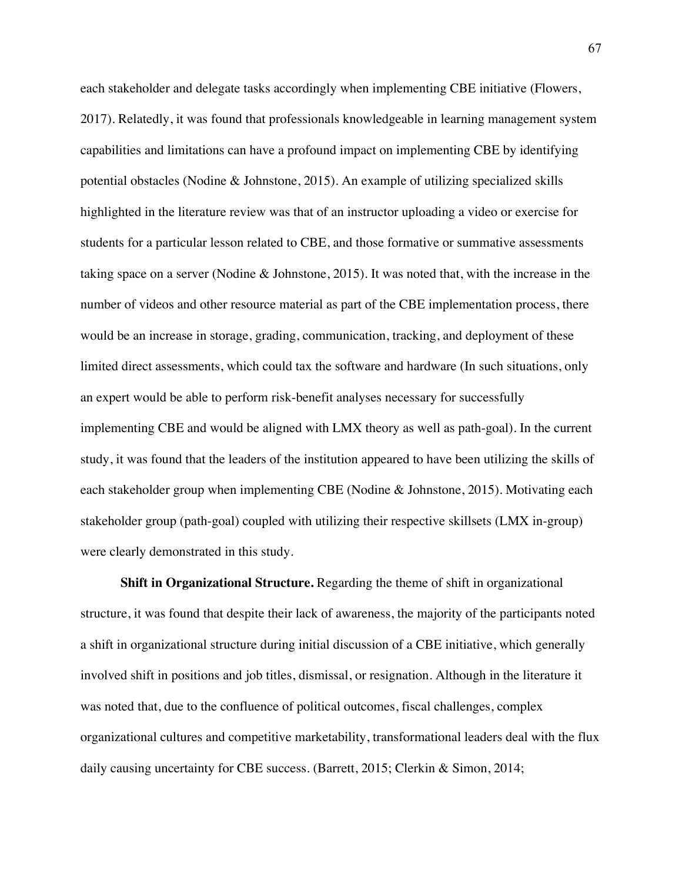each stakeholder and delegate tasks accordingly when implementing CBE initiative (Flowers, 2017). Relatedly, it was found that professionals knowledgeable in learning management system capabilities and limitations can have a profound impact on implementing CBE by identifying potential obstacles (Nodine & Johnstone, 2015). An example of utilizing specialized skills highlighted in the literature review was that of an instructor uploading a video or exercise for students for a particular lesson related to CBE, and those formative or summative assessments taking space on a server (Nodine & Johnstone, 2015). It was noted that, with the increase in the number of videos and other resource material as part of the CBE implementation process, there would be an increase in storage, grading, communication, tracking, and deployment of these limited direct assessments, which could tax the software and hardware (In such situations, only an expert would be able to perform risk-benefit analyses necessary for successfully implementing CBE and would be aligned with LMX theory as well as path-goal). In the current study, it was found that the leaders of the institution appeared to have been utilizing the skills of each stakeholder group when implementing CBE (Nodine & Johnstone, 2015). Motivating each stakeholder group (path-goal) coupled with utilizing their respective skillsets (LMX in-group) were clearly demonstrated in this study.

**Shift in Organizational Structure.** Regarding the theme of shift in organizational structure, it was found that despite their lack of awareness, the majority of the participants noted a shift in organizational structure during initial discussion of a CBE initiative, which generally involved shift in positions and job titles, dismissal, or resignation. Although in the literature it was noted that, due to the confluence of political outcomes, fiscal challenges, complex organizational cultures and competitive marketability, transformational leaders deal with the flux daily causing uncertainty for CBE success. (Barrett, 2015; Clerkin & Simon, 2014;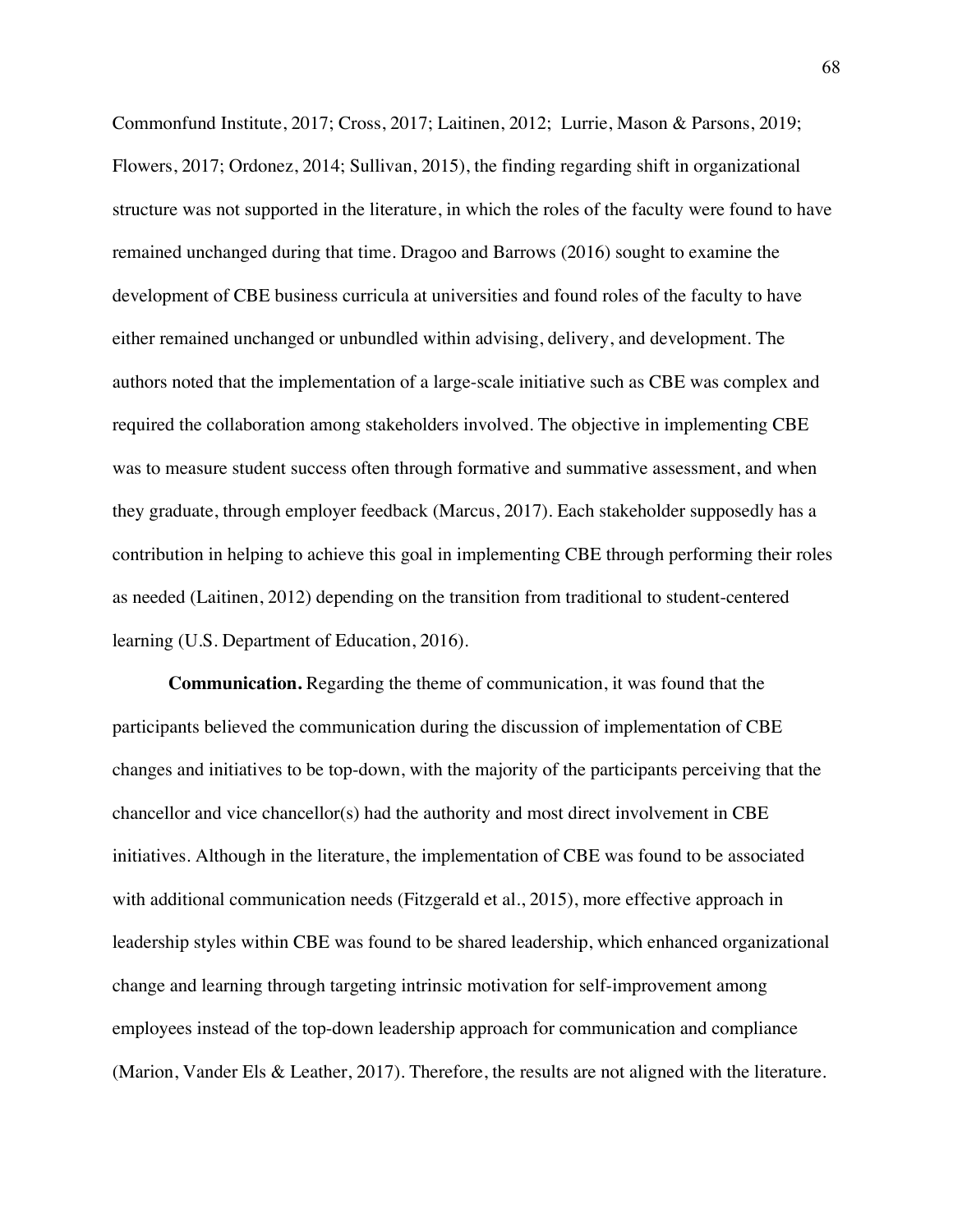Commonfund Institute, 2017; Cross, 2017; Laitinen, 2012;  Lurrie, Mason & Parsons, 2019; Flowers, 2017; Ordonez, 2014; Sullivan, 2015), the finding regarding shift in organizational structure was not supported in the literature, in which the roles of the faculty were found to have remained unchanged during that time. Dragoo and Barrows (2016) sought to examine the development of CBE business curricula at universities and found roles of the faculty to have either remained unchanged or unbundled within advising, delivery, and development. The authors noted that the implementation of a large-scale initiative such as CBE was complex and required the collaboration among stakeholders involved. The objective in implementing CBE was to measure student success often through formative and summative assessment, and when they graduate, through employer feedback (Marcus, 2017). Each stakeholder supposedly has a contribution in helping to achieve this goal in implementing CBE through performing their roles as needed (Laitinen, 2012) depending on the transition from traditional to student-centered learning (U.S. Department of Education, 2016).

**Communication.** Regarding the theme of communication, it was found that the participants believed the communication during the discussion of implementation of CBE changes and initiatives to be top-down, with the majority of the participants perceiving that the chancellor and vice chancellor(s) had the authority and most direct involvement in CBE initiatives. Although in the literature, the implementation of CBE was found to be associated with additional communication needs (Fitzgerald et al., 2015), more effective approach in leadership styles within CBE was found to be shared leadership, which enhanced organizational change and learning through targeting intrinsic motivation for self-improvement among employees instead of the top-down leadership approach for communication and compliance (Marion, Vander Els & Leather, 2017). Therefore, the results are not aligned with the literature.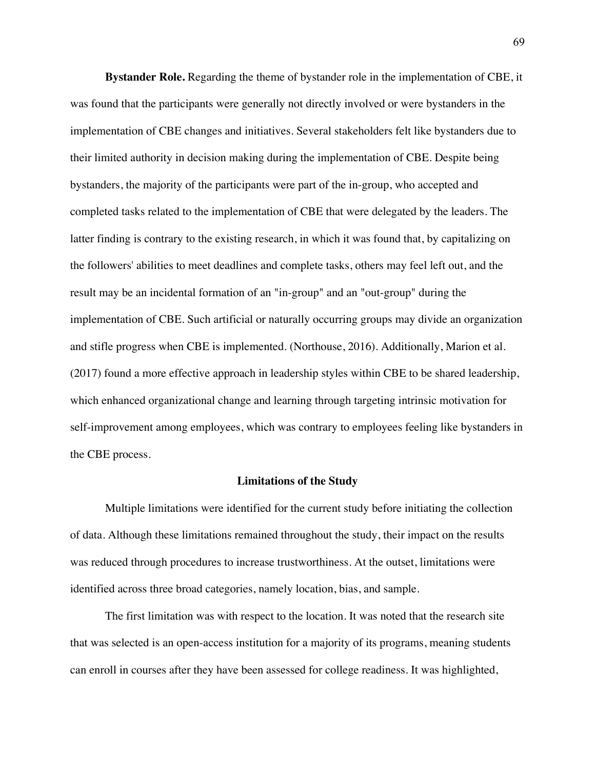**Bystander Role.** Regarding the theme of bystander role in the implementation of CBE, it was found that the participants were generally not directly involved or were bystanders in the implementation of CBE changes and initiatives. Several stakeholders felt like bystanders due to their limited authority in decision making during the implementation of CBE. Despite being bystanders, the majority of the participants were part of the in-group, who accepted and completed tasks related to the implementation of CBE that were delegated by the leaders. The latter finding is contrary to the existing research, in which it was found that, by capitalizing on the followers' abilities to meet deadlines and complete tasks, others may feel left out, and the result may be an incidental formation of an "in-group" and an "out-group" during the implementation of CBE. Such artificial or naturally occurring groups may divide an organization and stifle progress when CBE is implemented. (Northouse, 2016). Additionally, Marion et al. (2017) found a more effective approach in leadership styles within CBE to be shared leadership, which enhanced organizational change and learning through targeting intrinsic motivation for self-improvement among employees, which was contrary to employees feeling like bystanders in the CBE process.

## Limitations of the Study

Multiple limitations were identified for the current study before initiating the collection of data. Although these limitations remained throughout the study, their impact on the results was reduced through procedures to increase trustworthiness. At the outset, limitations were identified across three broad categories, namely location, bias, and sample.

The first limitation was with respect to the location. It was noted that the research site that was selected is an open-access institution for a majority of its programs, meaning students can enroll in courses after they have been assessed for college readiness. It was highlighted,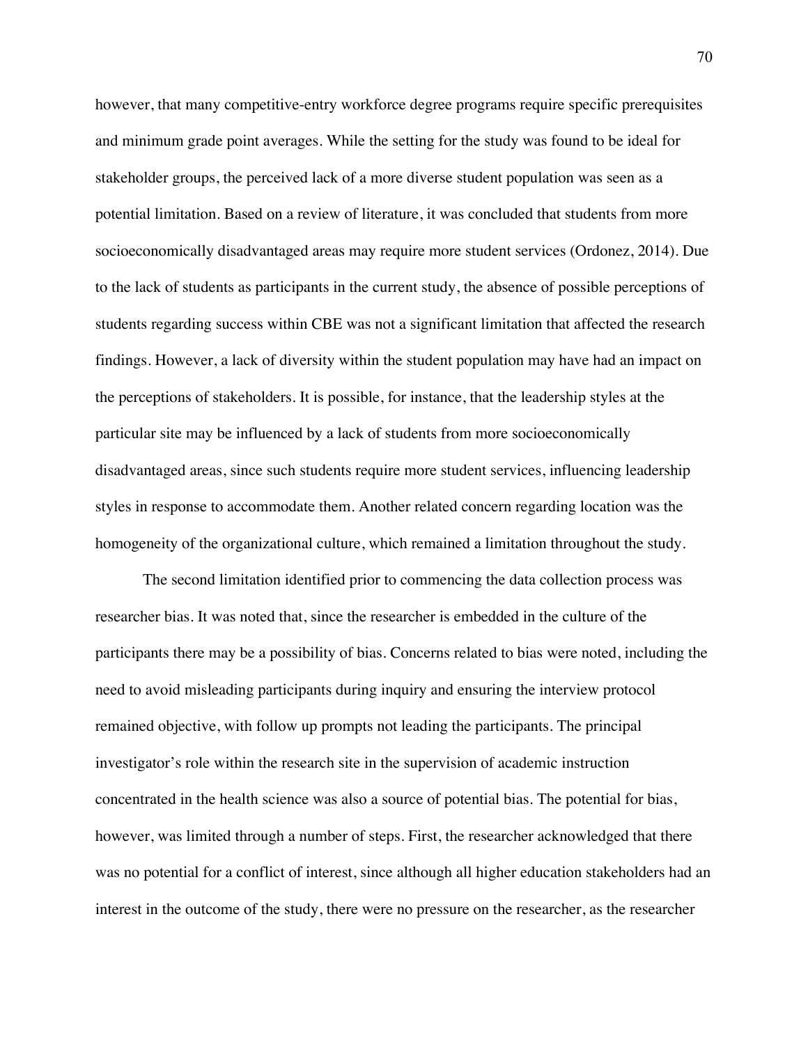however, that many competitive-entry workforce degree programs require specific prerequisites and minimum grade point averages. While the setting for the study was found to be ideal for stakeholder groups, the perceived lack of a more diverse student population was seen as a potential limitation. Based on a review of literature, it was concluded that students from more socioeconomically disadvantaged areas may require more student services (Ordonez, 2014). Due to the lack of students as participants in the current study, the absence of possible perceptions of students regarding success within CBE was not a significant limitation that affected the research findings. However, a lack of diversity within the student population may have had an impact on the perceptions of stakeholders. It is possible, for instance, that the leadership styles at the particular site may be influenced by a lack of students from more socioeconomically disadvantaged areas, since such students require more student services, influencing leadership styles in response to accommodate them. Another related concern regarding location was the homogeneity of the organizational culture, which remained a limitation throughout the study.

The second limitation identified prior to commencing the data collection process was researcher bias. It was noted that, since the researcher is embedded in the culture of the participants there may be a possibility of bias. Concerns related to bias were noted, including the need to avoid misleading participants during inquiry and ensuring the interview protocol remained objective, with follow up prompts not leading the participants. The principal investigator's role within the research site in the supervision of academic instruction concentrated in the health science was also a source of potential bias. The potential for bias, however, was limited through a number of steps. First, the researcher acknowledged that there was no potential for a conflict of interest, since although all higher education stakeholders had an interest in the outcome of the study, there were no pressure on the researcher, as the researcher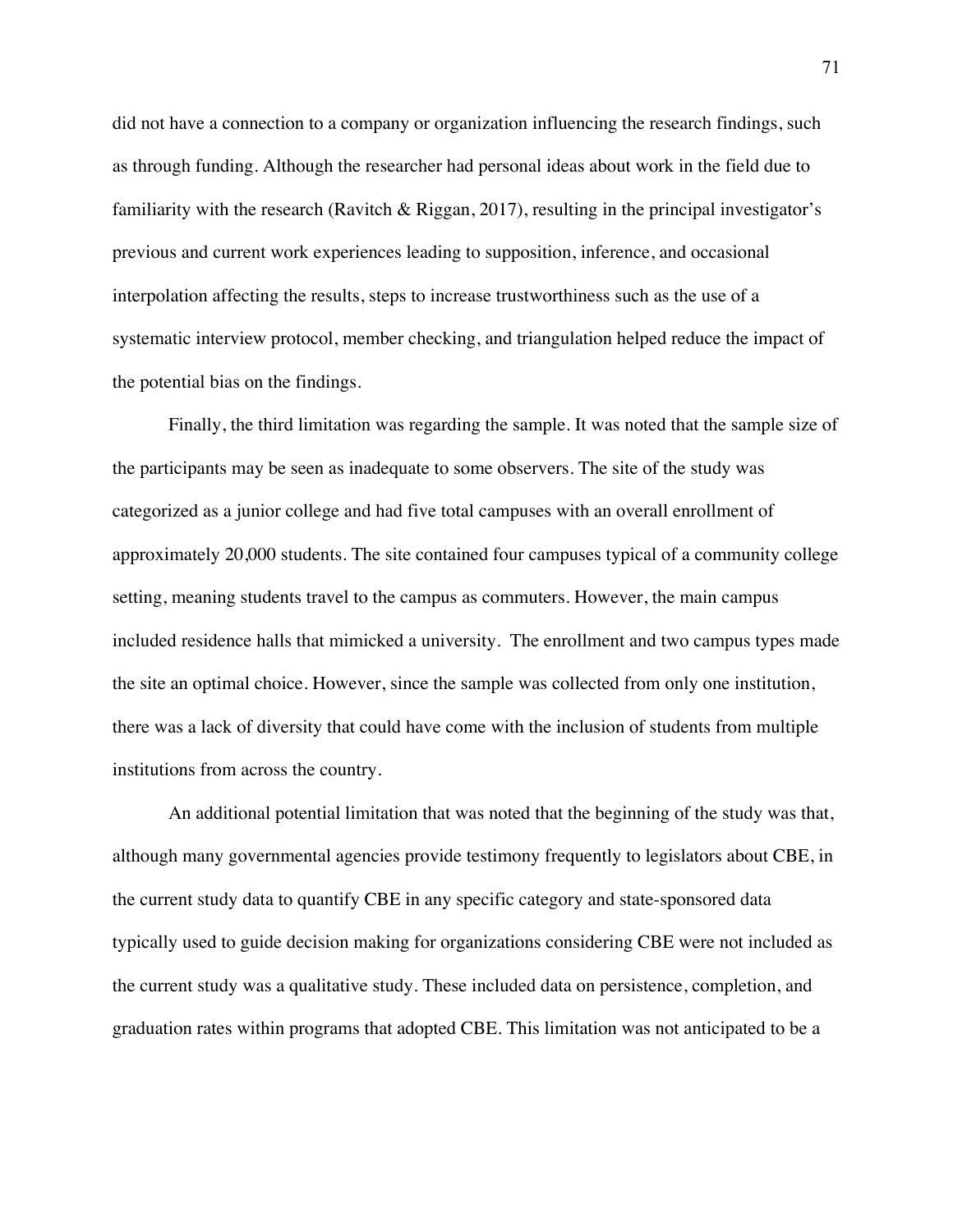did not have a connection to a company or organization influencing the research findings, such as through funding. Although the researcher had personal ideas about work in the field due to familiarity with the research (Ravitch & Riggan, 2017), resulting in the principal investigator's previous and current work experiences leading to supposition, inference, and occasional interpolation affecting the results, steps to increase trustworthiness such as the use of a systematic interview protocol, member checking, and triangulation helped reduce the impact of the potential bias on the findings.

Finally, the third limitation was regarding the sample. It was noted that the sample size of the participants may be seen as inadequate to some observers. The site of the study was categorized as a junior college and had five total campuses with an overall enrollment of approximately 20,000 students. The site contained four campuses typical of a community college setting, meaning students travel to the campus as commuters. However, the main campus included residence halls that mimicked a university. The enrollment and two campus types made the site an optimal choice. However, since the sample was collected from only one institution, there was a lack of diversity that could have come with the inclusion of students from multiple institutions from across the country.

An additional potential limitation that was noted that the beginning of the study was that, although many governmental agencies provide testimony frequently to legislators about CBE, in the current study data to quantify CBE in any specific category and state-sponsored data typically used to guide decision making for organizations considering CBE were not included as the current study was a qualitative study. These included data on persistence, completion, and graduation rates within programs that adopted CBE. This limitation was not anticipated to be a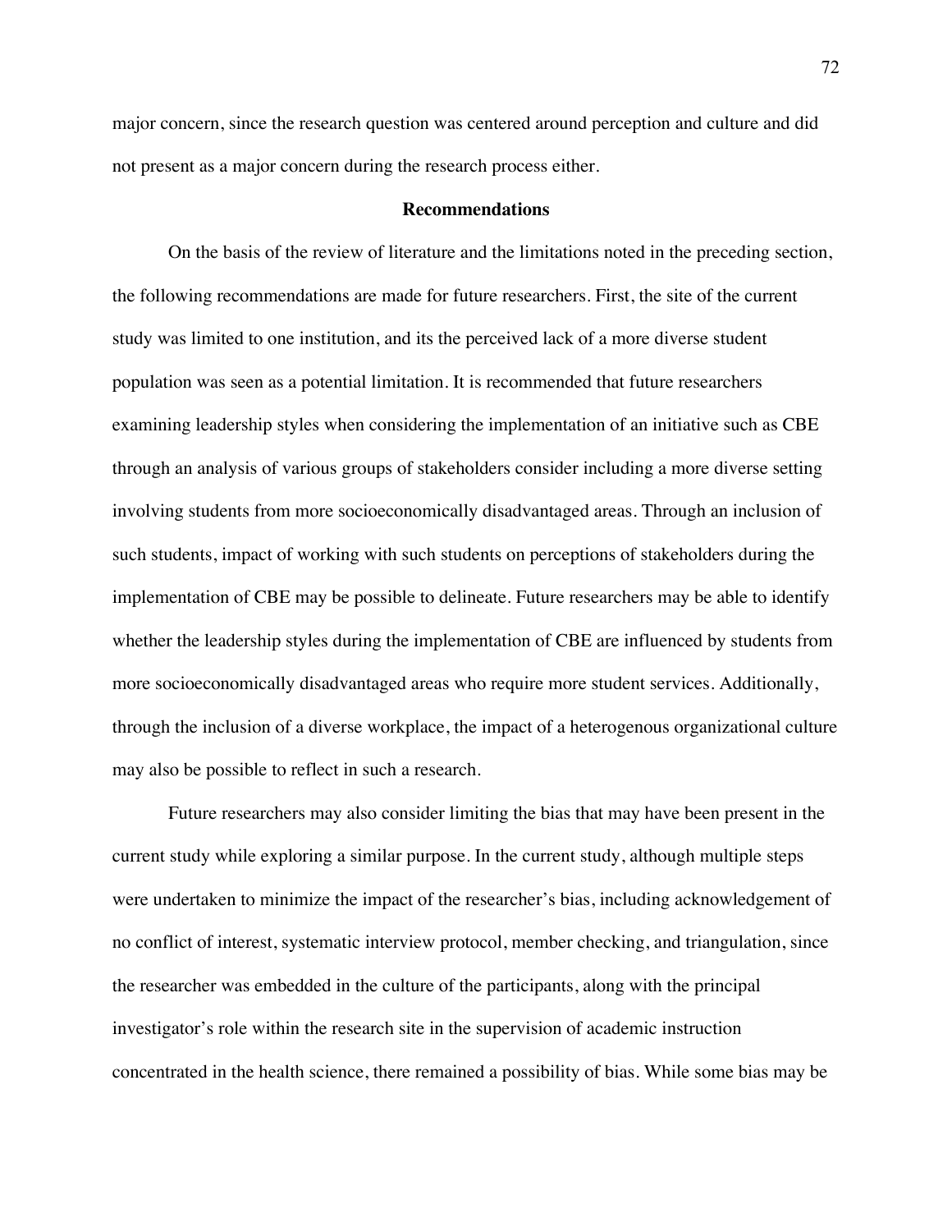major concern, since the research question was centered around perception and culture and did not present as a major concern during the research process either.

## Recommendations

On the basis of the review of literature and the limitations noted in the preceding section, the following recommendations are made for future researchers. First, the site of the current study was limited to one institution, and its the perceived lack of a more diverse student population was seen as a potential limitation. It is recommended that future researchers examining leadership styles when considering the implementation of an initiative such as CBE through an analysis of various groups of stakeholders consider including a more diverse setting involving students from more socioeconomically disadvantaged areas. Through an inclusion of such students, impact of working with such students on perceptions of stakeholders during the implementation of CBE may be possible to delineate. Future researchers may be able to identify whether the leadership styles during the implementation of CBE are influenced by students from more socioeconomically disadvantaged areas who require more student services. Additionally, through the inclusion of a diverse workplace, the impact of a heterogenous organizational culture may also be possible to reflect in such a research.

Future researchers may also consider limiting the bias that may have been present in the current study while exploring a similar purpose. In the current study, although multiple steps were undertaken to minimize the impact of the researcher's bias, including acknowledgement of no conflict of interest, systematic interview protocol, member checking, and triangulation, since the researcher was embedded in the culture of the participants, along with the principal investigator's role within the research site in the supervision of academic instruction concentrated in the health science, there remained a possibility of bias. While some bias may be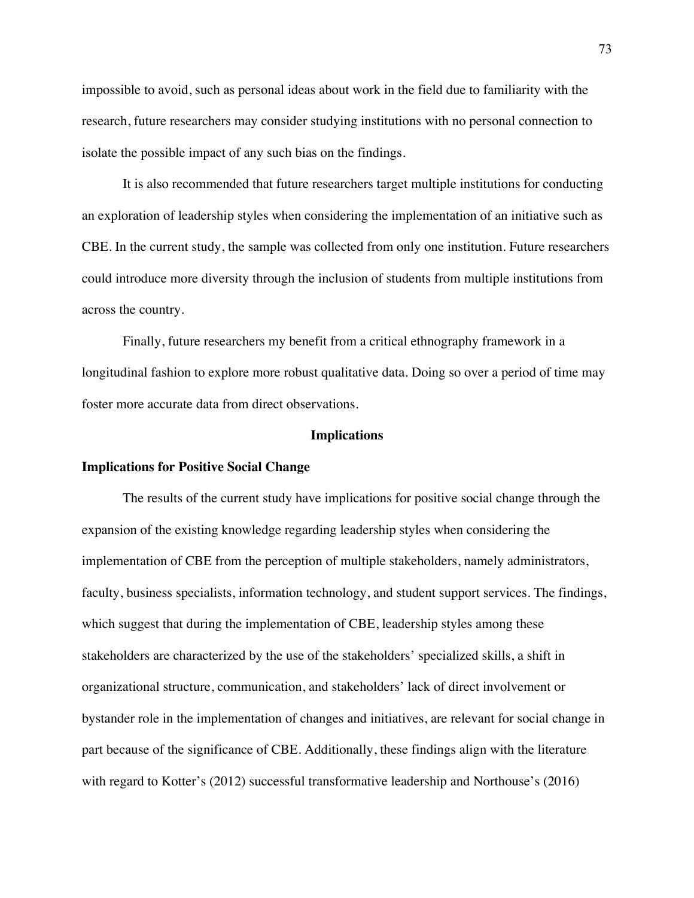impossible to avoid, such as personal ideas about work in the field due to familiarity with the research, future researchers may consider studying institutions with no personal connection to isolate the possible impact of any such bias on the findings.

It is also recommended that future researchers target multiple institutions for conducting an exploration of leadership styles when considering the implementation of an initiative such as CBE. In the current study, the sample was collected from only one institution. Future researchers could introduce more diversity through the inclusion of students from multiple institutions from across the country.

Finally, future researchers my benefit from a critical ethnography framework in a longitudinal fashion to explore more robust qualitative data. Doing so over a period of time may foster more accurate data from direct observations.

## Implications

### Implications for Positive Social Change

The results of the current study have implications for positive social change through the expansion of the existing knowledge regarding leadership styles when considering the implementation of CBE from the perception of multiple stakeholders, namely administrators, faculty, business specialists, information technology, and student support services. The findings, which suggest that during the implementation of CBE, leadership styles among these stakeholders are characterized by the use of the stakeholders' specialized skills, a shift in organizational structure, communication, and stakeholders' lack of direct involvement or bystander role in the implementation of changes and initiatives, are relevant for social change in part because of the significance of CBE. Additionally, these findings align with the literature with regard to Kotter's (2012) successful transformative leadership and Northouse's (2016)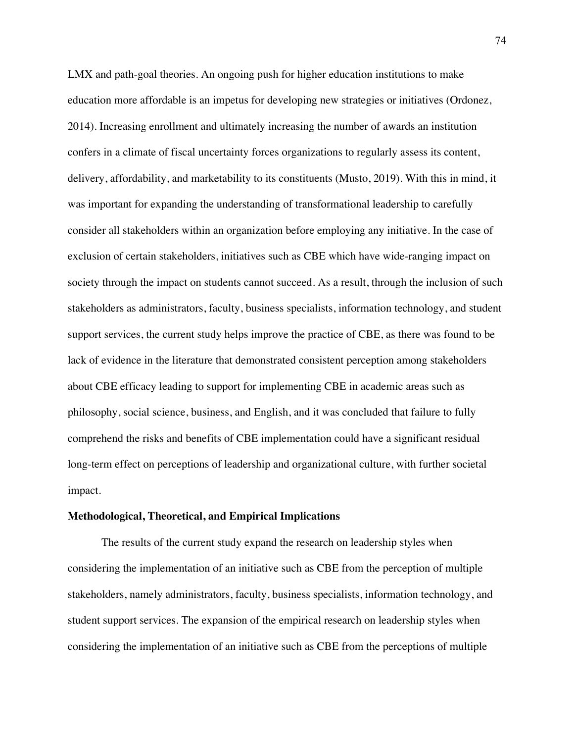LMX and path-goal theories. An ongoing push for higher education institutions to make education more affordable is an impetus for developing new strategies or initiatives (Ordonez, 2014). Increasing enrollment and ultimately increasing the number of awards an institution confers in a climate of fiscal uncertainty forces organizations to regularly assess its content, delivery, affordability, and marketability to its constituents (Musto, 2019). With this in mind, it was important for expanding the understanding of transformational leadership to carefully consider all stakeholders within an organization before employing any initiative. In the case of exclusion of certain stakeholders, initiatives such as CBE which have wide-ranging impact on society through the impact on students cannot succeed. As a result, through the inclusion of such stakeholders as administrators, faculty, business specialists, information technology, and student support services, the current study helps improve the practice of CBE, as there was found to be lack of evidence in the literature that demonstrated consistent perception among stakeholders about CBE efficacy leading to support for implementing CBE in academic areas such as philosophy, social science, business, and English, and it was concluded that failure to fully comprehend the risks and benefits of CBE implementation could have a significant residual long-term effect on perceptions of leadership and organizational culture, with further societal impact.

## Methodological, Theoretical, and Empirical Implications

The results of the current study expand the research on leadership styles when considering the implementation of an initiative such as CBE from the perception of multiple stakeholders, namely administrators, faculty, business specialists, information technology, and student support services. The expansion of the empirical research on leadership styles when considering the implementation of an initiative such as CBE from the perceptions of multiple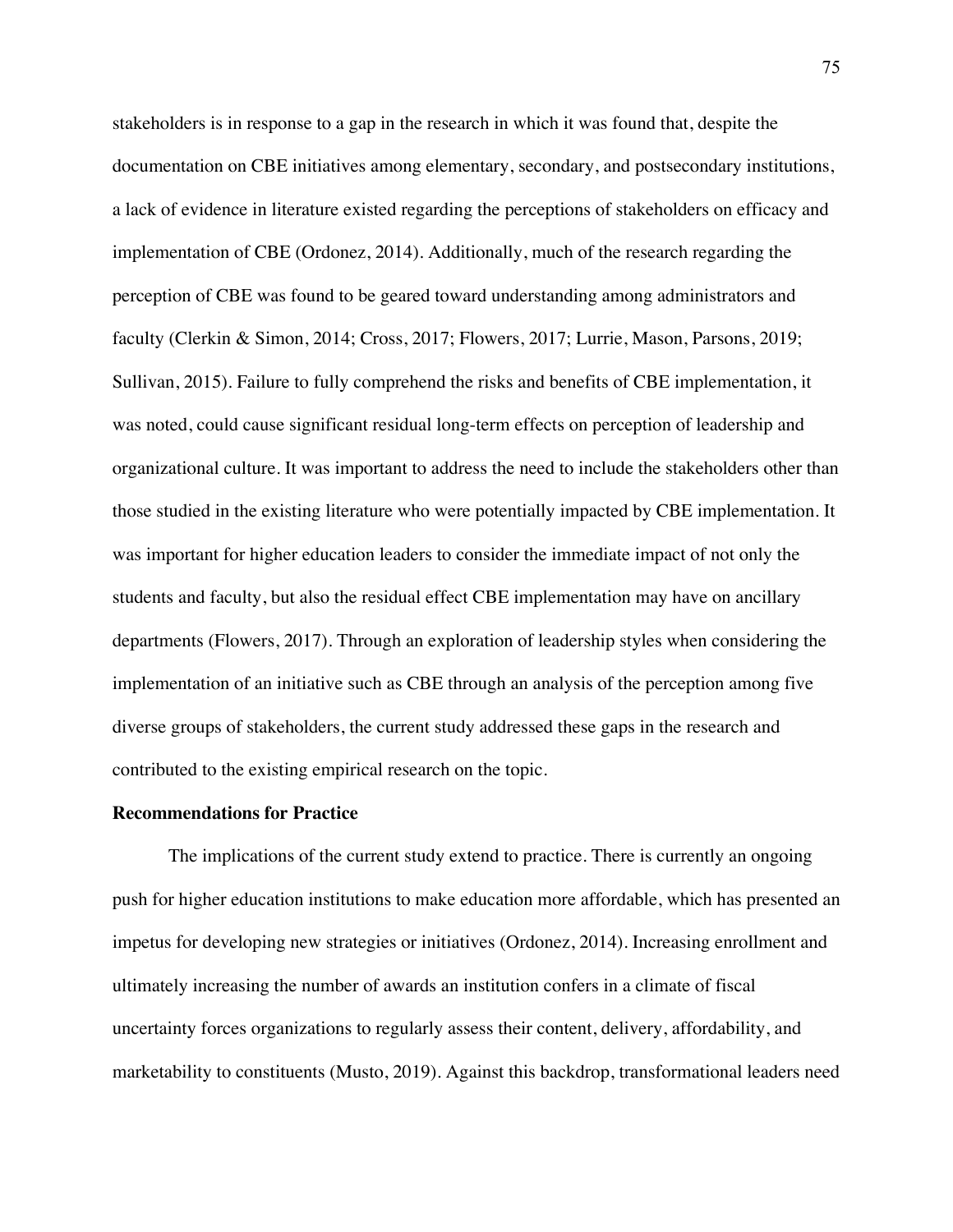stakeholders is in response to a gap in the research in which it was found that, despite the documentation on CBE initiatives among elementary, secondary, and postsecondary institutions, a lack of evidence in literature existed regarding the perceptions of stakeholders on efficacy and implementation of CBE (Ordonez, 2014). Additionally, much of the research regarding the perception of CBE was found to be geared toward understanding among administrators and faculty (Clerkin & Simon, 2014; Cross, 2017; Flowers, 2017; Lurrie, Mason, Parsons, 2019; Sullivan, 2015). Failure to fully comprehend the risks and benefits of CBE implementation, it was noted, could cause significant residual long-term effects on perception of leadership and organizational culture. It was important to address the need to include the stakeholders other than those studied in the existing literature who were potentially impacted by CBE implementation. It was important for higher education leaders to consider the immediate impact of not only the students and faculty, but also the residual effect CBE implementation may have on ancillary departments (Flowers, 2017). Through an exploration of leadership styles when considering the implementation of an initiative such as CBE through an analysis of the perception among five diverse groups of stakeholders, the current study addressed these gaps in the research and contributed to the existing empirical research on the topic.

### Recommendations for Practice

The implications of the current study extend to practice. There is currently an ongoing push for higher education institutions to make education more affordable, which has presented an impetus for developing new strategies or initiatives (Ordonez, 2014). Increasing enrollment and ultimately increasing the number of awards an institution confers in a climate of fiscal uncertainty forces organizations to regularly assess their content, delivery, affordability, and marketability to constituents (Musto, 2019). Against this backdrop, transformational leaders need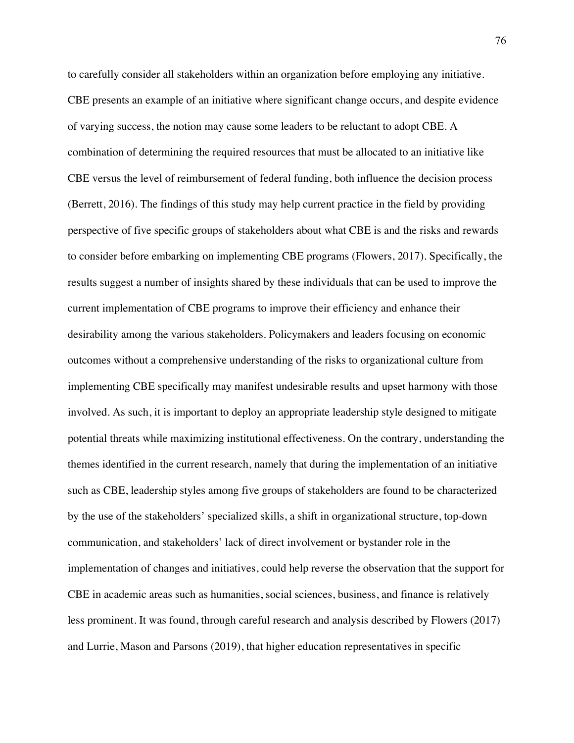to carefully consider all stakeholders within an organization before employing any initiative. CBE presents an example of an initiative where significant change occurs, and despite evidence of varying success, the notion may cause some leaders to be reluctant to adopt CBE. A combination of determining the required resources that must be allocated to an initiative like CBE versus the level of reimbursement of federal funding, both influence the decision process (Berrett, 2016). The findings of this study may help current practice in the field by providing perspective of five specific groups of stakeholders about what CBE is and the risks and rewards to consider before embarking on implementing CBE programs (Flowers, 2017). Specifically, the results suggest a number of insights shared by these individuals that can be used to improve the current implementation of CBE programs to improve their efficiency and enhance their desirability among the various stakeholders. Policymakers and leaders focusing on economic outcomes without a comprehensive understanding of the risks to organizational culture from implementing CBE specifically may manifest undesirable results and upset harmony with those involved. As such, it is important to deploy an appropriate leadership style designed to mitigate potential threats while maximizing institutional effectiveness. On the contrary, understanding the themes identified in the current research, namely that during the implementation of an initiative such as CBE, leadership styles among five groups of stakeholders are found to be characterized by the use of the stakeholders' specialized skills, a shift in organizational structure, top-down communication, and stakeholders' lack of direct involvement or bystander role in the implementation of changes and initiatives, could help reverse the observation that the support for CBE in academic areas such as humanities, social sciences, business, and finance is relatively less prominent. It was found, through careful research and analysis described by Flowers (2017) and Lurrie, Mason and Parsons (2019), that higher education representatives in specific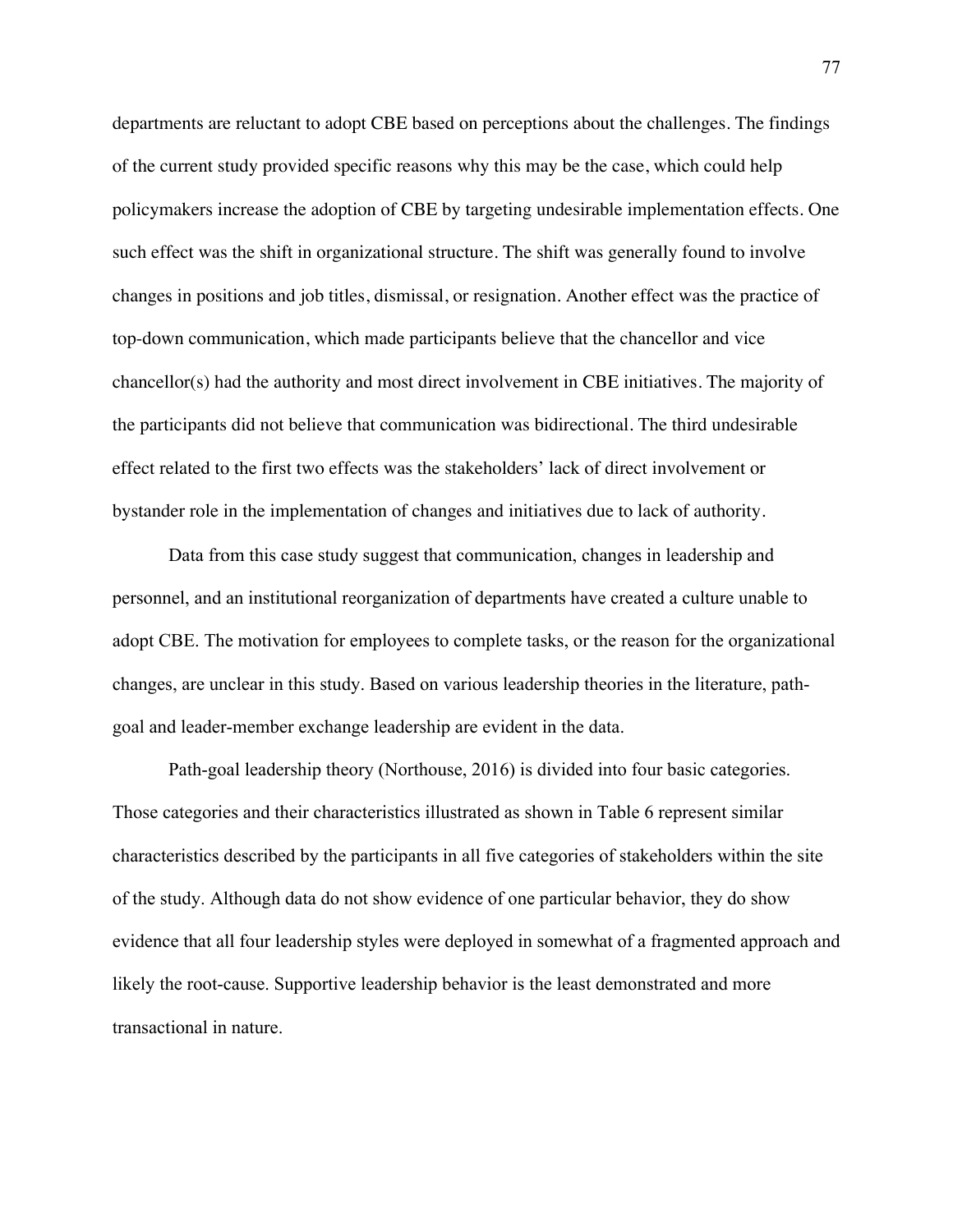departments are reluctant to adopt CBE based on perceptions about the challenges. The findings of the current study provided specific reasons why this may be the case, which could help policymakers increase the adoption of CBE by targeting undesirable implementation effects. One such effect was the shift in organizational structure. The shift was generally found to involve changes in positions and job titles, dismissal, or resignation. Another effect was the practice of top-down communication, which made participants believe that the chancellor and vice chancellor(s) had the authority and most direct involvement in CBE initiatives. The majority of the participants did not believe that communication was bidirectional. The third undesirable effect related to the first two effects was the stakeholders' lack of direct involvement or bystander role in the implementation of changes and initiatives due to lack of authority.

Data from this case study suggest that communication, changes in leadership and personnel, and an institutional reorganization of departments have created a culture unable to adopt CBE. The motivation for employees to complete tasks, or the reason for the organizational changes, are unclear in this study. Based on various leadership theories in the literature, path-goal and leader-member exchange leadership are evident in the data.

Path-goal leadership theory (Northouse, 2016) is divided into four basic categories. Those categories and their characteristics illustrated as shown in Table 6 represent similar characteristics described by the participants in all five categories of stakeholders within the site of the study. Although data do not show evidence of one particular behavior, they do show evidence that all four leadership styles were deployed in somewhat of a fragmented approach and likely the root-cause. Supportive leadership behavior is the least demonstrated and more transactional in nature.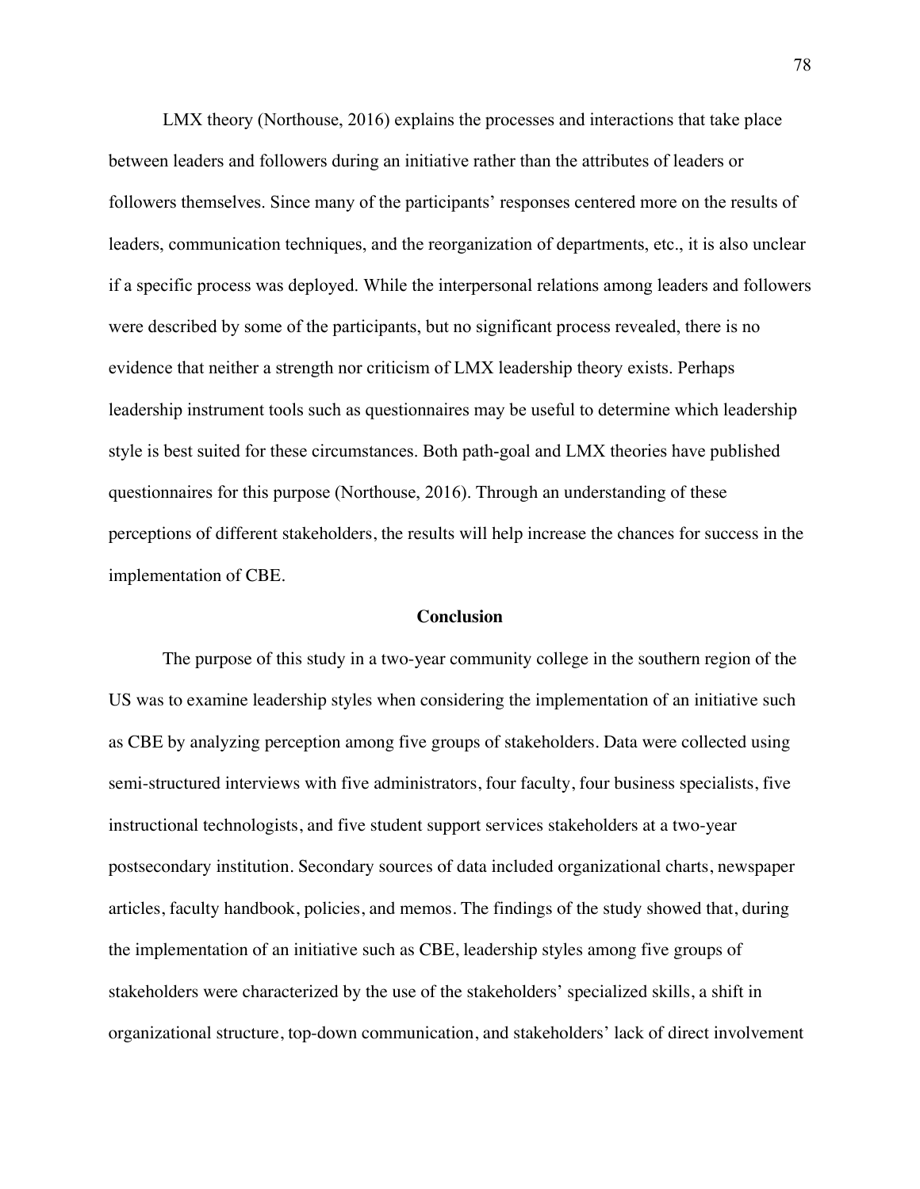LMX theory (Northouse, 2016) explains the processes and interactions that take place between leaders and followers during an initiative rather than the attributes of leaders or followers themselves. Since many of the participants' responses centered more on the results of leaders, communication techniques, and the reorganization of departments, etc., it is also unclear if a specific process was deployed. While the interpersonal relations among leaders and followers were described by some of the participants, but no significant process revealed, there is no evidence that neither a strength nor criticism of LMX leadership theory exists. Perhaps leadership instrument tools such as questionnaires may be useful to determine which leadership style is best suited for these circumstances. Both path-goal and LMX theories have published questionnaires for this purpose (Northouse, 2016). Through an understanding of these perceptions of different stakeholders, the results will help increase the chances for success in the implementation of CBE.

## Conclusion

The purpose of this study in a two-year community college in the southern region of the US was to examine leadership styles when considering the implementation of an initiative such as CBE by analyzing perception among five groups of stakeholders. Data were collected using semi-structured interviews with five administrators, four faculty, four business specialists, five instructional technologists, and five student support services stakeholders at a two-year postsecondary institution. Secondary sources of data included organizational charts, newspaper articles, faculty handbook, policies, and memos. The findings of the study showed that, during the implementation of an initiative such as CBE, leadership styles among five groups of stakeholders were characterized by the use of the stakeholders' specialized skills, a shift in organizational structure, top-down communication, and stakeholders' lack of direct involvement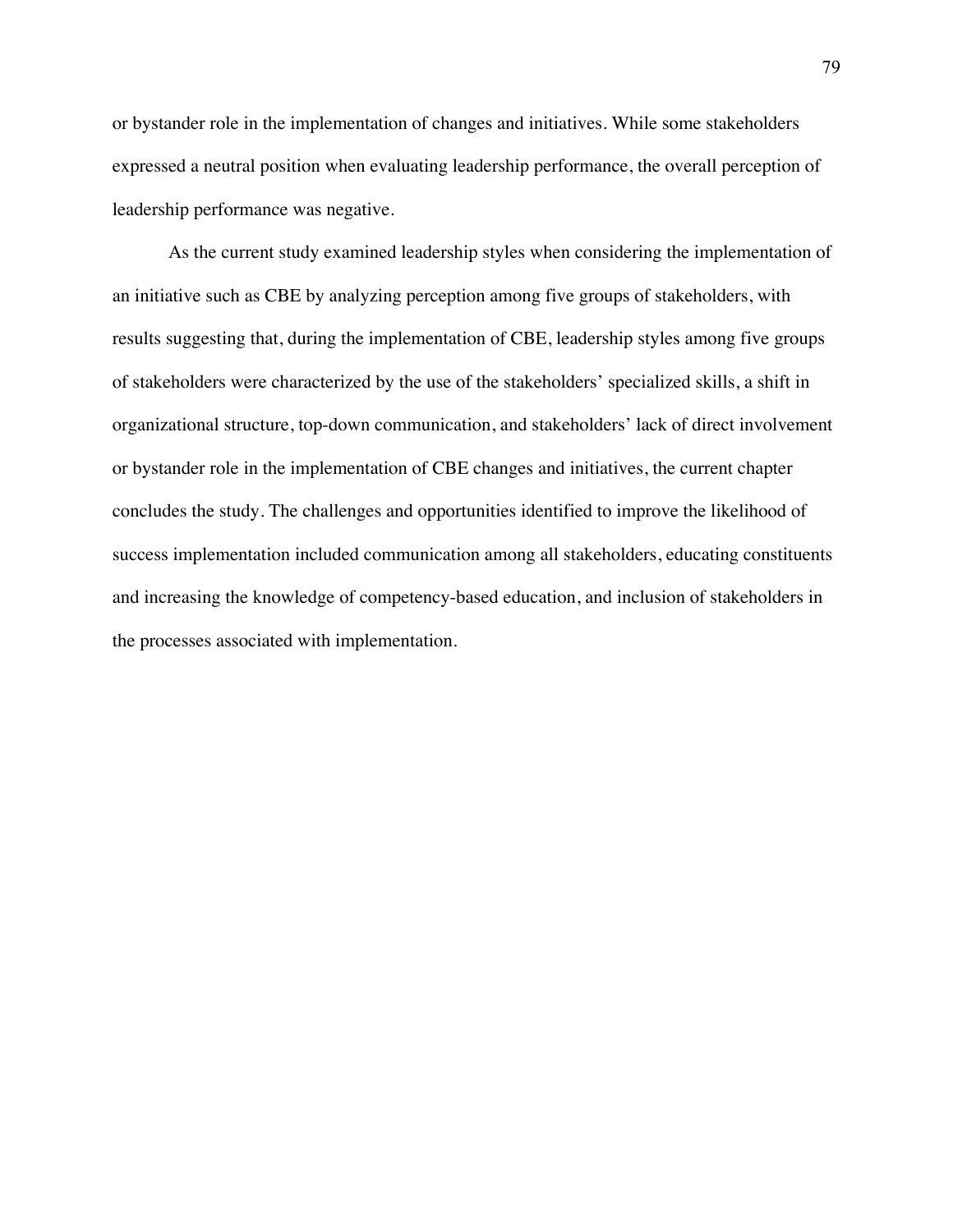or bystander role in the implementation of changes and initiatives. While some stakeholders expressed a neutral position when evaluating leadership performance, the overall perception of leadership performance was negative.

As the current study examined leadership styles when considering the implementation of an initiative such as CBE by analyzing perception among five groups of stakeholders, with results suggesting that, during the implementation of CBE, leadership styles among five groups of stakeholders were characterized by the use of the stakeholders' specialized skills, a shift in organizational structure, top-down communication, and stakeholders' lack of direct involvement or bystander role in the implementation of CBE changes and initiatives, the current chapter concludes the study. The challenges and opportunities identified to improve the likelihood of success implementation included communication among all stakeholders, educating constituents and increasing the knowledge of competency-based education, and inclusion of stakeholders in the processes associated with implementation.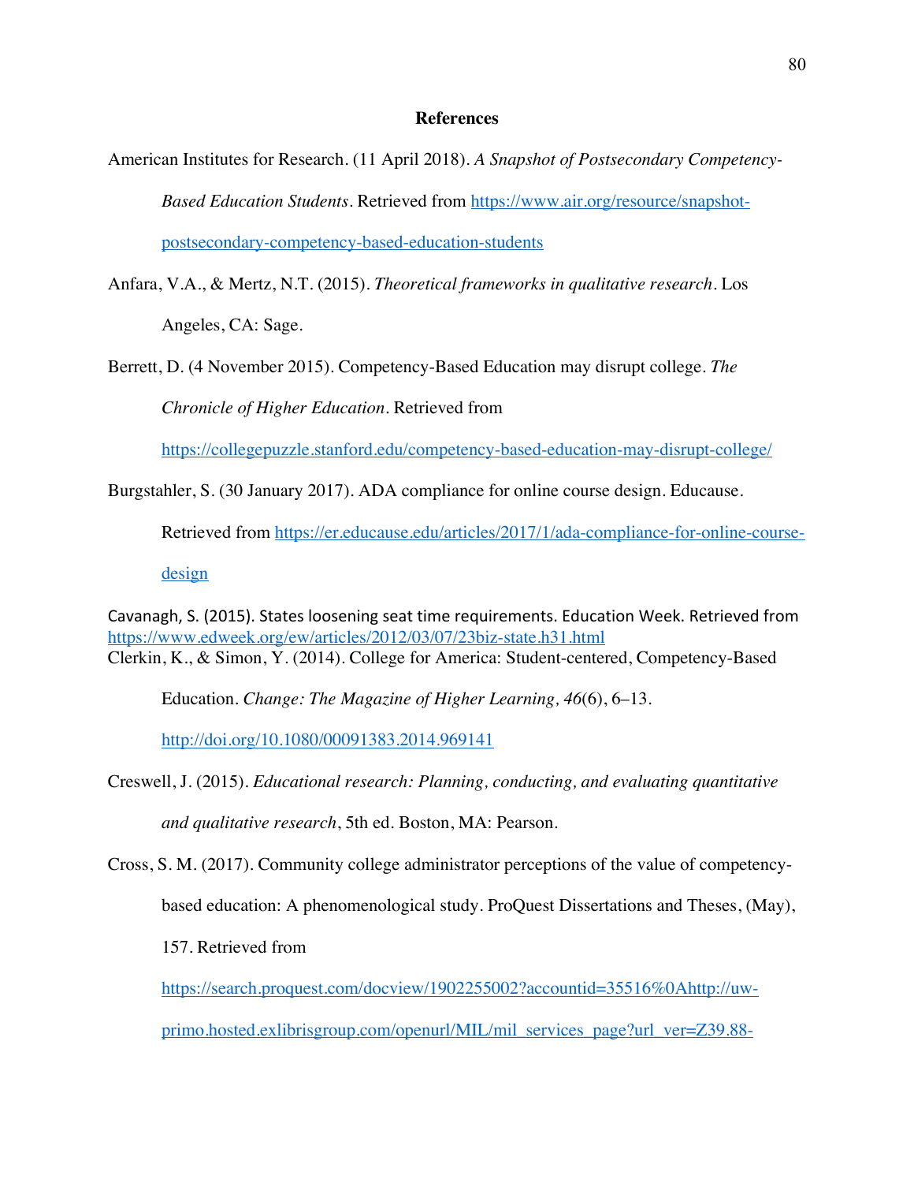# References

American Institutes for Research. (11 April 2018). *A Snapshot of Postsecondary Competency-Based Education Students*. Retrieved from https://www.air.org/resource/snapshot-postsecondary-competency-based-education-students

Anfara, V.A., & Mertz, N.T. (2015). *Theoretical frameworks in qualitative research*. Los Angeles, CA: Sage.

Berrett, D. (4 November 2015). Competency-Based Education may disrupt college. *The Chronicle of Higher Education*. Retrieved from https://collegepuzzle.stanford.edu/competency-based-education-may-disrupt-college/

Burgstahler, S. (30 January 2017). ADA compliance for online course design. Educause. Retrieved from https://er.educause.edu/articles/2017/1/ada-compliance-for-online-course-design

Cavanagh, S. (2015). States loosening seat time requirements. Education Week. Retrieved from https://www.edweek.org/ew/articles/2012/03/07/23biz-state.h31.html

Clerkin, K., & Simon, Y. (2014). College for America: Student-centered, Competency-Based Education. *Change: The Magazine of Higher Learning, 46*(6), 6–13. http://doi.org/10.1080/00091383.2014.969141

Creswell, J. (2015). *Educational research: Planning, conducting, and evaluating quantitative and qualitative research*, 5th ed. Boston, MA: Pearson.

Cross, S. M. (2017). Community college administrator perceptions of the value of competency-based education: A phenomenological study. ProQuest Dissertations and Theses, (May), 157. Retrieved from https://search.proquest.com/docview/1902255002?accountid=35516%0Ahttp://uw-primo.hosted.exlibrisgroup.com/openurl/MIL/mil_services_page?url_ver=Z39.88-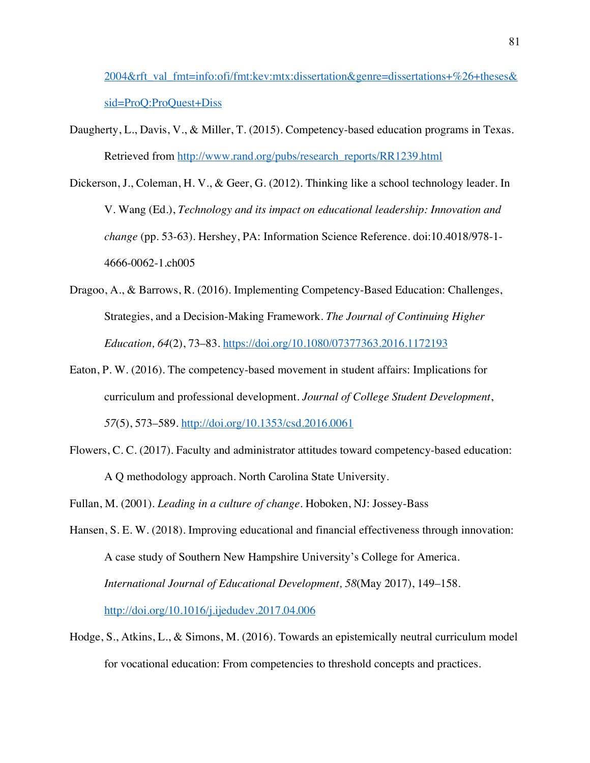2004&rft_val_fmt=info:ofi/fmt:kev:mtx:dissertation&genre=dissertations+%26+theses&sid=ProQ:ProQuest+Diss

Daugherty, L., Davis, V., & Miller, T. (2015). Competency-based education programs in Texas. Retrieved from http://www.rand.org/pubs/research_reports/RR1239.html

Dickerson, J., Coleman, H. V., & Geer, G. (2012). Thinking like a school technology leader. In V. Wang (Ed.), *Technology and its impact on educational leadership: Innovation and change* (pp. 53-63). Hershey, PA: Information Science Reference. doi:10.4018/978-1-4666-0062-1.ch005

Dragoo, A., & Barrows, R. (2016). Implementing Competency-Based Education: Challenges, Strategies, and a Decision-Making Framework. *The Journal of Continuing Higher Education, 64*(2), 73–83. https://doi.org/10.1080/07377363.2016.1172193

Eaton, P. W. (2016). The competency-based movement in student affairs: Implications for curriculum and professional development. *Journal of College Student Development*, *57*(5), 573–589. http://doi.org/10.1353/csd.2016.0061

Flowers, C. C. (2017). Faculty and administrator attitudes toward competency-based education: A Q methodology approach. North Carolina State University.

Fullan, M. (2001). *Leading in a culture of change*. Hoboken, NJ: Jossey-Bass

Hansen, S. E. W. (2018). Improving educational and financial effectiveness through innovation: A case study of Southern New Hampshire University's College for America. *International Journal of Educational Development, 58*(May 2017), 149–158. http://doi.org/10.1016/j.ijedudev.2017.04.006

Hodge, S., Atkins, L., & Simons, M. (2016). Towards an epistemically neutral curriculum model for vocational education: From competencies to threshold concepts and practices.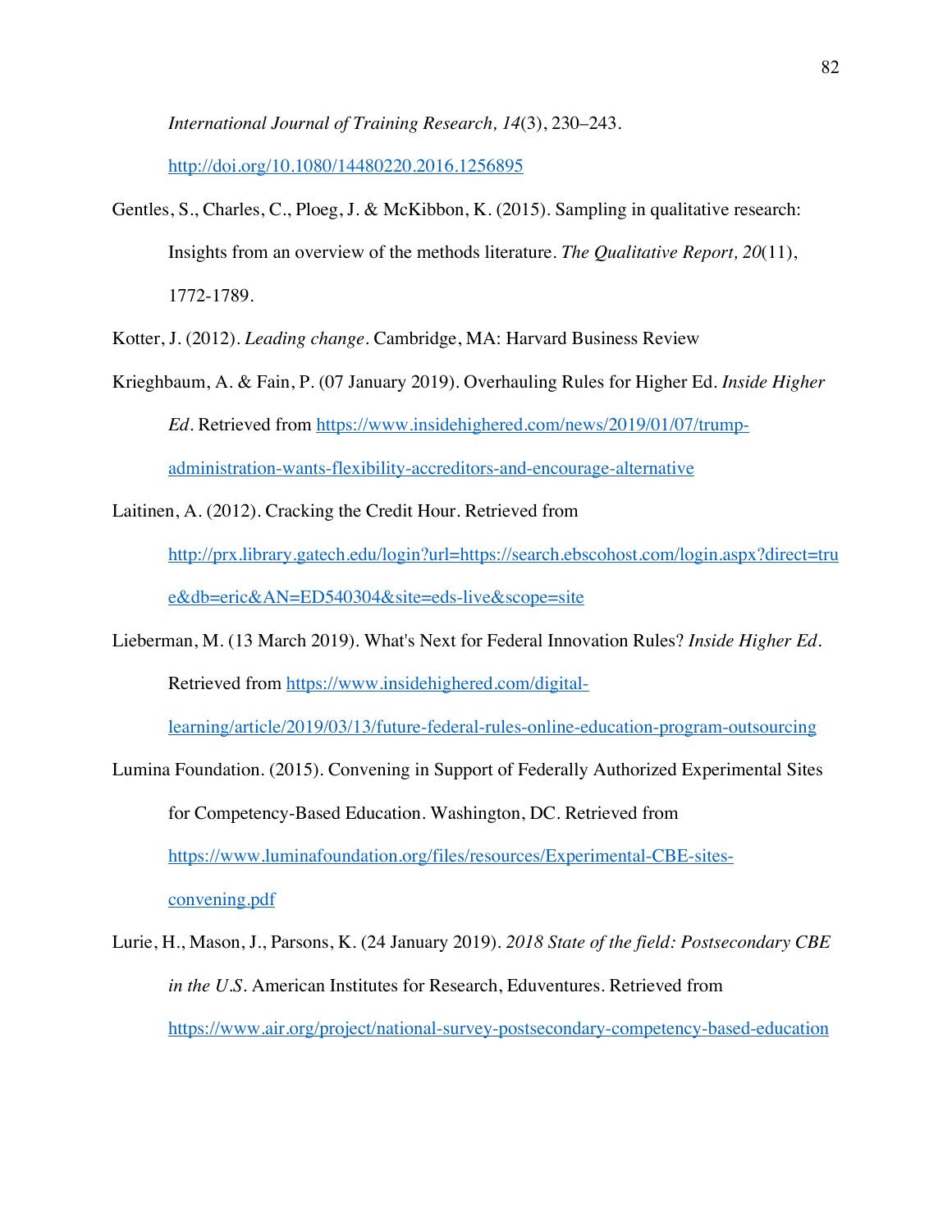*International Journal of Training Research, 14*(3), 230–243. http://doi.org/10.1080/14480220.2016.1256895

Gentles, S., Charles, C., Ploeg, J. & McKibbon, K. (2015). Sampling in qualitative research: Insights from an overview of the methods literature. *The Qualitative Report, 20*(11), 1772-1789.

Kotter, J. (2012). *Leading change*. Cambridge, MA: Harvard Business Review

Krieghbaum, A. & Fain, P. (07 January 2019). Overhauling Rules for Higher Ed. *Inside Higher Ed*. Retrieved from https://www.insidehighered.com/news/2019/01/07/trump-administration-wants-flexibility-accreditors-and-encourage-alternative

Laitinen, A. (2012). Cracking the Credit Hour. Retrieved from http://prx.library.gatech.edu/login?url=https://search.ebscohost.com/login.aspx?direct=true&db=eric&AN=ED540304&site=eds-live&scope=site

Lieberman, M. (13 March 2019). What's Next for Federal Innovation Rules? *Inside Higher Ed*. Retrieved from https://www.insidehighered.com/digital-learning/article/2019/03/13/future-federal-rules-online-education-program-outsourcing

Lumina Foundation. (2015). Convening in Support of Federally Authorized Experimental Sites for Competency-Based Education. Washington, DC. Retrieved from https://www.luminafoundation.org/files/resources/Experimental-CBE-sites-convening.pdf

Lurie, H., Mason, J., Parsons, K. (24 January 2019). *2018 State of the field: Postsecondary CBE in the U.S.* American Institutes for Research, Eduventures. Retrieved from https://www.air.org/project/national-survey-postsecondary-competency-based-education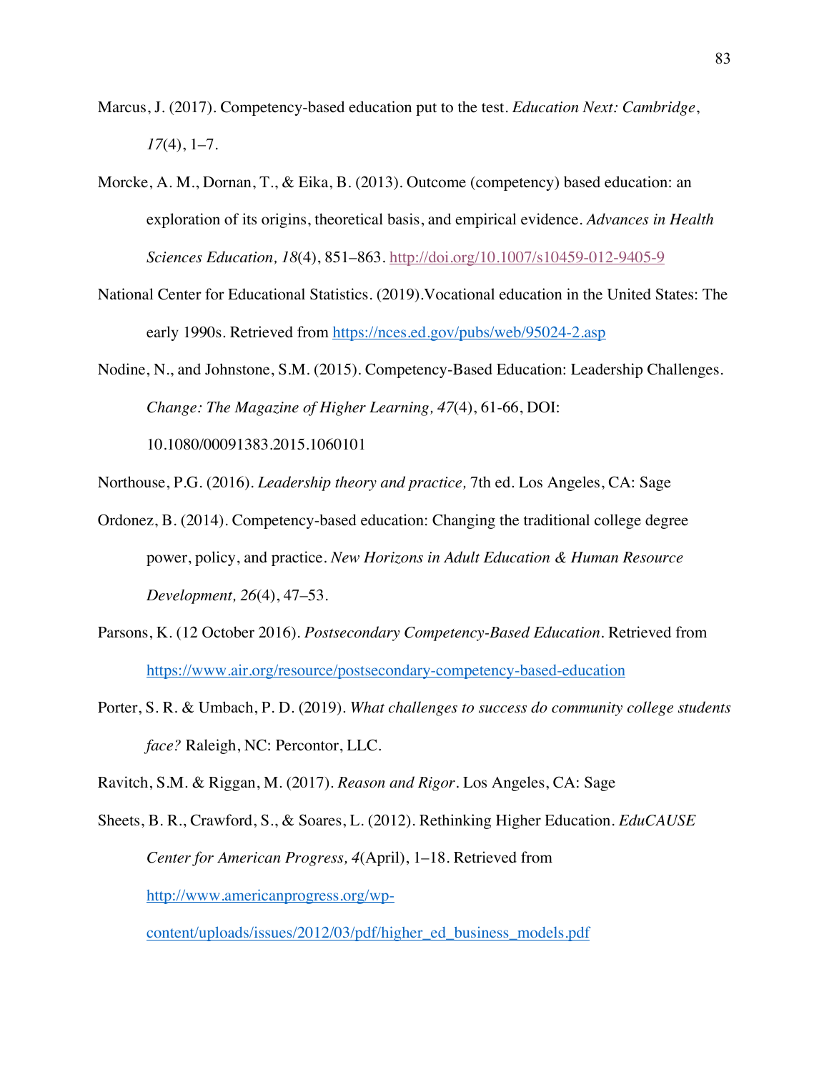Marcus, J. (2017). Competency-based education put to the test. *Education Next: Cambridge*, *17*(4), 1–7.

Morcke, A. M., Dornan, T., & Eika, B. (2013). Outcome (competency) based education: an exploration of its origins, theoretical basis, and empirical evidence. *Advances in Health Sciences Education, 18*(4), 851–863. http://doi.org/10.1007/s10459-012-9405-9

National Center for Educational Statistics. (2019).Vocational education in the United States: The early 1990s. Retrieved from https://nces.ed.gov/pubs/web/95024-2.asp

Nodine, N., and Johnstone, S.M. (2015). Competency-Based Education: Leadership Challenges. *Change: The Magazine of Higher Learning, 47*(4), 61-66, DOI: 10.1080/00091383.2015.1060101

Northouse, P.G. (2016). *Leadership theory and practice,* 7th ed. Los Angeles, CA: Sage

Ordonez, B. (2014). Competency-based education: Changing the traditional college degree power, policy, and practice. *New Horizons in Adult Education & Human Resource Development, 26*(4), 47–53.

Parsons, K. (12 October 2016). *Postsecondary Competency-Based Education*. Retrieved from https://www.air.org/resource/postsecondary-competency-based-education

Porter, S. R. & Umbach, P. D. (2019). *What challenges to success do community college students face?* Raleigh, NC: Percontor, LLC.

Ravitch, S.M. & Riggan, M. (2017). *Reason and Rigor*. Los Angeles, CA: Sage

Sheets, B. R., Crawford, S., & Soares, L. (2012). Rethinking Higher Education. *EduCAUSE Center for American Progress, 4*(April), 1–18. Retrieved from http://www.americanprogress.org/wp-content/uploads/issues/2012/03/pdf/higher_ed_business_models.pdf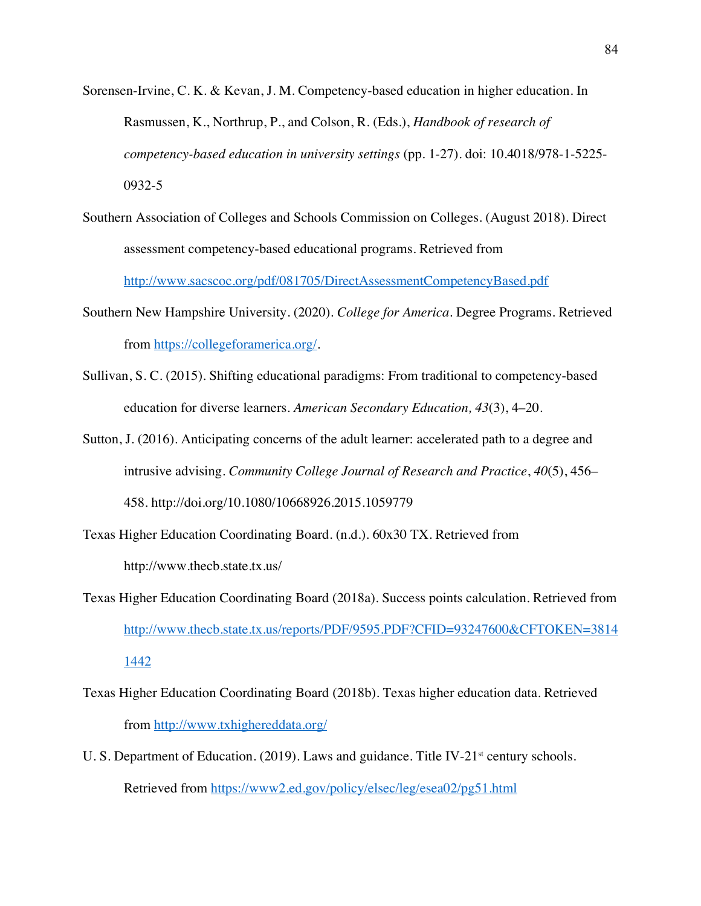Sorensen-Irvine, C. K. & Kevan, J. M. Competency-based education in higher education. In Rasmussen, K., Northrup, P., and Colson, R. (Eds.), *Handbook of research of competency-based education in university settings* (pp. 1-27). doi: 10.4018/978-1-5225-0932-5

Southern Association of Colleges and Schools Commission on Colleges. (August 2018). Direct assessment competency-based educational programs. Retrieved from http://www.sacscoc.org/pdf/081705/DirectAssessmentCompetencyBased.pdf

Southern New Hampshire University. (2020). *College for America*. Degree Programs. Retrieved from https://collegeforamerica.org/.

Sullivan, S. C. (2015). Shifting educational paradigms: From traditional to competency-based education for diverse learners. *American Secondary Education, 43*(3), 4–20.

Sutton, J. (2016). Anticipating concerns of the adult learner: accelerated path to a degree and intrusive advising. *Community College Journal of Research and Practice*, *40*(5), 456–458. http://doi.org/10.1080/10668926.2015.1059779

Texas Higher Education Coordinating Board. (n.d.). 60x30 TX. Retrieved from http://www.thecb.state.tx.us/

Texas Higher Education Coordinating Board (2018a). Success points calculation. Retrieved from http://www.thecb.state.tx.us/reports/PDF/9595.PDF?CFID=93247600&CFTOKEN=38141442

Texas Higher Education Coordinating Board (2018b). Texas higher education data. Retrieved from http://www.txhighereddata.org/

U. S. Department of Education. (2019). Laws and guidance. Title IV-21st century schools. Retrieved from https://www2.ed.gov/policy/elsec/leg/esea02/pg51.html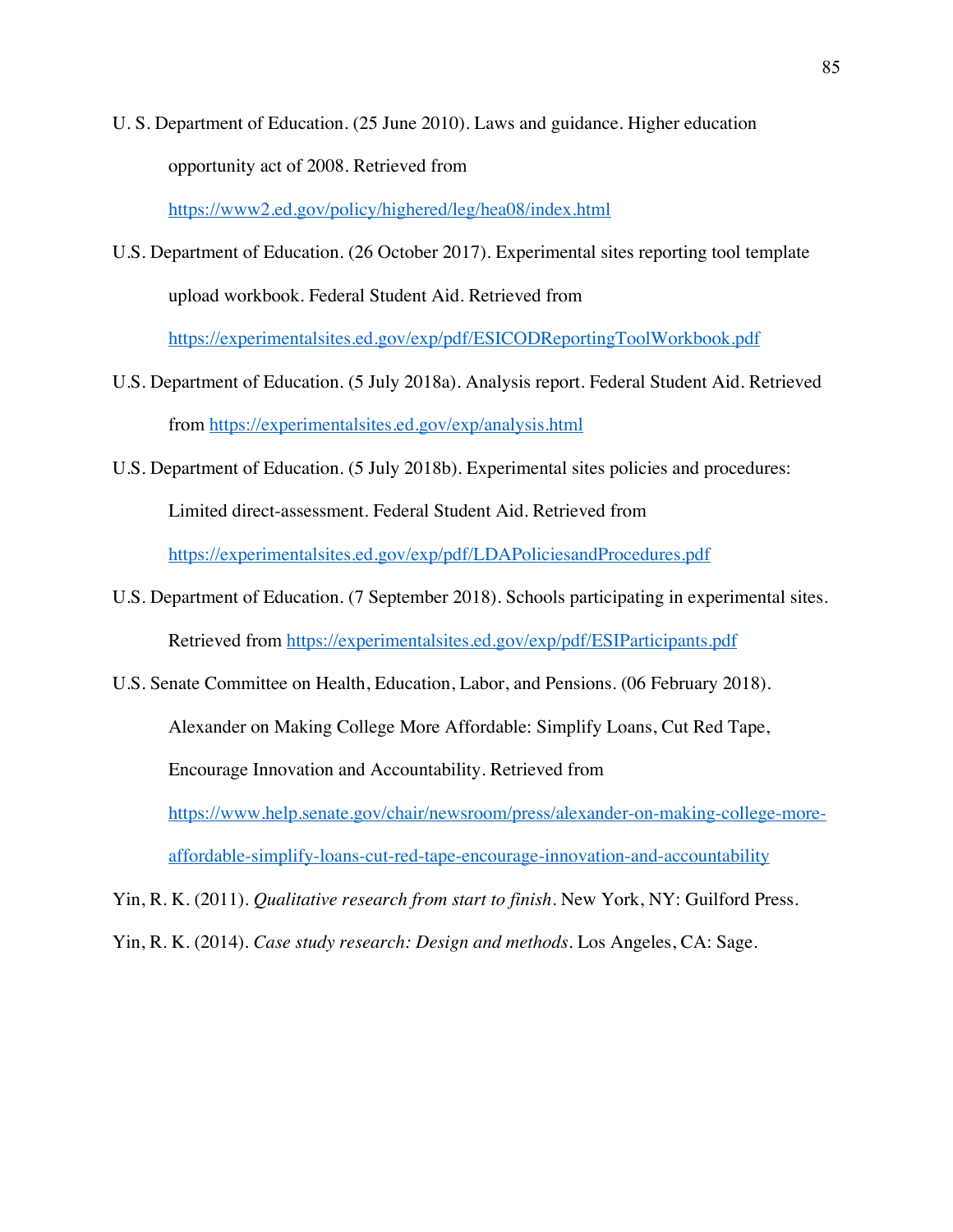U. S. Department of Education. (25 June 2010). Laws and guidance. Higher education opportunity act of 2008. Retrieved from https://www2.ed.gov/policy/highered/leg/hea08/index.html

U.S. Department of Education. (26 October 2017). Experimental sites reporting tool template upload workbook. Federal Student Aid. Retrieved from https://experimentalsites.ed.gov/exp/pdf/ESICODReportingToolWorkbook.pdf

U.S. Department of Education. (5 July 2018a). Analysis report. Federal Student Aid. Retrieved from https://experimentalsites.ed.gov/exp/analysis.html

U.S. Department of Education. (5 July 2018b). Experimental sites policies and procedures: Limited direct-assessment. Federal Student Aid. Retrieved from https://experimentalsites.ed.gov/exp/pdf/LDAPoliciesandProcedures.pdf

U.S. Department of Education. (7 September 2018). Schools participating in experimental sites. Retrieved from https://experimentalsites.ed.gov/exp/pdf/ESIParticipants.pdf

U.S. Senate Committee on Health, Education, Labor, and Pensions. (06 February 2018). Alexander on Making College More Affordable: Simplify Loans, Cut Red Tape, Encourage Innovation and Accountability. Retrieved from https://www.help.senate.gov/chair/newsroom/press/alexander-on-making-college-more-affordable-simplify-loans-cut-red-tape-encourage-innovation-and-accountability

Yin, R. K. (2011). *Qualitative research from start to finish*. New York, NY: Guilford Press.

Yin, R. K. (2014). *Case study research: Design and methods*. Los Angeles, CA: Sage.